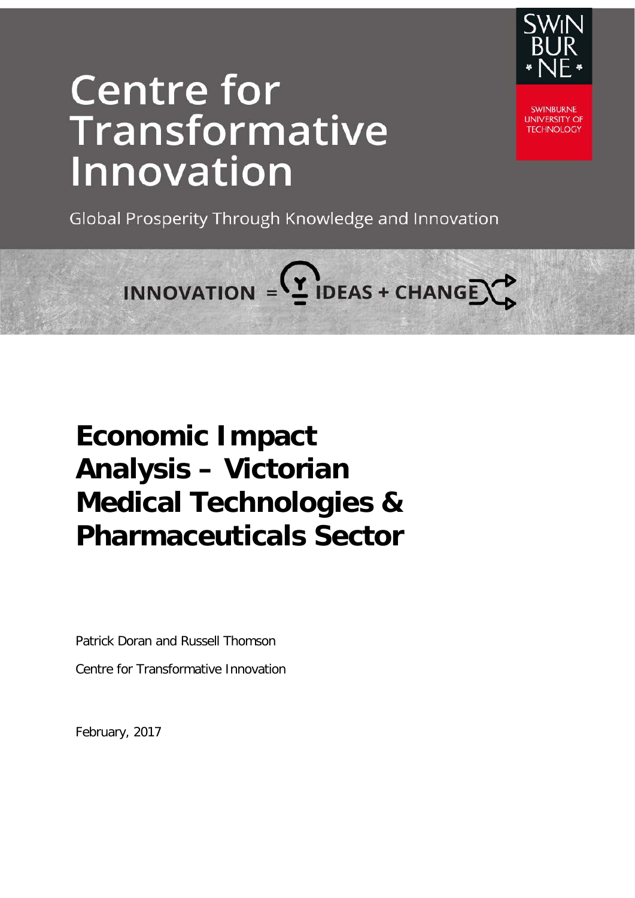# Centre for Transformative Innovation

Global Prosperity Through Knowledge and Innovation

SWINBURNE UNIVERSITY OF TECHNOLOGY

INNOVATION = IDEAS + CHANGE

# Economic Impact Analysis – Victorian Medical Technologies & Pharmaceuticals Sector

Patrick Doran and Russell Thomson

Centre for Transformative Innovation

February, 2017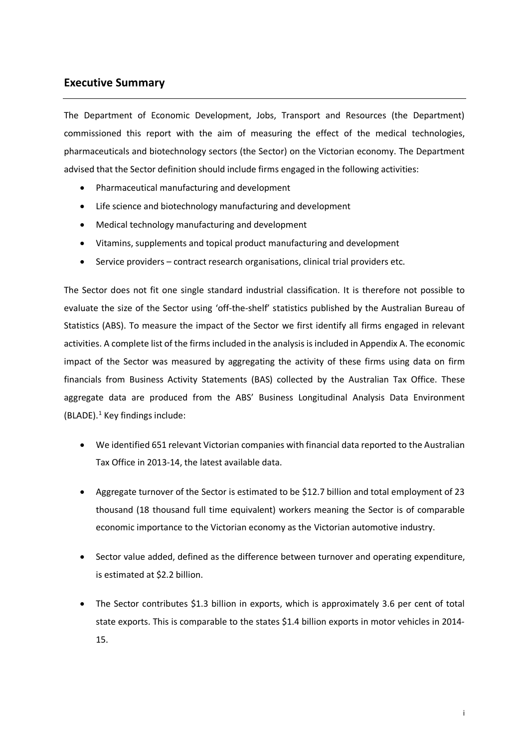## Executive Summary

The Department of Economic Development, Jobs, Transport and Resources (the Department) commissioned this report with the aim of measuring the effect of the medical technologies, pharmaceuticals and biotechnology sectors (the Sector) on the Victorian economy. The Department advised that the Sector definition should include firms engaged in the following activities:

- Pharmaceutical manufacturing and development
- Life science and biotechnology manufacturing and development
- Medical technology manufacturing and development
- Vitamins, supplements and topical product manufacturing and development
- Service providers – contract research organisations, clinical trial providers etc.

The Sector does not fit one single standard industrial classification. It is therefore not possible to evaluate the size of the Sector using 'off-the-shelf' statistics published by the Australian Bureau of Statistics (ABS). To measure the impact of the Sector we first identify all firms engaged in relevant activities. A complete list of the firms included in the analysis is included in Appendix A. The economic impact of the Sector was measured by aggregating the activity of these firms using data on firm financials from Business Activity Statements (BAS) collected by the Australian Tax Office. These aggregate data are produced from the ABS' Business Longitudinal Analysis Data Environment (BLADE).[1] Key findings include:

- We identified 651 relevant Victorian companies with financial data reported to the Australian Tax Office in 2013-14, the latest available data.

- Aggregate turnover of the Sector is estimated to be $12.7 billion and total employment of 23 thousand (18 thousand full time equivalent) workers meaning the Sector is of comparable economic importance to the Victorian economy as the Victorian automotive industry.

- Sector value added, defined as the difference between turnover and operating expenditure, is estimated at $2.2 billion.

- The Sector contributes $1.3 billion in exports, which is approximately 3.6 per cent of total state exports. This is comparable to the states $1.4 billion exports in motor vehicles in 2014-15.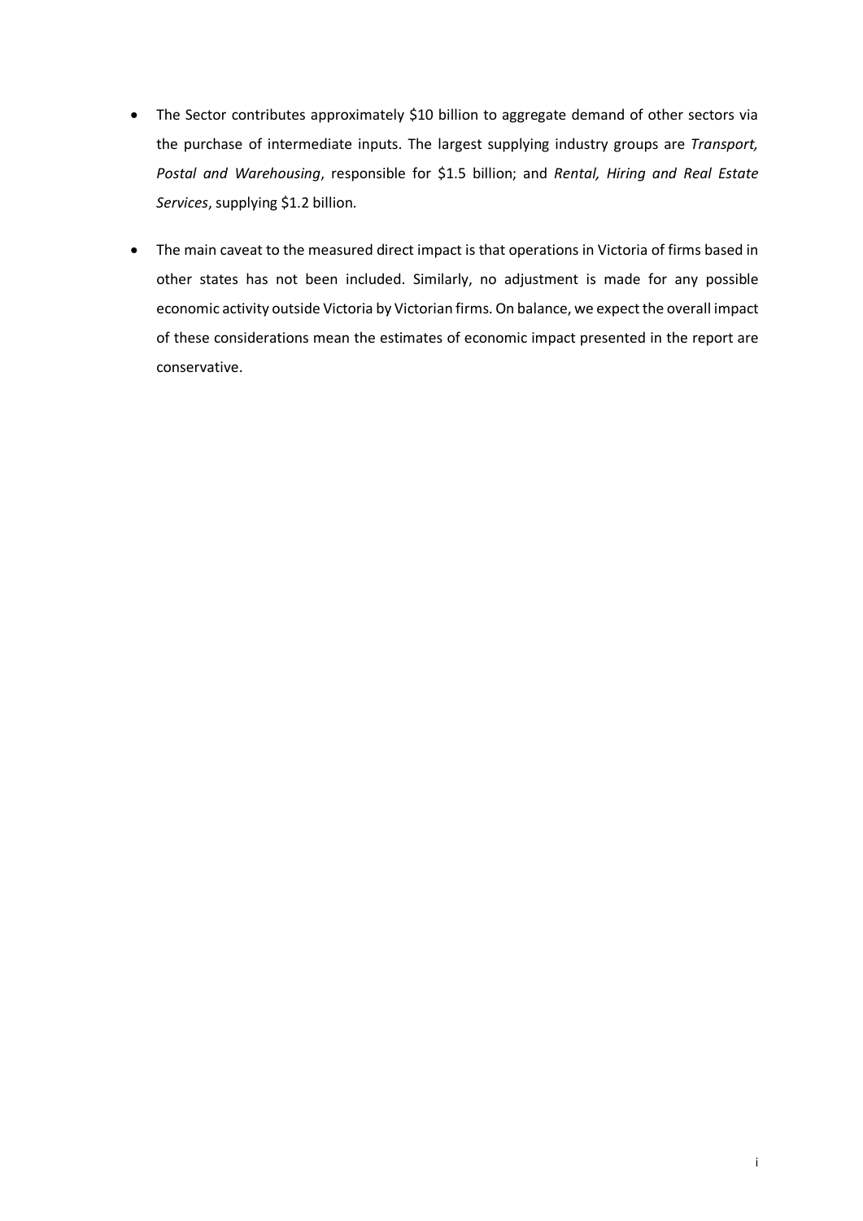- The Sector contributes approximately $10 billion to aggregate demand of other sectors via the purchase of intermediate inputs. The largest supplying industry groups are *Transport, Postal and Warehousing*, responsible for $1.5 billion; and *Rental, Hiring and Real Estate Services*, supplying $1.2 billion.

- The main caveat to the measured direct impact is that operations in Victoria of firms based in other states has not been included. Similarly, no adjustment is made for any possible economic activity outside Victoria by Victorian firms. On balance, we expect the overall impact of these considerations mean the estimates of economic impact presented in the report are conservative.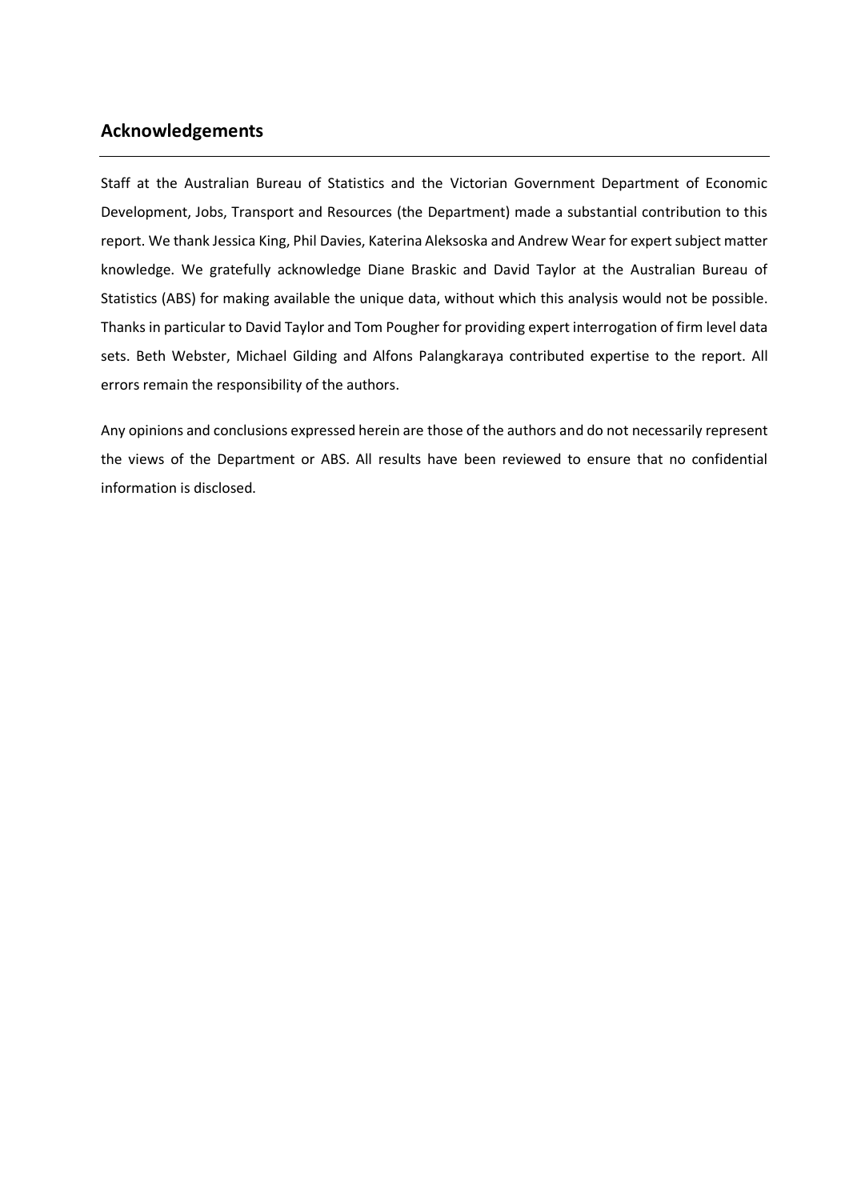## Acknowledgements

Staff at the Australian Bureau of Statistics and the Victorian Government Department of Economic Development, Jobs, Transport and Resources (the Department) made a substantial contribution to this report. We thank Jessica King, Phil Davies, Katerina Aleksoska and Andrew Wear for expert subject matter knowledge. We gratefully acknowledge Diane Braskic and David Taylor at the Australian Bureau of Statistics (ABS) for making available the unique data, without which this analysis would not be possible. Thanks in particular to David Taylor and Tom Pougher for providing expert interrogation of firm level data sets. Beth Webster, Michael Gilding and Alfons Palangkaraya contributed expertise to the report. All errors remain the responsibility of the authors.

Any opinions and conclusions expressed herein are those of the authors and do not necessarily represent the views of the Department or ABS. All results have been reviewed to ensure that no confidential information is disclosed.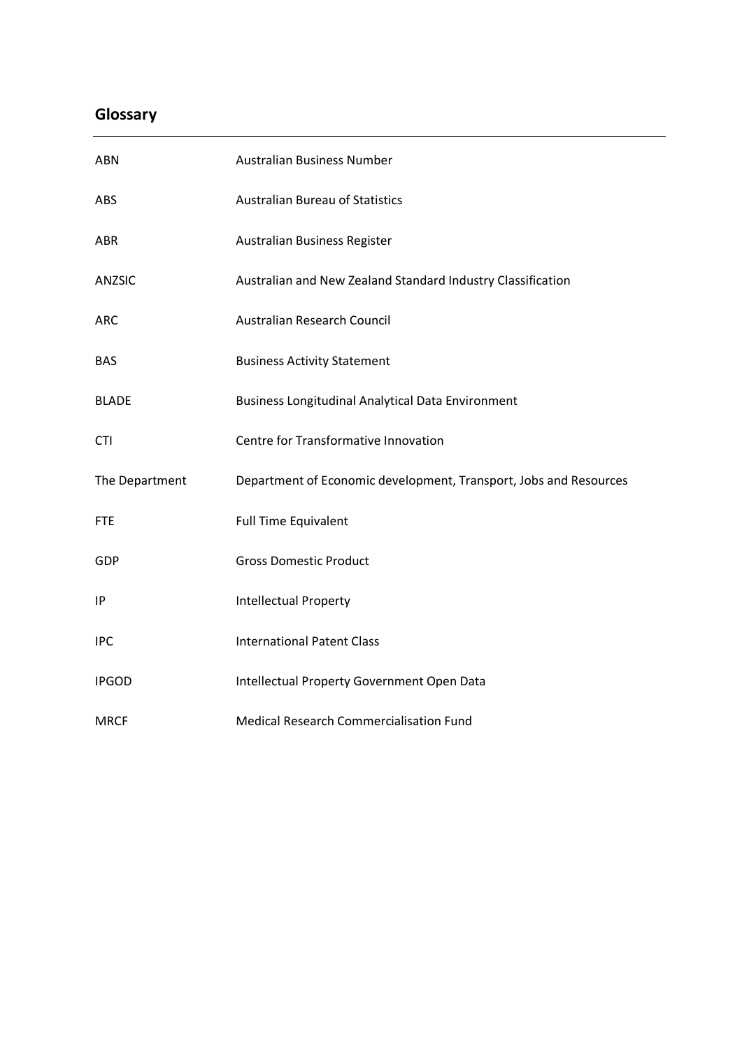## Glossary

| | |
|---|---|
| ABN | Australian Business Number |
| ABS | Australian Bureau of Statistics |
| ABR | Australian Business Register |
| ANZSIC | Australian and New Zealand Standard Industry Classification |
| ARC | Australian Research Council |
| BAS | Business Activity Statement |
| BLADE | Business Longitudinal Analytical Data Environment |
| CTI | Centre for Transformative Innovation |
| The Department | Department of Economic development, Transport, Jobs and Resources |
| FTE | Full Time Equivalent |
| GDP | Gross Domestic Product |
| IP | Intellectual Property |
| IPC | International Patent Class |
| IPGOD | Intellectual Property Government Open Data |
| MRCF | Medical Research Commercialisation Fund |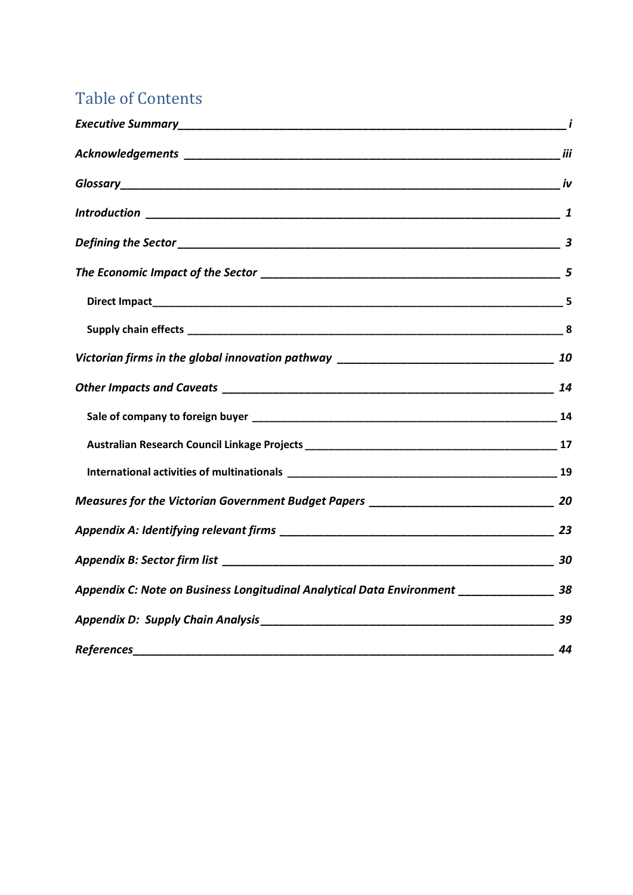# Table of Contents

*Executive Summary* ______ *i*

*Acknowledgements* ______ *iii*

*Glossary* ______ *iv*

*Introduction* ______ *1*

*Defining the Sector* ______ *3*

*The Economic Impact of the Sector* ______ *5*

- **Direct Impact** ______ **5**
- **Supply chain effects** ______ **8**

*Victorian firms in the global innovation pathway* ______ *10*

*Other Impacts and Caveats* ______ *14*

- **Sale of company to foreign buyer** ______ **14**
- **Australian Research Council Linkage Projects** ______ **17**
- **International activities of multinationals** ______ **19**

*Measures for the Victorian Government Budget Papers* ______ *20*

*Appendix A: Identifying relevant firms* ______ *23*

*Appendix B: Sector firm list* ______ *30*

*Appendix C: Note on Business Longitudinal Analytical Data Environment* ______ *38*

*Appendix D: Supply Chain Analysis* ______ *39*

*References* ______ *44*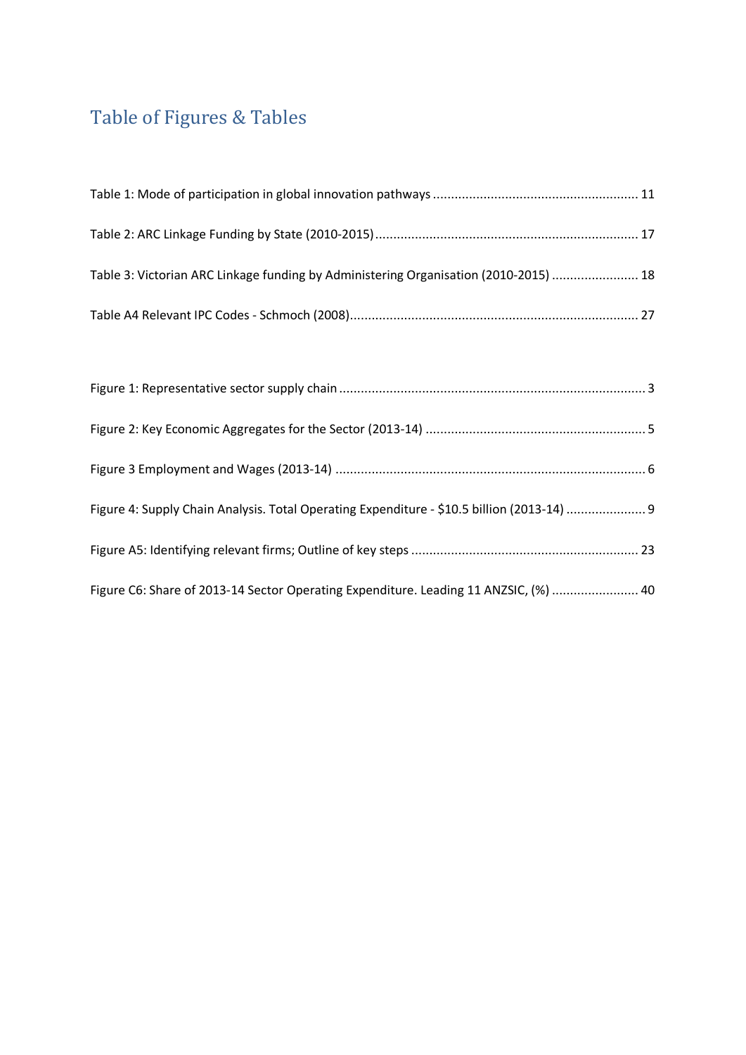# Table of Figures & Tables

Table 1: Mode of participation in global innovation pathways ........................................................ 11

Table 2: ARC Linkage Funding by State (2010-2015) ........................................................................ 17

Table 3: Victorian ARC Linkage funding by Administering Organisation (2010-2015) ........................ 18

Table A4 Relevant IPC Codes - Schmoch (2008) ............................................................................... 27

Figure 1: Representative sector supply chain .................................................................................... 3

Figure 2: Key Economic Aggregates for the Sector (2013-14) ............................................................ 5

Figure 3 Employment and Wages (2013-14) ...................................................................................... 6

Figure 4: Supply Chain Analysis. Total Operating Expenditure - $10.5 billion (2013-14) ...................... 9

Figure A5: Identifying relevant firms; Outline of key steps .............................................................. 23

Figure C6: Share of 2013-14 Sector Operating Expenditure. Leading 11 ANZSIC, (%) ........................ 40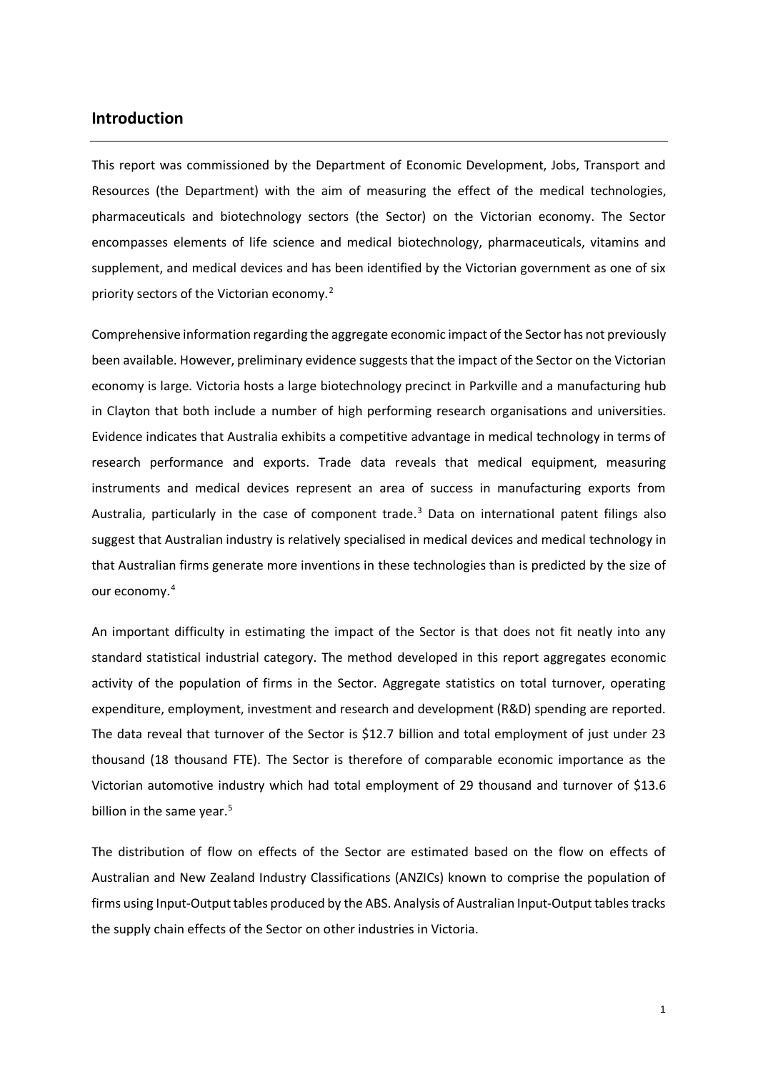## Introduction

This report was commissioned by the Department of Economic Development, Jobs, Transport and Resources (the Department) with the aim of measuring the effect of the medical technologies, pharmaceuticals and biotechnology sectors (the Sector) on the Victorian economy. The Sector encompasses elements of life science and medical biotechnology, pharmaceuticals, vitamins and supplement, and medical devices and has been identified by the Victorian government as one of six priority sectors of the Victorian economy.[2]

Comprehensive information regarding the aggregate economic impact of the Sector has not previously been available. However, preliminary evidence suggests that the impact of the Sector on the Victorian economy is large. Victoria hosts a large biotechnology precinct in Parkville and a manufacturing hub in Clayton that both include a number of high performing research organisations and universities. Evidence indicates that Australia exhibits a competitive advantage in medical technology in terms of research performance and exports. Trade data reveals that medical equipment, measuring instruments and medical devices represent an area of success in manufacturing exports from Australia, particularly in the case of component trade.[3] Data on international patent filings also suggest that Australian industry is relatively specialised in medical devices and medical technology in that Australian firms generate more inventions in these technologies than is predicted by the size of our economy.[4]

An important difficulty in estimating the impact of the Sector is that does not fit neatly into any standard statistical industrial category. The method developed in this report aggregates economic activity of the population of firms in the Sector. Aggregate statistics on total turnover, operating expenditure, employment, investment and research and development (R&D) spending are reported. The data reveal that turnover of the Sector is $12.7 billion and total employment of just under 23 thousand (18 thousand FTE). The Sector is therefore of comparable economic importance as the Victorian automotive industry which had total employment of 29 thousand and turnover of $13.6 billion in the same year.[5]

The distribution of flow on effects of the Sector are estimated based on the flow on effects of Australian and New Zealand Industry Classifications (ANZICs) known to comprise the population of firms using Input-Output tables produced by the ABS. Analysis of Australian Input-Output tables tracks the supply chain effects of the Sector on other industries in Victoria.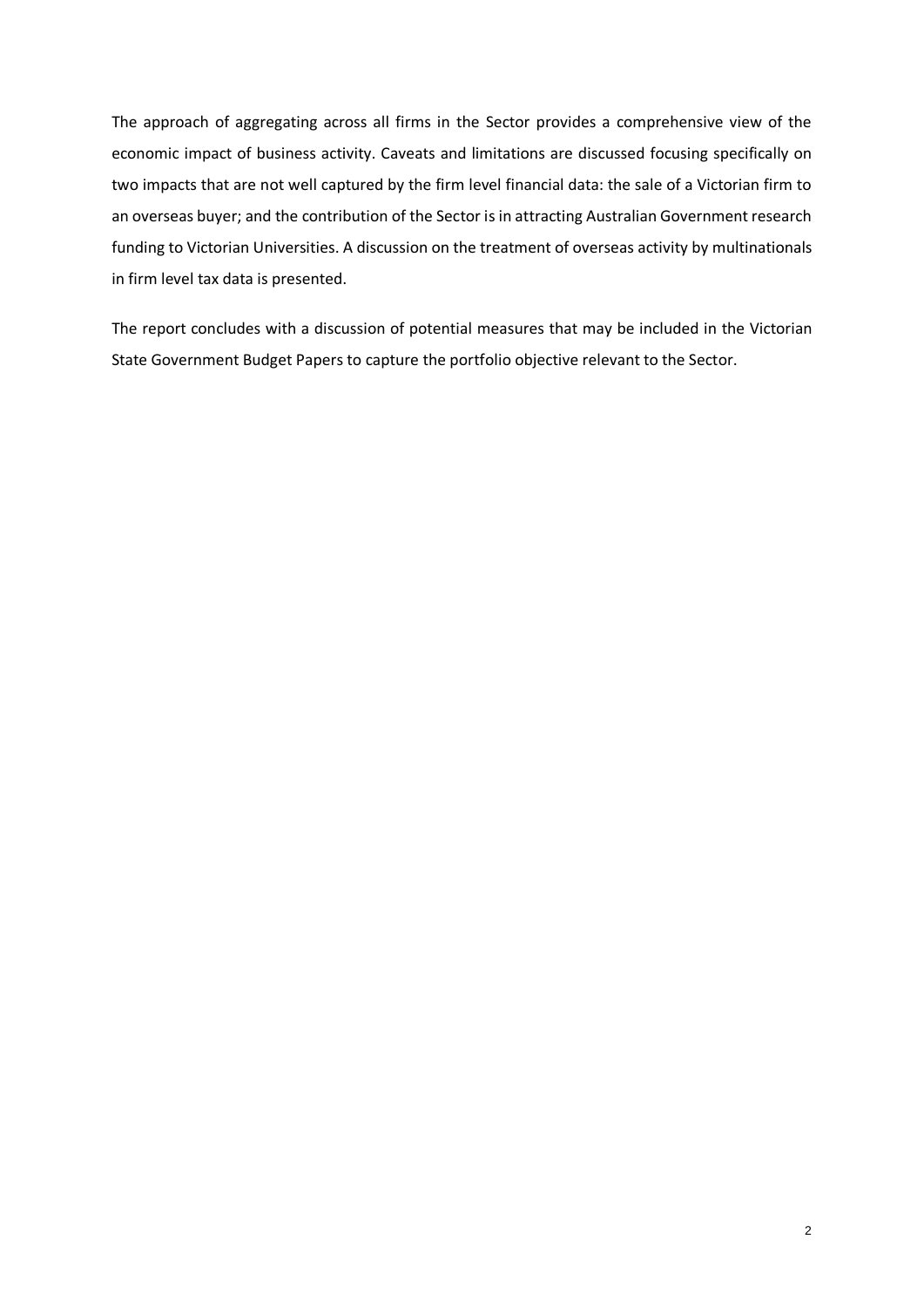The approach of aggregating across all firms in the Sector provides a comprehensive view of the economic impact of business activity. Caveats and limitations are discussed focusing specifically on two impacts that are not well captured by the firm level financial data: the sale of a Victorian firm to an overseas buyer; and the contribution of the Sector is in attracting Australian Government research funding to Victorian Universities. A discussion on the treatment of overseas activity by multinationals in firm level tax data is presented.

The report concludes with a discussion of potential measures that may be included in the Victorian State Government Budget Papers to capture the portfolio objective relevant to the Sector.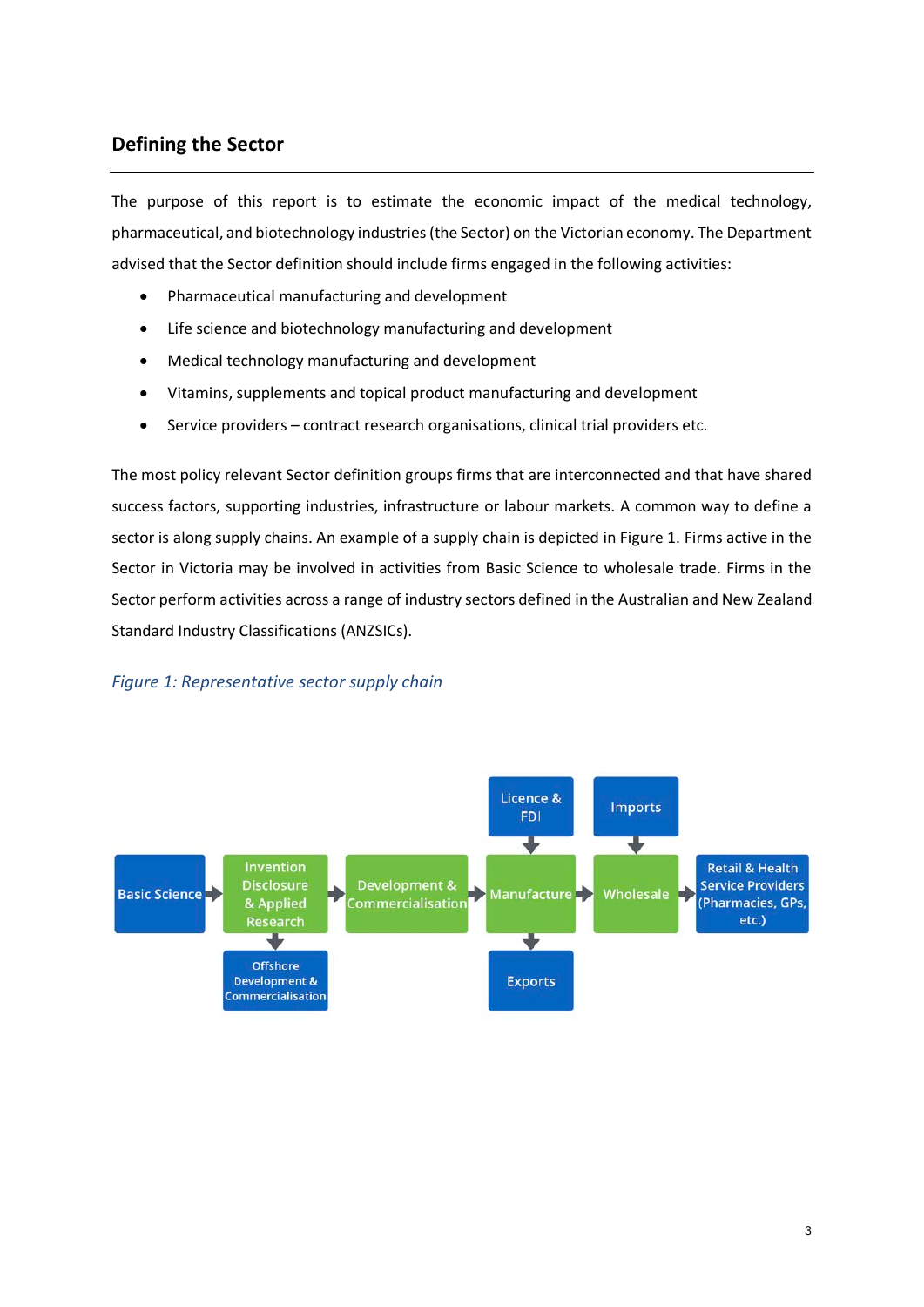## Defining the Sector

The purpose of this report is to estimate the economic impact of the medical technology, pharmaceutical, and biotechnology industries (the Sector) on the Victorian economy. The Department advised that the Sector definition should include firms engaged in the following activities:

- Pharmaceutical manufacturing and development
- Life science and biotechnology manufacturing and development
- Medical technology manufacturing and development
- Vitamins, supplements and topical product manufacturing and development
- Service providers – contract research organisations, clinical trial providers etc.

The most policy relevant Sector definition groups firms that are interconnected and that have shared success factors, supporting industries, infrastructure or labour markets. A common way to define a sector is along supply chains. An example of a supply chain is depicted in Figure 1. Firms active in the Sector in Victoria may be involved in activities from Basic Science to wholesale trade. Firms in the Sector perform activities across a range of industry sectors defined in the Australian and New Zealand Standard Industry Classifications (ANZSICs).

*Figure 1: Representative sector supply chain*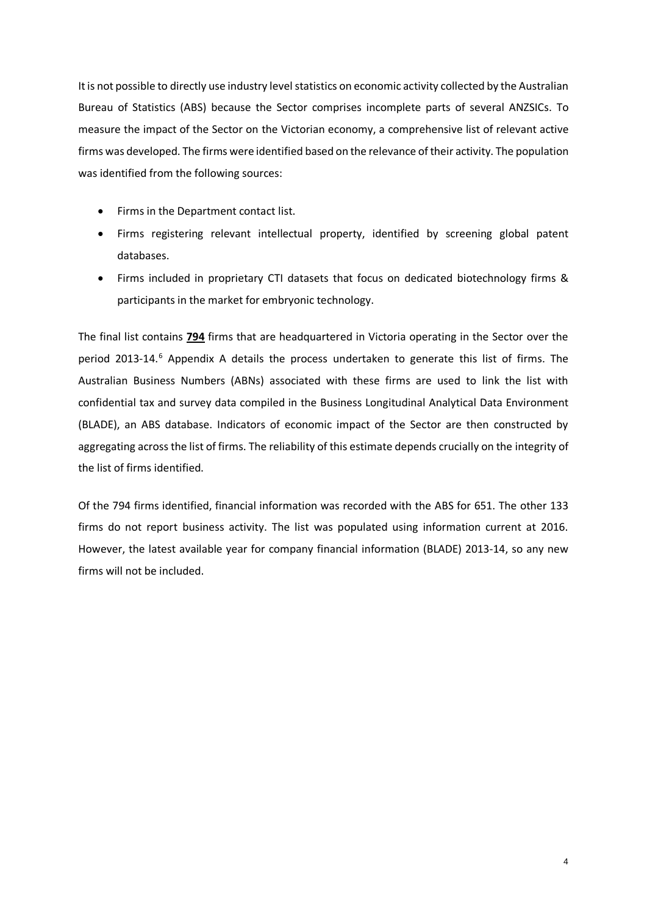It is not possible to directly use industry level statistics on economic activity collected by the Australian Bureau of Statistics (ABS) because the Sector comprises incomplete parts of several ANZSICs. To measure the impact of the Sector on the Victorian economy, a comprehensive list of relevant active firms was developed. The firms were identified based on the relevance of their activity. The population was identified from the following sources:

- Firms in the Department contact list.
- Firms registering relevant intellectual property, identified by screening global patent databases.
- Firms included in proprietary CTI datasets that focus on dedicated biotechnology firms & participants in the market for embryonic technology.

The final list contains **794** firms that are headquartered in Victoria operating in the Sector over the period 2013-14.[6] Appendix A details the process undertaken to generate this list of firms. The Australian Business Numbers (ABNs) associated with these firms are used to link the list with confidential tax and survey data compiled in the Business Longitudinal Analytical Data Environment (BLADE), an ABS database. Indicators of economic impact of the Sector are then constructed by aggregating across the list of firms. The reliability of this estimate depends crucially on the integrity of the list of firms identified.

Of the 794 firms identified, financial information was recorded with the ABS for 651. The other 133 firms do not report business activity. The list was populated using information current at 2016. However, the latest available year for company financial information (BLADE) 2013-14, so any new firms will not be included.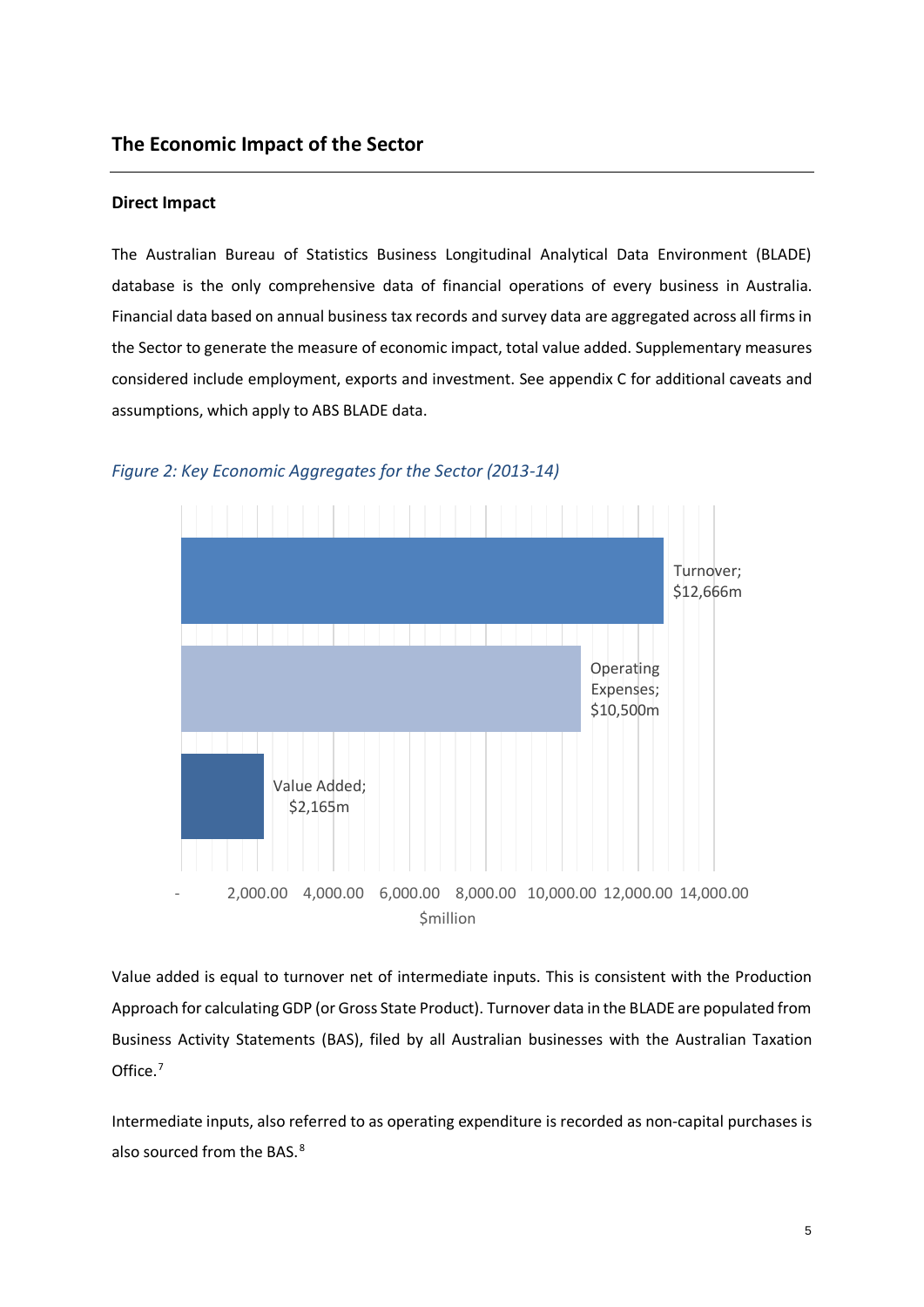## The Economic Impact of the Sector

### Direct Impact

The Australian Bureau of Statistics Business Longitudinal Analytical Data Environment (BLADE) database is the only comprehensive data of financial operations of every business in Australia. Financial data based on annual business tax records and survey data are aggregated across all firms in the Sector to generate the measure of economic impact, total value added. Supplementary measures considered include employment, exports and investment. See appendix C for additional caveats and assumptions, which apply to ABS BLADE data.

*Figure 2: Key Economic Aggregates for the Sector (2013-14)*

| Aggregate | $million |
|---|---|
| Turnover | $12,666m |
| Operating Expenses | $10,500m |
| Value Added | $2,165m |

Value added is equal to turnover net of intermediate inputs. This is consistent with the Production Approach for calculating GDP (or Gross State Product). Turnover data in the BLADE are populated from Business Activity Statements (BAS), filed by all Australian businesses with the Australian Taxation Office.[7]

Intermediate inputs, also referred to as operating expenditure is recorded as non-capital purchases is also sourced from the BAS.[8]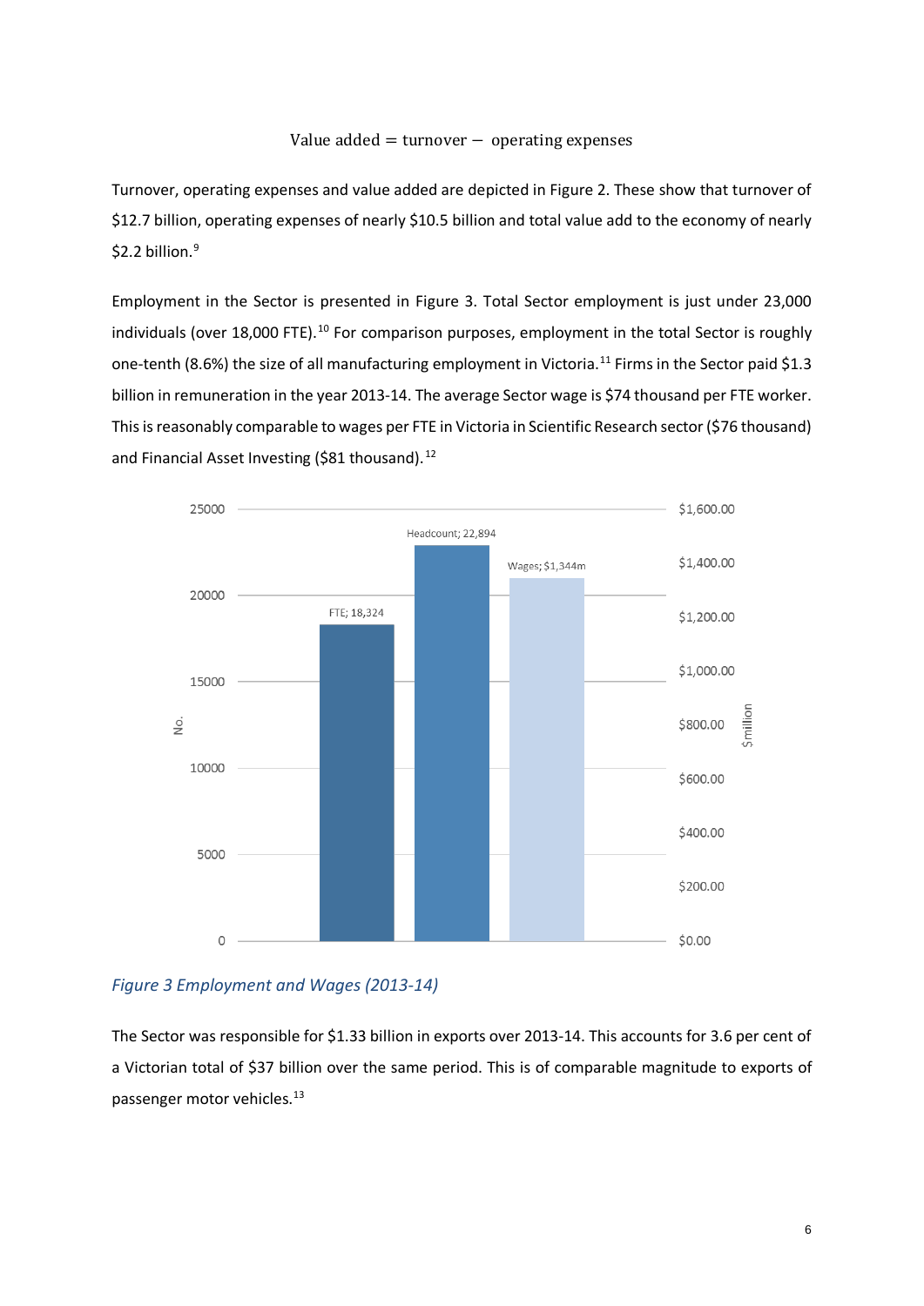$$\text{Value added} = \text{turnover} - \text{operating expenses}$$

Turnover, operating expenses and value added are depicted in Figure 2. These show that turnover of $12.7 billion, operating expenses of nearly $10.5 billion and total value add to the economy of nearly $2.2 billion.[9]

Employment in the Sector is presented in Figure 3. Total Sector employment is just under 23,000 individuals (over 18,000 FTE).[10] For comparison purposes, employment in the total Sector is roughly one-tenth (8.6%) the size of all manufacturing employment in Victoria.[11] Firms in the Sector paid $1.3 billion in remuneration in the year 2013-14. The average Sector wage is $74 thousand per FTE worker. This is reasonably comparable to wages per FTE in Victoria in Scientific Research sector ($76 thousand) and Financial Asset Investing ($81 thousand).[12]

*Figure 3 Employment and Wages (2013-14)*

The Sector was responsible for $1.33 billion in exports over 2013-14. This accounts for 3.6 per cent of a Victorian total of $37 billion over the same period. This is of comparable magnitude to exports of passenger motor vehicles.[13]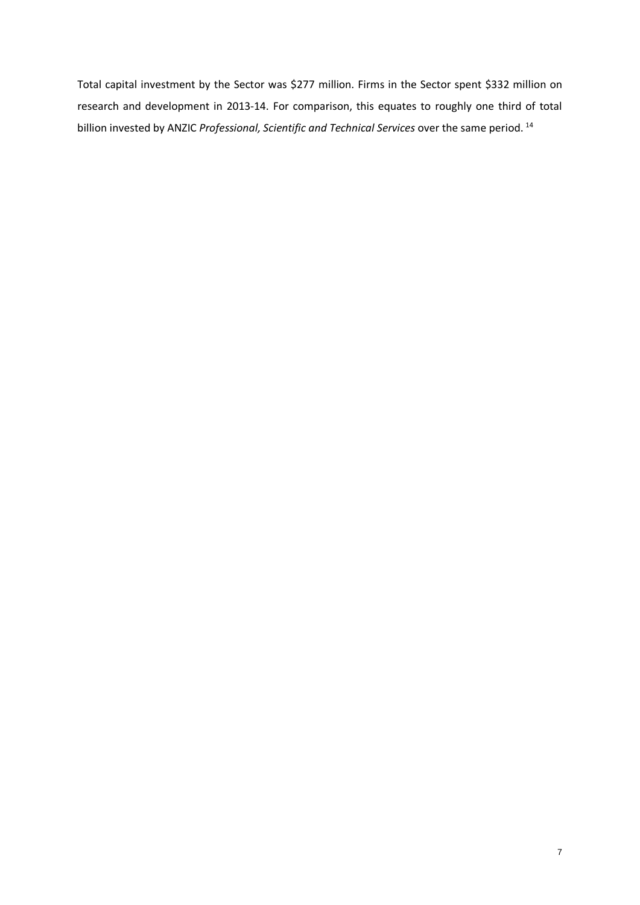Total capital investment by the Sector was $277 million. Firms in the Sector spent $332 million on research and development in 2013-14. For comparison, this equates to roughly one third of total billion invested by ANZIC *Professional, Scientific and Technical Services* over the same period. [14]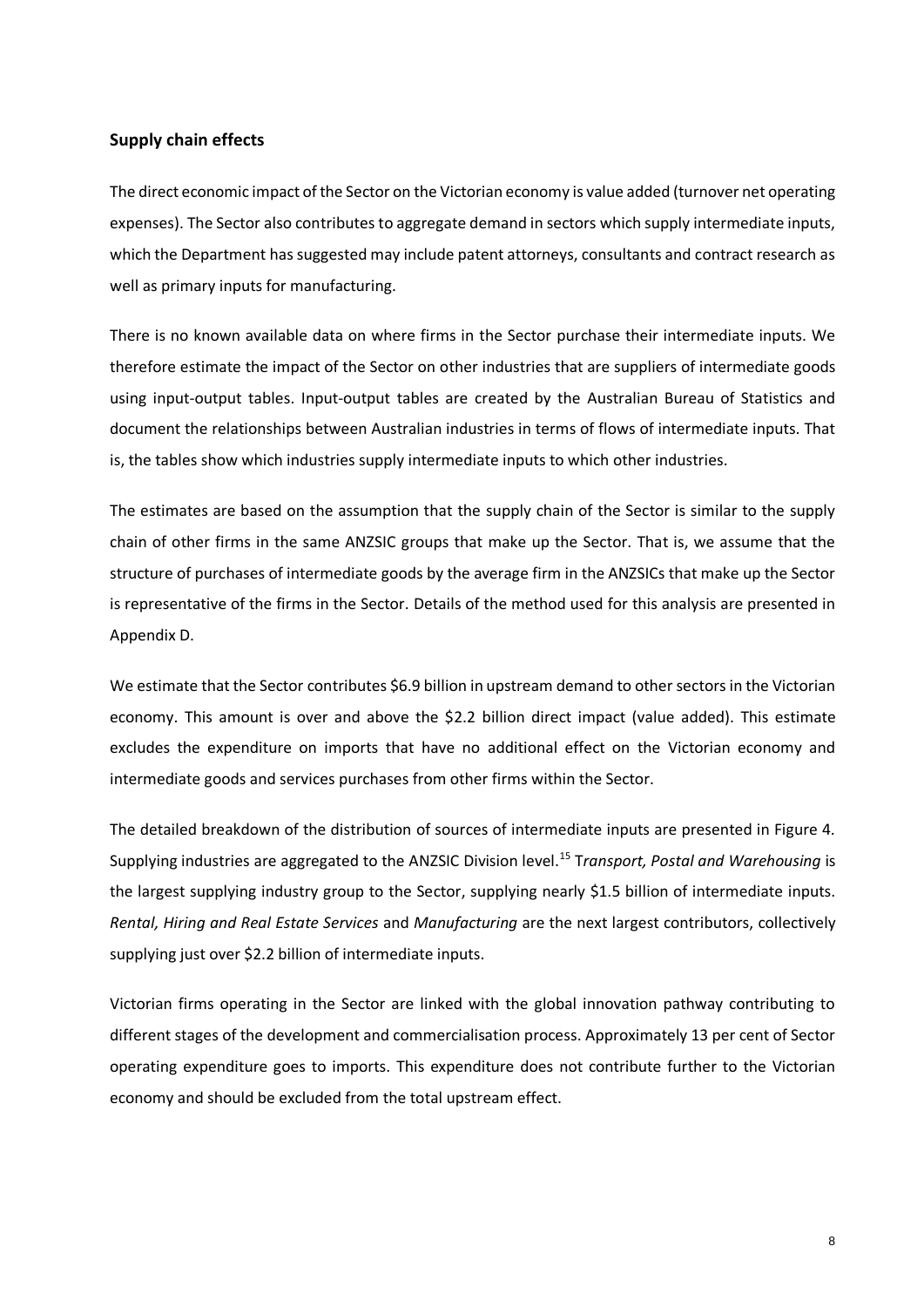## Supply chain effects

The direct economic impact of the Sector on the Victorian economy is value added (turnover net operating expenses). The Sector also contributes to aggregate demand in sectors which supply intermediate inputs, which the Department has suggested may include patent attorneys, consultants and contract research as well as primary inputs for manufacturing.

There is no known available data on where firms in the Sector purchase their intermediate inputs. We therefore estimate the impact of the Sector on other industries that are suppliers of intermediate goods using input-output tables. Input-output tables are created by the Australian Bureau of Statistics and document the relationships between Australian industries in terms of flows of intermediate inputs. That is, the tables show which industries supply intermediate inputs to which other industries.

The estimates are based on the assumption that the supply chain of the Sector is similar to the supply chain of other firms in the same ANZSIC groups that make up the Sector. That is, we assume that the structure of purchases of intermediate goods by the average firm in the ANZSICs that make up the Sector is representative of the firms in the Sector. Details of the method used for this analysis are presented in Appendix D.

We estimate that the Sector contributes $6.9 billion in upstream demand to other sectors in the Victorian economy. This amount is over and above the $2.2 billion direct impact (value added). This estimate excludes the expenditure on imports that have no additional effect on the Victorian economy and intermediate goods and services purchases from other firms within the Sector.

The detailed breakdown of the distribution of sources of intermediate inputs are presented in Figure 4. Supplying industries are aggregated to the ANZSIC Division level.[15] T*ransport, Postal and Warehousing* is the largest supplying industry group to the Sector, supplying nearly $1.5 billion of intermediate inputs. *Rental, Hiring and Real Estate Services* and *Manufacturing* are the next largest contributors, collectively supplying just over $2.2 billion of intermediate inputs.

Victorian firms operating in the Sector are linked with the global innovation pathway contributing to different stages of the development and commercialisation process. Approximately 13 per cent of Sector operating expenditure goes to imports. This expenditure does not contribute further to the Victorian economy and should be excluded from the total upstream effect.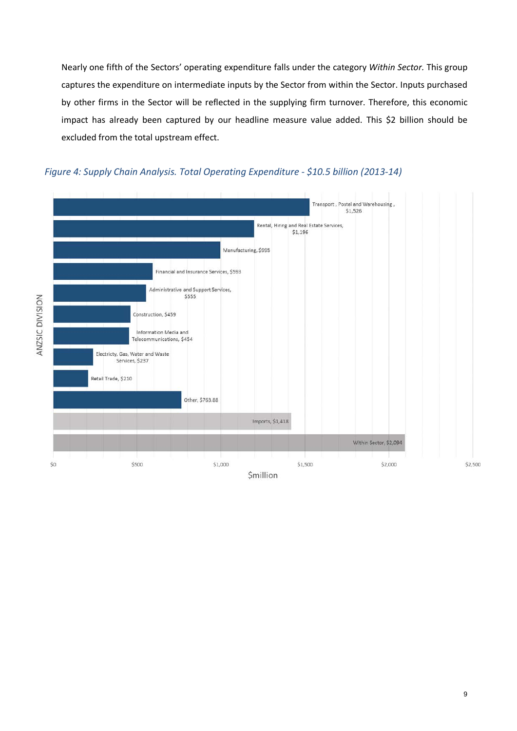Nearly one fifth of the Sectors' operating expenditure falls under the category *Within Sector.* This group captures the expenditure on intermediate inputs by the Sector from within the Sector. Inputs purchased by other firms in the Sector will be reflected in the supplying firm turnover. Therefore, this economic impact has already been captured by our headline measure value added. This $2 billion should be excluded from the total upstream effect.

*Figure 4: Supply Chain Analysis. Total Operating Expenditure - $10.5 billion (2013-14)*

| ANZSIC DIVISION | $million |
| --- | --- |
| Transport , Postal and Warehousing | $1,526 |
| Rental, Hiring and Real Estate Services | $1,196 |
| Manufacturing | $995 |
| Financial and Insurance Services | $593 |
| Administrative and Support Services | $555 |
| Construction | $459 |
| Information Media and Telecommunications | $454 |
| Electricty, Gas, Water and Waste Services | $237 |
| Retail Trade | $210 |
| Other | $763.88 |
| Imports | $1,418 |
| Within Sector | $2,094 |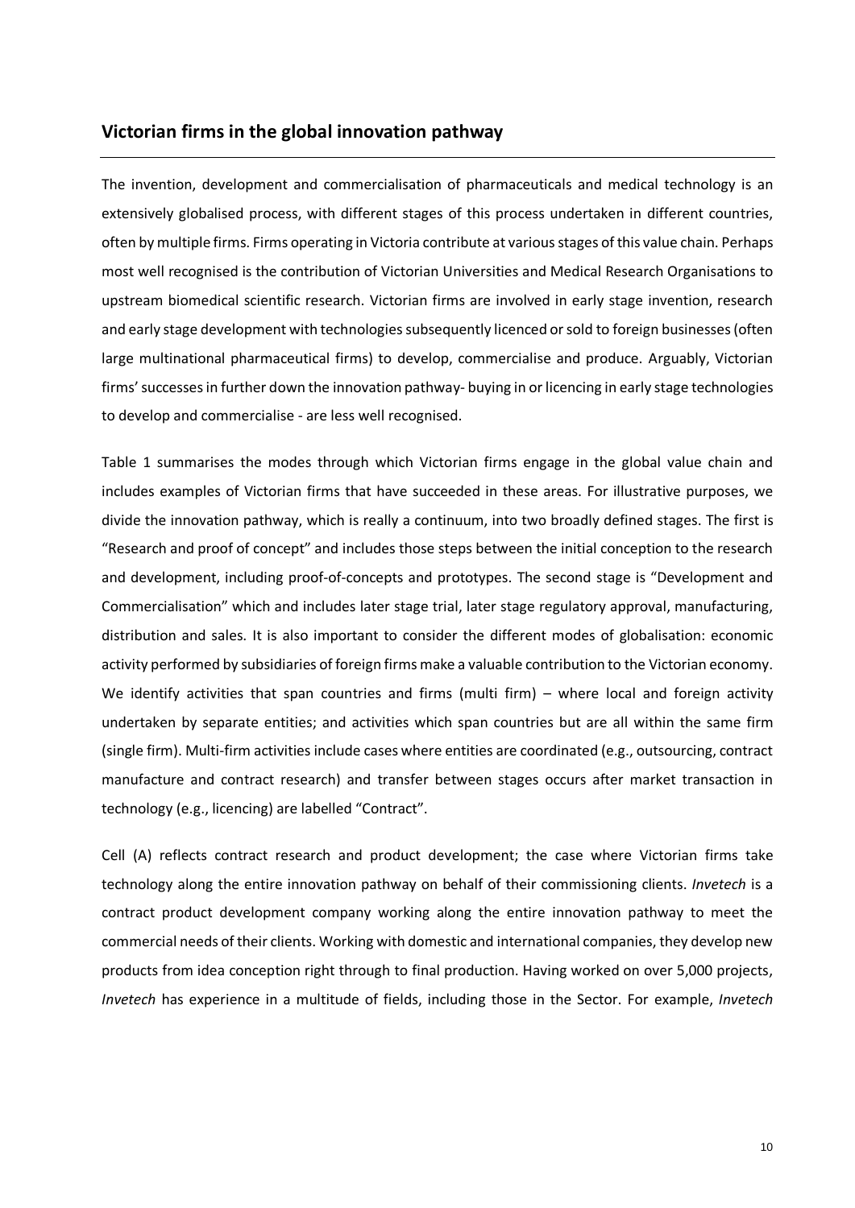## Victorian firms in the global innovation pathway

The invention, development and commercialisation of pharmaceuticals and medical technology is an extensively globalised process, with different stages of this process undertaken in different countries, often by multiple firms. Firms operating in Victoria contribute at various stages of this value chain. Perhaps most well recognised is the contribution of Victorian Universities and Medical Research Organisations to upstream biomedical scientific research. Victorian firms are involved in early stage invention, research and early stage development with technologies subsequently licenced or sold to foreign businesses (often large multinational pharmaceutical firms) to develop, commercialise and produce. Arguably, Victorian firms' successes in further down the innovation pathway- buying in or licencing in early stage technologies to develop and commercialise - are less well recognised.

Table 1 summarises the modes through which Victorian firms engage in the global value chain and includes examples of Victorian firms that have succeeded in these areas. For illustrative purposes, we divide the innovation pathway, which is really a continuum, into two broadly defined stages. The first is "Research and proof of concept" and includes those steps between the initial conception to the research and development, including proof-of-concepts and prototypes. The second stage is "Development and Commercialisation" which and includes later stage trial, later stage regulatory approval, manufacturing, distribution and sales. It is also important to consider the different modes of globalisation: economic activity performed by subsidiaries of foreign firms make a valuable contribution to the Victorian economy. We identify activities that span countries and firms (multi firm) – where local and foreign activity undertaken by separate entities; and activities which span countries but are all within the same firm (single firm). Multi-firm activities include cases where entities are coordinated (e.g., outsourcing, contract manufacture and contract research) and transfer between stages occurs after market transaction in technology (e.g., licencing) are labelled "Contract".

Cell (A) reflects contract research and product development; the case where Victorian firms take technology along the entire innovation pathway on behalf of their commissioning clients. *Invetech* is a contract product development company working along the entire innovation pathway to meet the commercial needs of their clients. Working with domestic and international companies, they develop new products from idea conception right through to final production. Having worked on over 5,000 projects, *Invetech* has experience in a multitude of fields, including those in the Sector. For example, *Invetech*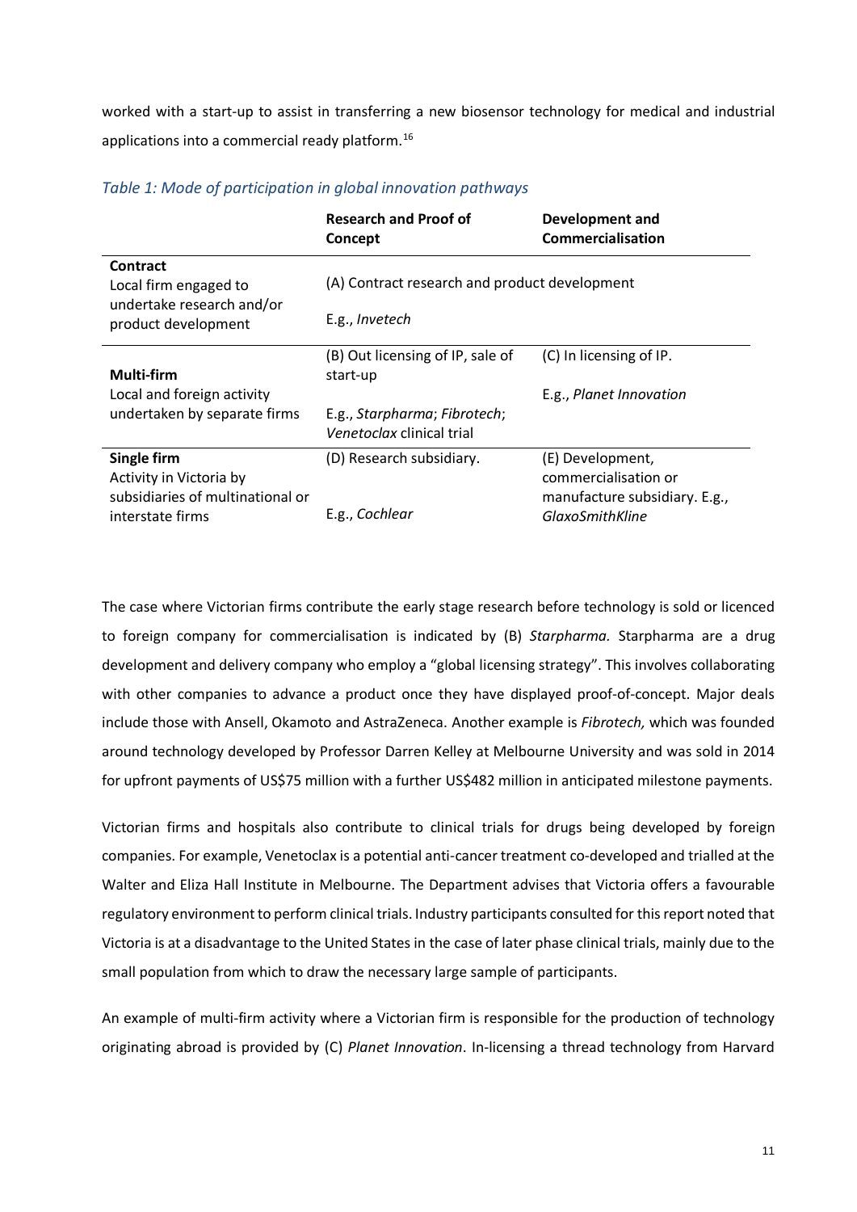worked with a start-up to assist in transferring a new biosensor technology for medical and industrial applications into a commercial ready platform.[16]

*Table 1: Mode of participation in global innovation pathways*

| | **Research and Proof of Concept** | **Development and Commercialisation** |
|---|---|---|
| **Contract**<br>Local firm engaged to undertake research and/or product development | (A) Contract research and product development<br><br>E.g., *Invetech* | |
| **Multi-firm**<br>Local and foreign activity undertaken by separate firms | (B) Out licensing of IP, sale of start-up<br><br>E.g., *Starpharma*; *Fibrotech*; *Venetoclax* clinical trial | (C) In licensing of IP.<br><br>E.g., *Planet Innovation* |
| **Single firm**<br>Activity in Victoria by subsidiaries of multinational or interstate firms | (D) Research subsidiary.<br><br>E.g., *Cochlear* | (E) Development, commercialisation or manufacture subsidiary. E.g., *GlaxoSmithKline* |

The case where Victorian firms contribute the early stage research before technology is sold or licenced to foreign company for commercialisation is indicated by (B) *Starpharma.* Starpharma are a drug development and delivery company who employ a "global licensing strategy". This involves collaborating with other companies to advance a product once they have displayed proof-of-concept. Major deals include those with Ansell, Okamoto and AstraZeneca. Another example is *Fibrotech,* which was founded around technology developed by Professor Darren Kelley at Melbourne University and was sold in 2014 for upfront payments of US$75 million with a further US$482 million in anticipated milestone payments.

Victorian firms and hospitals also contribute to clinical trials for drugs being developed by foreign companies. For example, Venetoclax is a potential anti-cancer treatment co-developed and trialled at the Walter and Eliza Hall Institute in Melbourne. The Department advises that Victoria offers a favourable regulatory environment to perform clinical trials. Industry participants consulted for this report noted that Victoria is at a disadvantage to the United States in the case of later phase clinical trials, mainly due to the small population from which to draw the necessary large sample of participants.

An example of multi-firm activity where a Victorian firm is responsible for the production of technology originating abroad is provided by (C) *Planet Innovation*. In-licensing a thread technology from Harvard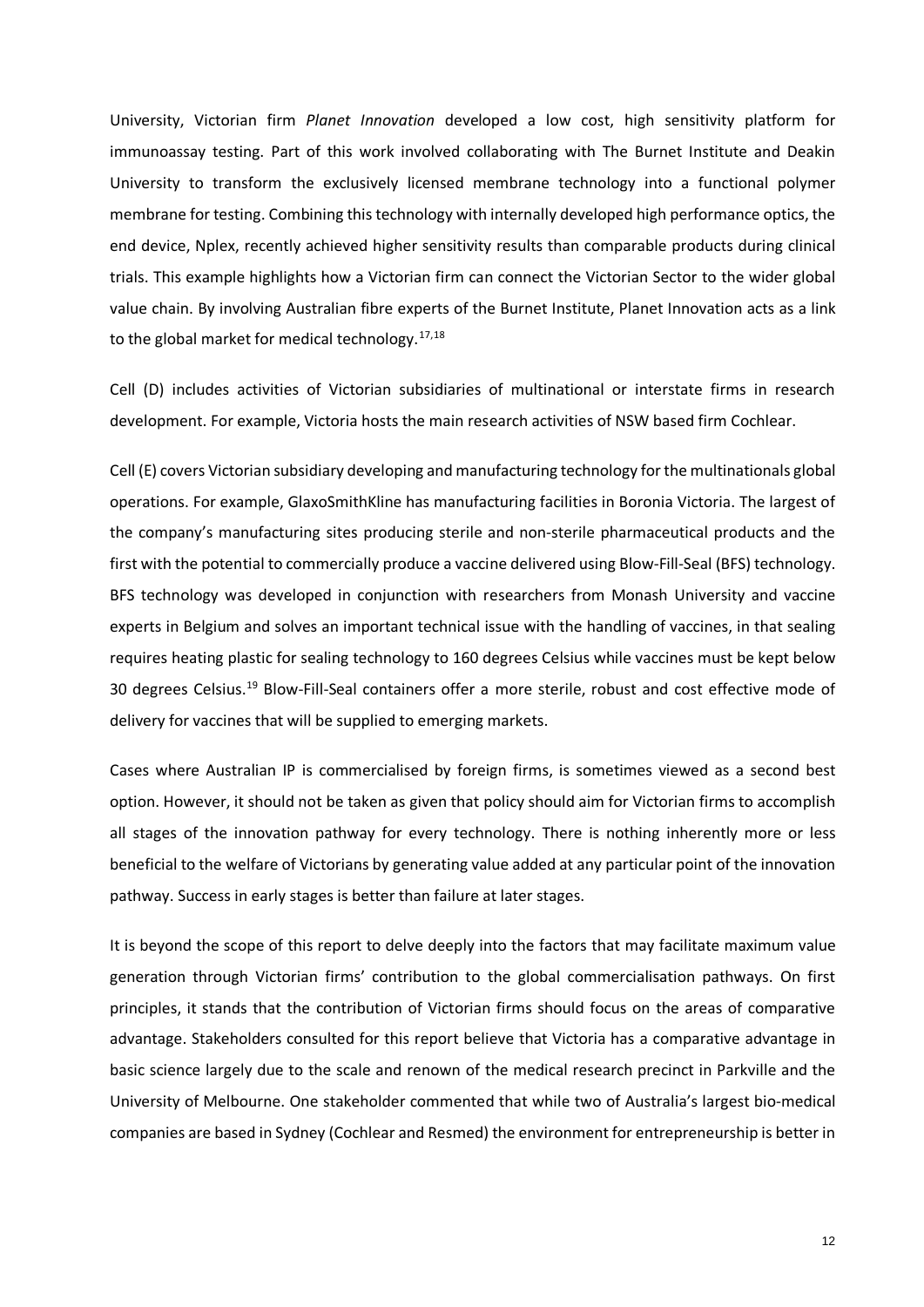University, Victorian firm *Planet Innovation* developed a low cost, high sensitivity platform for immunoassay testing. Part of this work involved collaborating with The Burnet Institute and Deakin University to transform the exclusively licensed membrane technology into a functional polymer membrane for testing. Combining this technology with internally developed high performance optics, the end device, Nplex, recently achieved higher sensitivity results than comparable products during clinical trials. This example highlights how a Victorian firm can connect the Victorian Sector to the wider global value chain. By involving Australian fibre experts of the Burnet Institute, Planet Innovation acts as a link to the global market for medical technology.[17,18]

Cell (D) includes activities of Victorian subsidiaries of multinational or interstate firms in research development. For example, Victoria hosts the main research activities of NSW based firm Cochlear.

Cell (E) covers Victorian subsidiary developing and manufacturing technology for the multinationals global operations. For example, GlaxoSmithKline has manufacturing facilities in Boronia Victoria. The largest of the company's manufacturing sites producing sterile and non-sterile pharmaceutical products and the first with the potential to commercially produce a vaccine delivered using Blow-Fill-Seal (BFS) technology. BFS technology was developed in conjunction with researchers from Monash University and vaccine experts in Belgium and solves an important technical issue with the handling of vaccines, in that sealing requires heating plastic for sealing technology to 160 degrees Celsius while vaccines must be kept below 30 degrees Celsius.[19] Blow-Fill-Seal containers offer a more sterile, robust and cost effective mode of delivery for vaccines that will be supplied to emerging markets.

Cases where Australian IP is commercialised by foreign firms, is sometimes viewed as a second best option. However, it should not be taken as given that policy should aim for Victorian firms to accomplish all stages of the innovation pathway for every technology. There is nothing inherently more or less beneficial to the welfare of Victorians by generating value added at any particular point of the innovation pathway. Success in early stages is better than failure at later stages.

It is beyond the scope of this report to delve deeply into the factors that may facilitate maximum value generation through Victorian firms' contribution to the global commercialisation pathways. On first principles, it stands that the contribution of Victorian firms should focus on the areas of comparative advantage. Stakeholders consulted for this report believe that Victoria has a comparative advantage in basic science largely due to the scale and renown of the medical research precinct in Parkville and the University of Melbourne. One stakeholder commented that while two of Australia's largest bio-medical companies are based in Sydney (Cochlear and Resmed) the environment for entrepreneurship is better in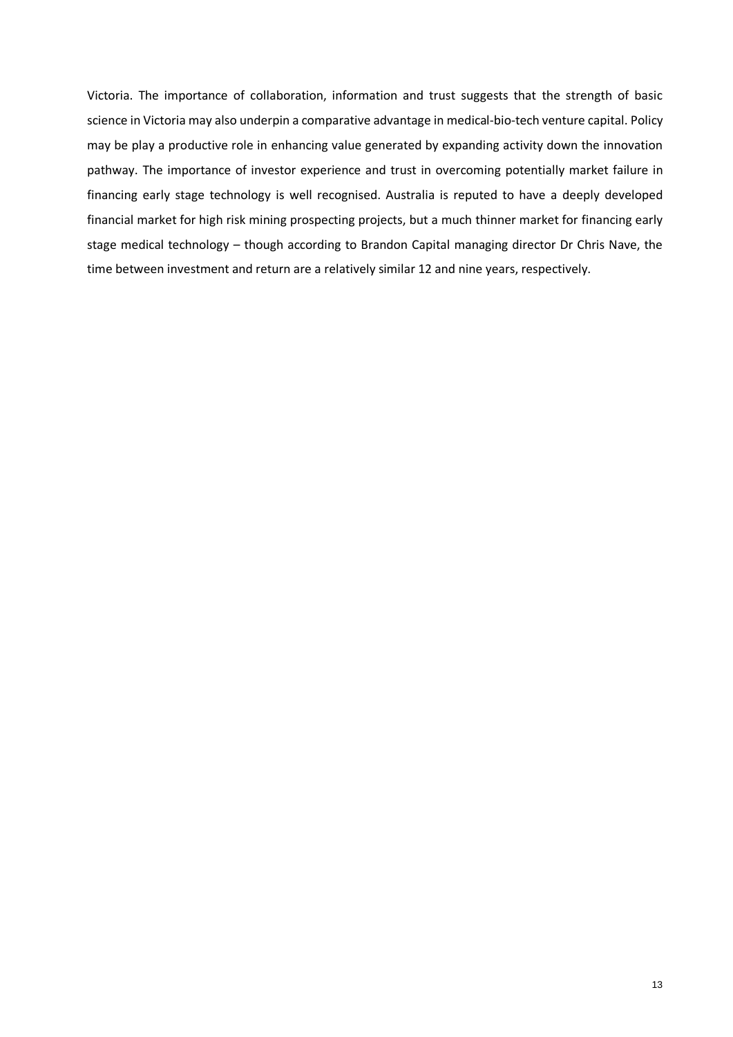Victoria. The importance of collaboration, information and trust suggests that the strength of basic science in Victoria may also underpin a comparative advantage in medical-bio-tech venture capital. Policy may be play a productive role in enhancing value generated by expanding activity down the innovation pathway. The importance of investor experience and trust in overcoming potentially market failure in financing early stage technology is well recognised. Australia is reputed to have a deeply developed financial market for high risk mining prospecting projects, but a much thinner market for financing early stage medical technology – though according to Brandon Capital managing director Dr Chris Nave, the time between investment and return are a relatively similar 12 and nine years, respectively.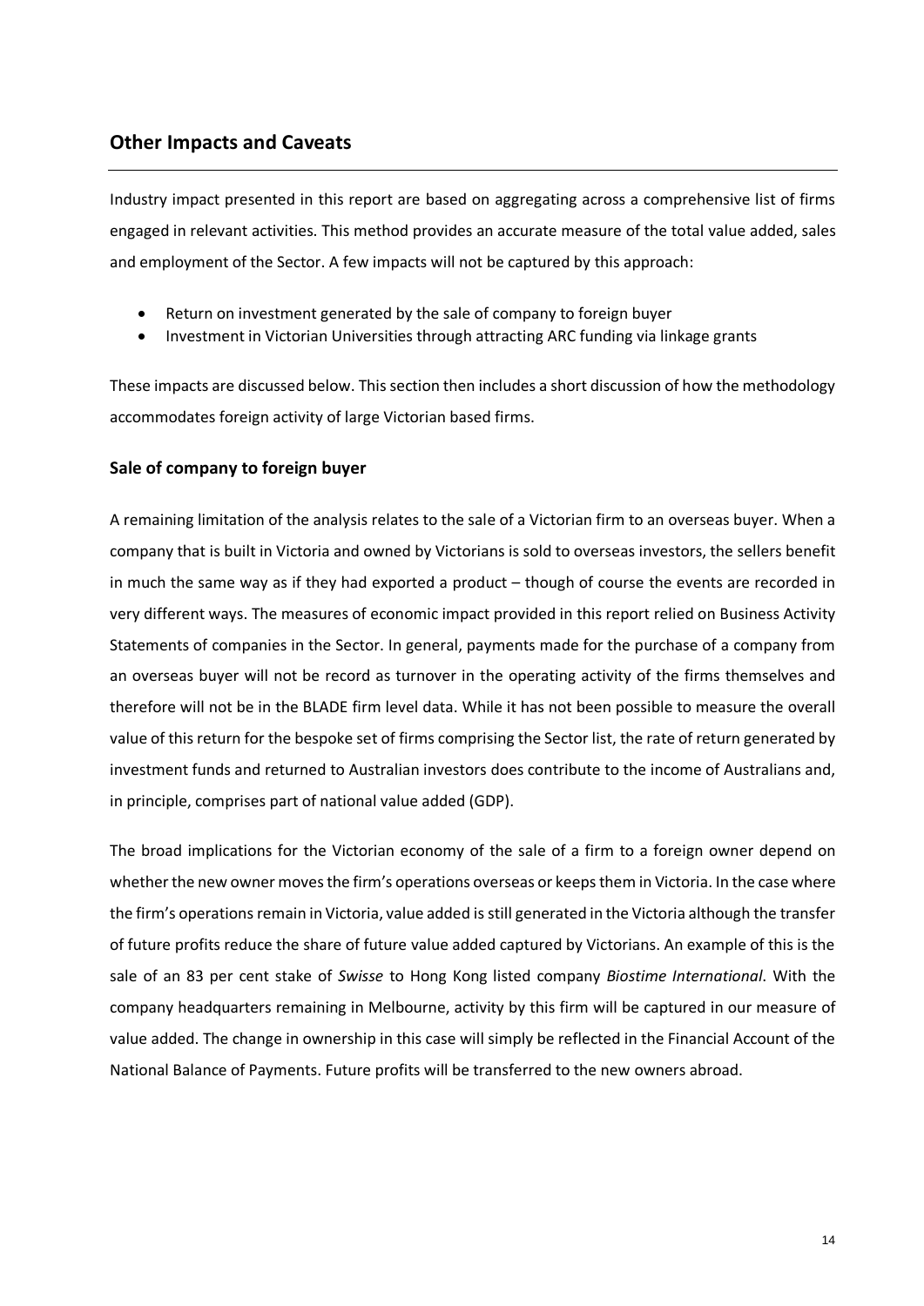## Other Impacts and Caveats

Industry impact presented in this report are based on aggregating across a comprehensive list of firms engaged in relevant activities. This method provides an accurate measure of the total value added, sales and employment of the Sector. A few impacts will not be captured by this approach:

- Return on investment generated by the sale of company to foreign buyer
- Investment in Victorian Universities through attracting ARC funding via linkage grants

These impacts are discussed below. This section then includes a short discussion of how the methodology accommodates foreign activity of large Victorian based firms.

### Sale of company to foreign buyer

A remaining limitation of the analysis relates to the sale of a Victorian firm to an overseas buyer. When a company that is built in Victoria and owned by Victorians is sold to overseas investors, the sellers benefit in much the same way as if they had exported a product – though of course the events are recorded in very different ways. The measures of economic impact provided in this report relied on Business Activity Statements of companies in the Sector. In general, payments made for the purchase of a company from an overseas buyer will not be record as turnover in the operating activity of the firms themselves and therefore will not be in the BLADE firm level data. While it has not been possible to measure the overall value of this return for the bespoke set of firms comprising the Sector list, the rate of return generated by investment funds and returned to Australian investors does contribute to the income of Australians and, in principle, comprises part of national value added (GDP).

The broad implications for the Victorian economy of the sale of a firm to a foreign owner depend on whether the new owner moves the firm's operations overseas or keeps them in Victoria. In the case where the firm's operations remain in Victoria, value added is still generated in the Victoria although the transfer of future profits reduce the share of future value added captured by Victorians. An example of this is the sale of an 83 per cent stake of *Swisse* to Hong Kong listed company *Biostime International*. With the company headquarters remaining in Melbourne, activity by this firm will be captured in our measure of value added. The change in ownership in this case will simply be reflected in the Financial Account of the National Balance of Payments. Future profits will be transferred to the new owners abroad.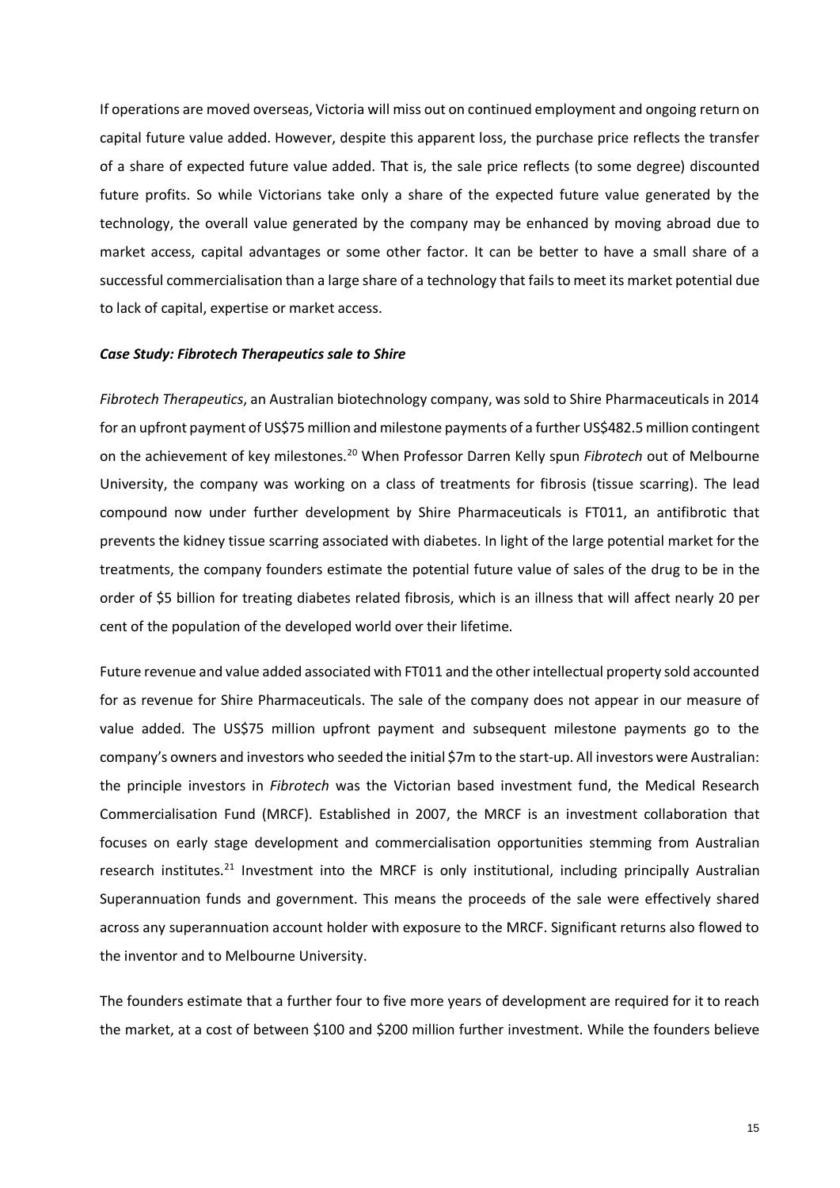If operations are moved overseas, Victoria will miss out on continued employment and ongoing return on capital future value added. However, despite this apparent loss, the purchase price reflects the transfer of a share of expected future value added. That is, the sale price reflects (to some degree) discounted future profits. So while Victorians take only a share of the expected future value generated by the technology, the overall value generated by the company may be enhanced by moving abroad due to market access, capital advantages or some other factor. It can be better to have a small share of a successful commercialisation than a large share of a technology that fails to meet its market potential due to lack of capital, expertise or market access.

***Case Study: Fibrotech Therapeutics sale to Shire***

*Fibrotech Therapeutics*, an Australian biotechnology company, was sold to Shire Pharmaceuticals in 2014 for an upfront payment of US$75 million and milestone payments of a further US$482.5 million contingent on the achievement of key milestones.[20] When Professor Darren Kelly spun *Fibrotech* out of Melbourne University, the company was working on a class of treatments for fibrosis (tissue scarring). The lead compound now under further development by Shire Pharmaceuticals is FT011, an antifibrotic that prevents the kidney tissue scarring associated with diabetes. In light of the large potential market for the treatments, the company founders estimate the potential future value of sales of the drug to be in the order of $5 billion for treating diabetes related fibrosis, which is an illness that will affect nearly 20 per cent of the population of the developed world over their lifetime.

Future revenue and value added associated with FT011 and the other intellectual property sold accounted for as revenue for Shire Pharmaceuticals. The sale of the company does not appear in our measure of value added. The US$75 million upfront payment and subsequent milestone payments go to the company's owners and investors who seeded the initial $7m to the start-up. All investors were Australian: the principle investors in *Fibrotech* was the Victorian based investment fund, the Medical Research Commercialisation Fund (MRCF). Established in 2007, the MRCF is an investment collaboration that focuses on early stage development and commercialisation opportunities stemming from Australian research institutes.[21] Investment into the MRCF is only institutional, including principally Australian Superannuation funds and government. This means the proceeds of the sale were effectively shared across any superannuation account holder with exposure to the MRCF. Significant returns also flowed to the inventor and to Melbourne University.

The founders estimate that a further four to five more years of development are required for it to reach the market, at a cost of between $100 and $200 million further investment. While the founders believe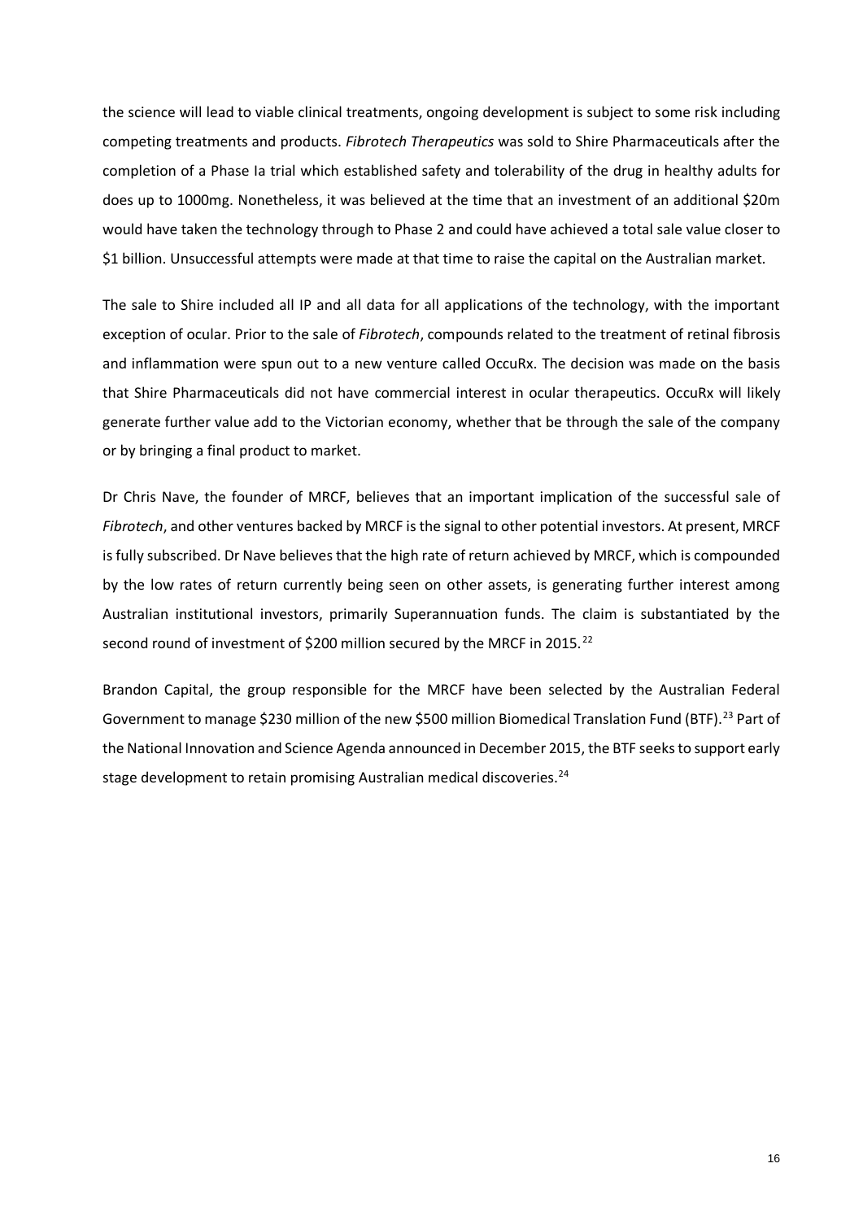the science will lead to viable clinical treatments, ongoing development is subject to some risk including competing treatments and products. *Fibrotech Therapeutics* was sold to Shire Pharmaceuticals after the completion of a Phase Ia trial which established safety and tolerability of the drug in healthy adults for does up to 1000mg. Nonetheless, it was believed at the time that an investment of an additional $20m would have taken the technology through to Phase 2 and could have achieved a total sale value closer to $1 billion. Unsuccessful attempts were made at that time to raise the capital on the Australian market.

The sale to Shire included all IP and all data for all applications of the technology, with the important exception of ocular. Prior to the sale of *Fibrotech*, compounds related to the treatment of retinal fibrosis and inflammation were spun out to a new venture called OccuRx. The decision was made on the basis that Shire Pharmaceuticals did not have commercial interest in ocular therapeutics. OccuRx will likely generate further value add to the Victorian economy, whether that be through the sale of the company or by bringing a final product to market.

Dr Chris Nave, the founder of MRCF, believes that an important implication of the successful sale of *Fibrotech*, and other ventures backed by MRCF is the signal to other potential investors. At present, MRCF is fully subscribed. Dr Nave believes that the high rate of return achieved by MRCF, which is compounded by the low rates of return currently being seen on other assets, is generating further interest among Australian institutional investors, primarily Superannuation funds. The claim is substantiated by the second round of investment of $200 million secured by the MRCF in 2015.[22]

Brandon Capital, the group responsible for the MRCF have been selected by the Australian Federal Government to manage $230 million of the new $500 million Biomedical Translation Fund (BTF).[23] Part of the National Innovation and Science Agenda announced in December 2015, the BTF seeks to support early stage development to retain promising Australian medical discoveries.[24]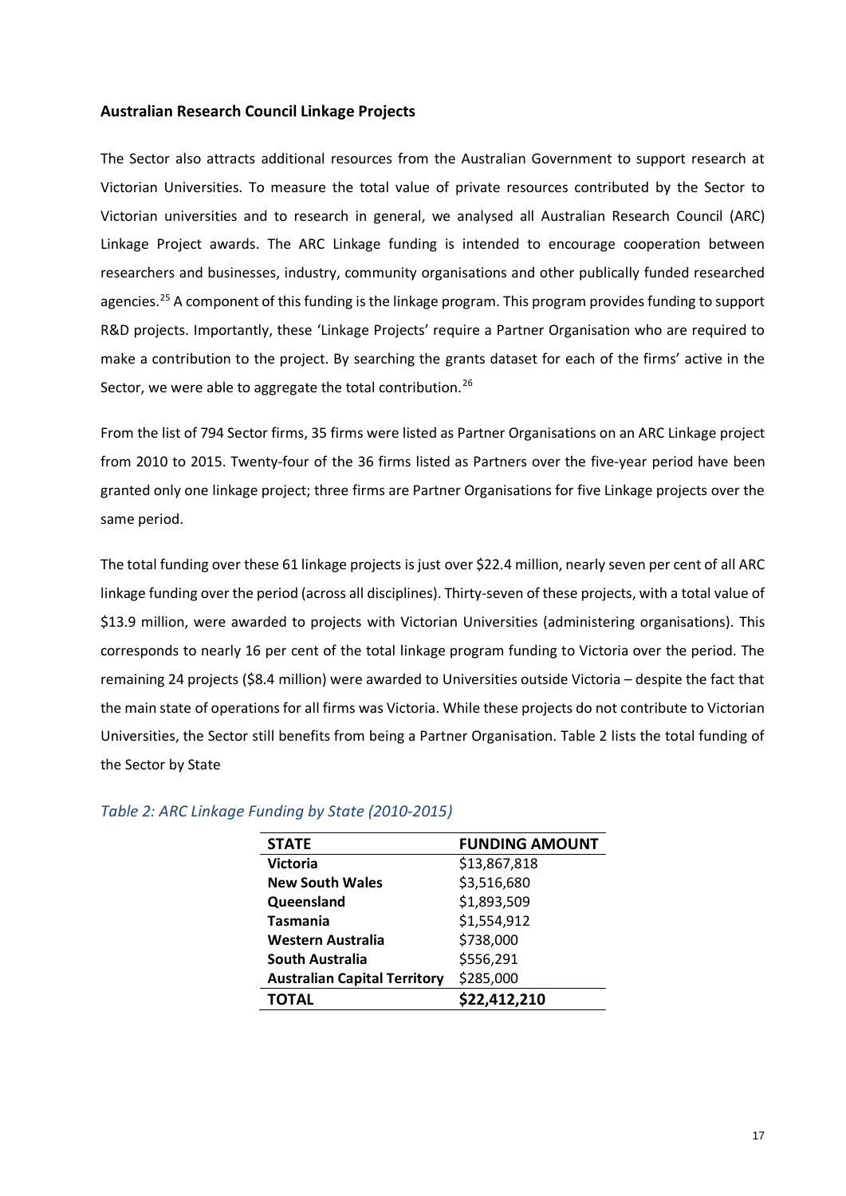### Australian Research Council Linkage Projects

The Sector also attracts additional resources from the Australian Government to support research at Victorian Universities. To measure the total value of private resources contributed by the Sector to Victorian universities and to research in general, we analysed all Australian Research Council (ARC) Linkage Project awards. The ARC Linkage funding is intended to encourage cooperation between researchers and businesses, industry, community organisations and other publically funded researched agencies.[25] A component of this funding is the linkage program. This program provides funding to support R&D projects. Importantly, these 'Linkage Projects' require a Partner Organisation who are required to make a contribution to the project. By searching the grants dataset for each of the firms' active in the Sector, we were able to aggregate the total contribution.[26]

From the list of 794 Sector firms, 35 firms were listed as Partner Organisations on an ARC Linkage project from 2010 to 2015. Twenty-four of the 36 firms listed as Partners over the five-year period have been granted only one linkage project; three firms are Partner Organisations for five Linkage projects over the same period.

The total funding over these 61 linkage projects is just over $22.4 million, nearly seven per cent of all ARC linkage funding over the period (across all disciplines). Thirty-seven of these projects, with a total value of $13.9 million, were awarded to projects with Victorian Universities (administering organisations). This corresponds to nearly 16 per cent of the total linkage program funding to Victoria over the period. The remaining 24 projects ($8.4 million) were awarded to Universities outside Victoria – despite the fact that the main state of operations for all firms was Victoria. While these projects do not contribute to Victorian Universities, the Sector still benefits from being a Partner Organisation. Table 2 lists the total funding of the Sector by State

*Table 2: ARC Linkage Funding by State (2010-2015)*

| STATE | FUNDING AMOUNT |
|---|---|
| **Victoria** | $13,867,818 |
| **New South Wales** | $3,516,680 |
| **Queensland** | $1,893,509 |
| **Tasmania** | $1,554,912 |
| **Western Australia** | $738,000 |
| **South Australia** | $556,291 |
| **Australian Capital Territory** | $285,000 |
| **TOTAL** | **$22,412,210** |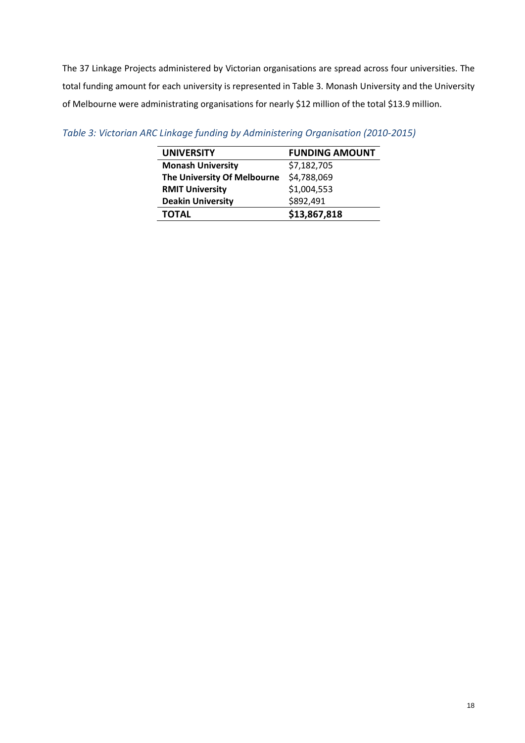The 37 Linkage Projects administered by Victorian organisations are spread across four universities. The total funding amount for each university is represented in Table 3. Monash University and the University of Melbourne were administrating organisations for nearly $12 million of the total $13.9 million.

*Table 3: Victorian ARC Linkage funding by Administering Organisation (2010-2015)*

| UNIVERSITY | FUNDING AMOUNT |
|---|---|
| **Monash University** | $7,182,705 |
| **The University Of Melbourne** | $4,788,069 |
| **RMIT University** | $1,004,553 |
| **Deakin University** | $892,491 |
| **TOTAL** | **$13,867,818** |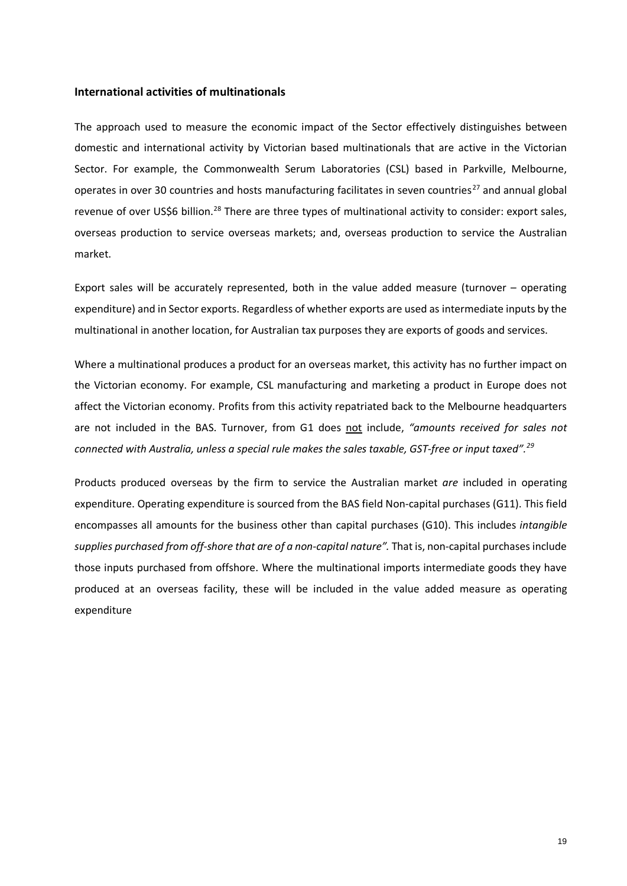## International activities of multinationals

The approach used to measure the economic impact of the Sector effectively distinguishes between domestic and international activity by Victorian based multinationals that are active in the Victorian Sector. For example, the Commonwealth Serum Laboratories (CSL) based in Parkville, Melbourne, operates in over 30 countries and hosts manufacturing facilitates in seven countries[27] and annual global revenue of over US$6 billion.[28] There are three types of multinational activity to consider: export sales, overseas production to service overseas markets; and, overseas production to service the Australian market.

Export sales will be accurately represented, both in the value added measure (turnover – operating expenditure) and in Sector exports. Regardless of whether exports are used as intermediate inputs by the multinational in another location, for Australian tax purposes they are exports of goods and services.

Where a multinational produces a product for an overseas market, this activity has no further impact on the Victorian economy. For example, CSL manufacturing and marketing a product in Europe does not affect the Victorian economy. Profits from this activity repatriated back to the Melbourne headquarters are not included in the BAS. Turnover, from G1 does <u>not</u> include, *"amounts received for sales not connected with Australia, unless a special rule makes the sales taxable, GST-free or input taxed".*[29]

Products produced overseas by the firm to service the Australian market *are* included in operating expenditure. Operating expenditure is sourced from the BAS field Non-capital purchases (G11). This field encompasses all amounts for the business other than capital purchases (G10). This includes *intangible supplies purchased from off-shore that are of a non-capital nature".* That is, non-capital purchases include those inputs purchased from offshore. Where the multinational imports intermediate goods they have produced at an overseas facility, these will be included in the value added measure as operating expenditure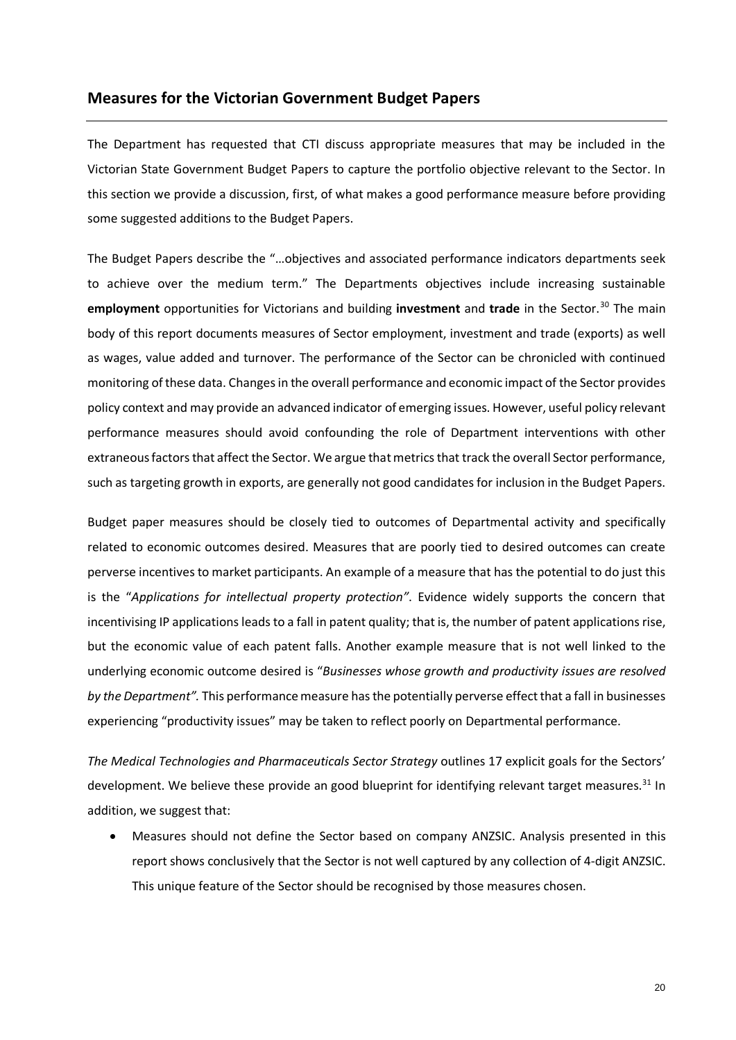## Measures for the Victorian Government Budget Papers

The Department has requested that CTI discuss appropriate measures that may be included in the Victorian State Government Budget Papers to capture the portfolio objective relevant to the Sector. In this section we provide a discussion, first, of what makes a good performance measure before providing some suggested additions to the Budget Papers.

The Budget Papers describe the "…objectives and associated performance indicators departments seek to achieve over the medium term." The Departments objectives include increasing sustainable **employment** opportunities for Victorians and building **investment** and **trade** in the Sector.[30] The main body of this report documents measures of Sector employment, investment and trade (exports) as well as wages, value added and turnover. The performance of the Sector can be chronicled with continued monitoring of these data. Changes in the overall performance and economic impact of the Sector provides policy context and may provide an advanced indicator of emerging issues. However, useful policy relevant performance measures should avoid confounding the role of Department interventions with other extraneous factors that affect the Sector. We argue that metrics that track the overall Sector performance, such as targeting growth in exports, are generally not good candidates for inclusion in the Budget Papers.

Budget paper measures should be closely tied to outcomes of Departmental activity and specifically related to economic outcomes desired. Measures that are poorly tied to desired outcomes can create perverse incentives to market participants. An example of a measure that has the potential to do just this is the "*Applications for intellectual property protection"*. Evidence widely supports the concern that incentivising IP applications leads to a fall in patent quality; that is, the number of patent applications rise, but the economic value of each patent falls. Another example measure that is not well linked to the underlying economic outcome desired is "*Businesses whose growth and productivity issues are resolved by the Department".* This performance measure has the potentially perverse effect that a fall in businesses experiencing "productivity issues" may be taken to reflect poorly on Departmental performance.

*The Medical Technologies and Pharmaceuticals Sector Strategy* outlines 17 explicit goals for the Sectors' development. We believe these provide an good blueprint for identifying relevant target measures.[31] In addition, we suggest that:

- Measures should not define the Sector based on company ANZSIC. Analysis presented in this report shows conclusively that the Sector is not well captured by any collection of 4-digit ANZSIC. This unique feature of the Sector should be recognised by those measures chosen.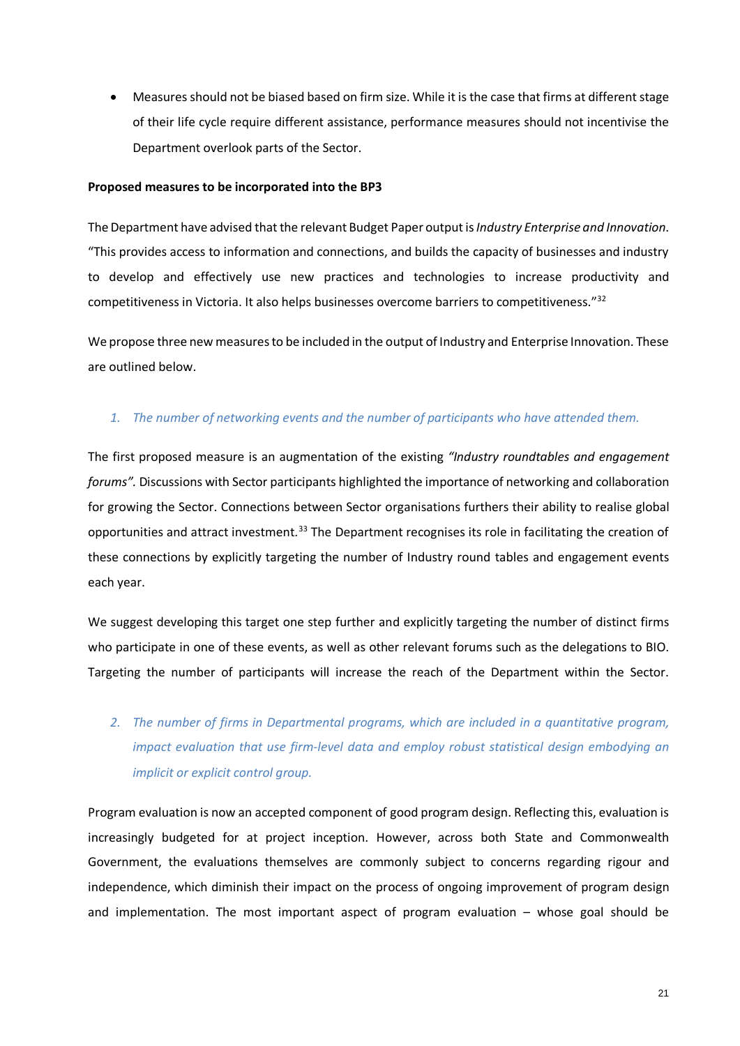- Measures should not be biased based on firm size. While it is the case that firms at different stage of their life cycle require different assistance, performance measures should not incentivise the Department overlook parts of the Sector.

**Proposed measures to be incorporated into the BP3**

The Department have advised that the relevant Budget Paper output is *Industry Enterprise and Innovation*. "This provides access to information and connections, and builds the capacity of businesses and industry to develop and effectively use new practices and technologies to increase productivity and competitiveness in Victoria. It also helps businesses overcome barriers to competitiveness."[32]

We propose three new measures to be included in the output of Industry and Enterprise Innovation. These are outlined below.

*1. The number of networking events and the number of participants who have attended them.*

The first proposed measure is an augmentation of the existing *"Industry roundtables and engagement forums".* Discussions with Sector participants highlighted the importance of networking and collaboration for growing the Sector. Connections between Sector organisations furthers their ability to realise global opportunities and attract investment.[33] The Department recognises its role in facilitating the creation of these connections by explicitly targeting the number of Industry round tables and engagement events each year.

We suggest developing this target one step further and explicitly targeting the number of distinct firms who participate in one of these events, as well as other relevant forums such as the delegations to BIO. Targeting the number of participants will increase the reach of the Department within the Sector.

*2. The number of firms in Departmental programs, which are included in a quantitative program, impact evaluation that use firm-level data and employ robust statistical design embodying an implicit or explicit control group.*

Program evaluation is now an accepted component of good program design. Reflecting this, evaluation is increasingly budgeted for at project inception. However, across both State and Commonwealth Government, the evaluations themselves are commonly subject to concerns regarding rigour and independence, which diminish their impact on the process of ongoing improvement of program design and implementation. The most important aspect of program evaluation – whose goal should be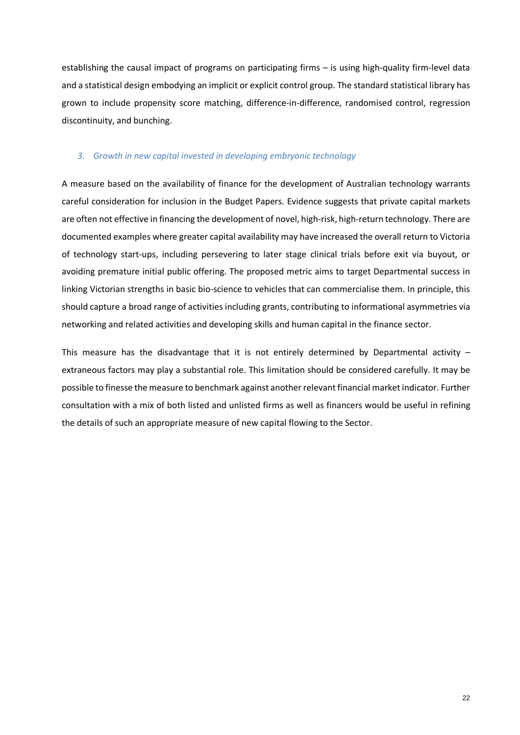establishing the causal impact of programs on participating firms – is using high-quality firm-level data and a statistical design embodying an implicit or explicit control group. The standard statistical library has grown to include propensity score matching, difference-in-difference, randomised control, regression discontinuity, and bunching.

### *3. Growth in new capital invested in developing embryonic technology*

A measure based on the availability of finance for the development of Australian technology warrants careful consideration for inclusion in the Budget Papers. Evidence suggests that private capital markets are often not effective in financing the development of novel, high-risk, high-return technology. There are documented examples where greater capital availability may have increased the overall return to Victoria of technology start-ups, including persevering to later stage clinical trials before exit via buyout, or avoiding premature initial public offering. The proposed metric aims to target Departmental success in linking Victorian strengths in basic bio-science to vehicles that can commercialise them. In principle, this should capture a broad range of activities including grants, contributing to informational asymmetries via networking and related activities and developing skills and human capital in the finance sector.

This measure has the disadvantage that it is not entirely determined by Departmental activity – extraneous factors may play a substantial role. This limitation should be considered carefully. It may be possible to finesse the measure to benchmark against another relevant financial market indicator. Further consultation with a mix of both listed and unlisted firms as well as financers would be useful in refining the details of such an appropriate measure of new capital flowing to the Sector.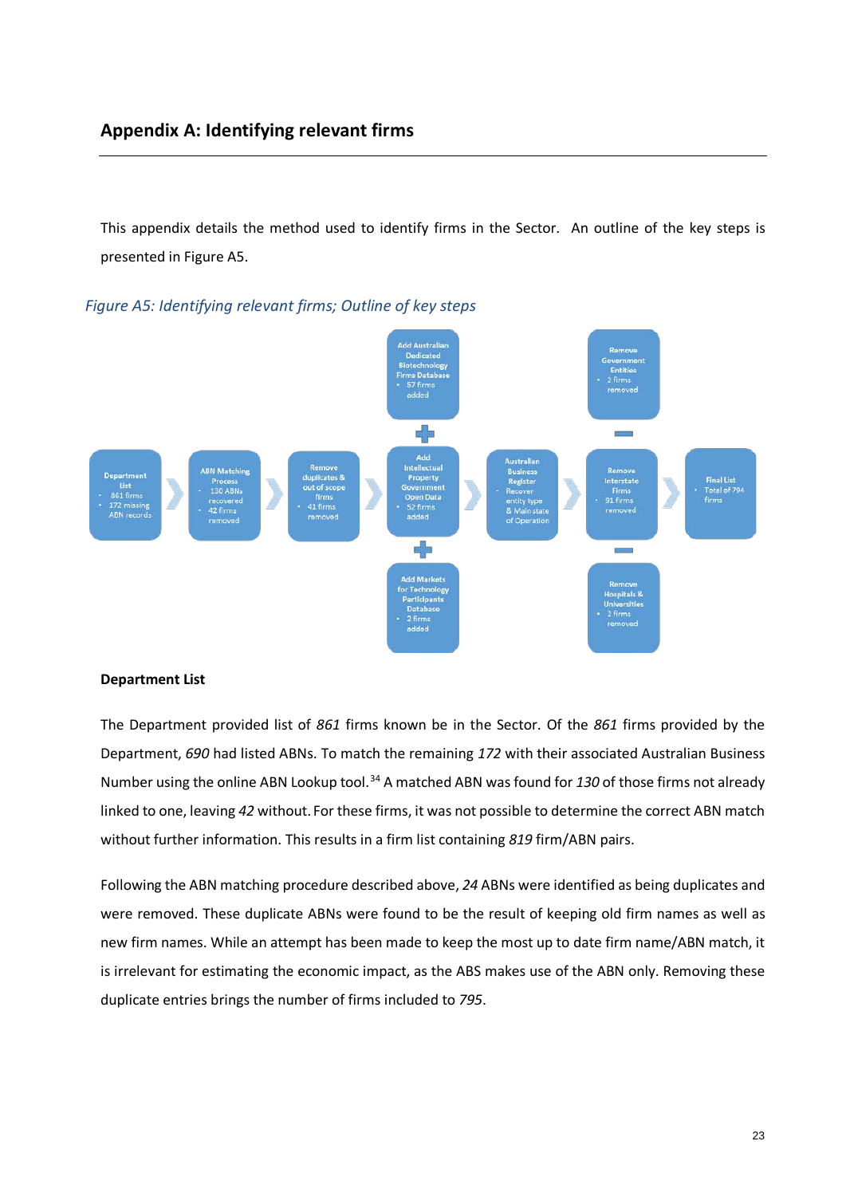## Appendix A: Identifying relevant firms

This appendix details the method used to identify firms in the Sector. An outline of the key steps is presented in Figure A5.

*Figure A5: Identifying relevant firms; Outline of key steps*

Department List
- 861 firms
- 172 missing ABN records

ABN Matching Process
- 130 ABNs recovered
- 42 firms removed

Remove duplicates & out of scope firms
- 41 firms removed

Add Australian Dedicated Biotechnology Firms Database
- 57 firms added

Add Intellectual Property Government Open Data
- 52 firms added

Add Markets for Technology Participants Database
- 2 firms added

Australian Business Register
- Recover entity type & Main state of Operation

Remove Government Entities
- 2 firms removed

Remove Interstate Firms
- 91 firms removed

Remove Hospitals & Universities
- 2 firms removed

Final List
- Total of 794 firms

**Department List**

The Department provided list of *861* firms known be in the Sector. Of the *861* firms provided by the Department, *690* had listed ABNs. To match the remaining *172* with their associated Australian Business Number using the online ABN Lookup tool.[34] A matched ABN was found for *130* of those firms not already linked to one, leaving *42* without. For these firms, it was not possible to determine the correct ABN match without further information. This results in a firm list containing *819* firm/ABN pairs.

Following the ABN matching procedure described above, *24* ABNs were identified as being duplicates and were removed. These duplicate ABNs were found to be the result of keeping old firm names as well as new firm names. While an attempt has been made to keep the most up to date firm name/ABN match, it is irrelevant for estimating the economic impact, as the ABS makes use of the ABN only. Removing these duplicate entries brings the number of firms included to *795*.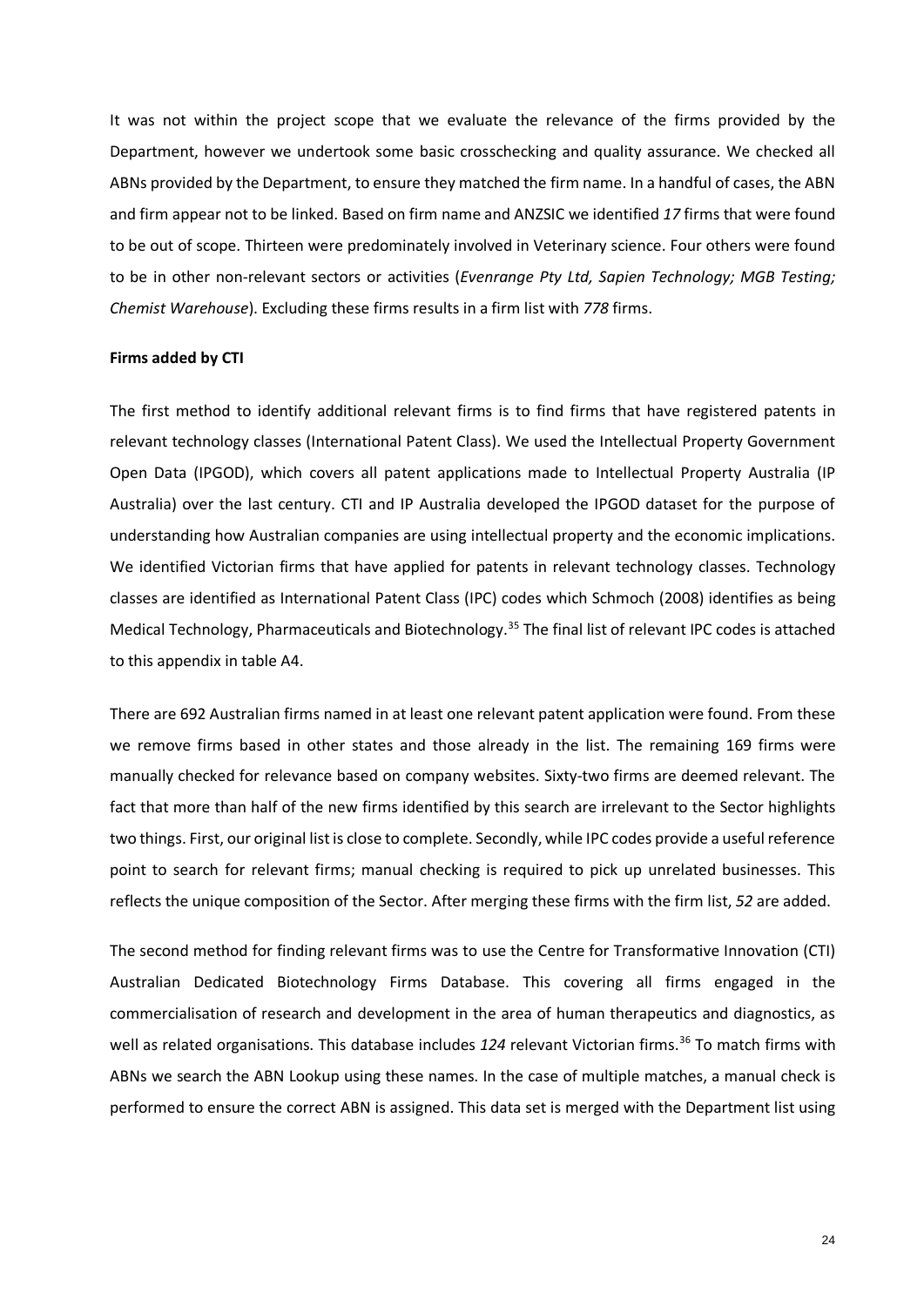It was not within the project scope that we evaluate the relevance of the firms provided by the Department, however we undertook some basic crosschecking and quality assurance. We checked all ABNs provided by the Department, to ensure they matched the firm name. In a handful of cases, the ABN and firm appear not to be linked. Based on firm name and ANZSIC we identified *17* firms that were found to be out of scope. Thirteen were predominately involved in Veterinary science. Four others were found to be in other non-relevant sectors or activities (*Evenrange Pty Ltd, Sapien Technology; MGB Testing; Chemist Warehouse*). Excluding these firms results in a firm list with *778* firms.

**Firms added by CTI**

The first method to identify additional relevant firms is to find firms that have registered patents in relevant technology classes (International Patent Class). We used the Intellectual Property Government Open Data (IPGOD), which covers all patent applications made to Intellectual Property Australia (IP Australia) over the last century. CTI and IP Australia developed the IPGOD dataset for the purpose of understanding how Australian companies are using intellectual property and the economic implications. We identified Victorian firms that have applied for patents in relevant technology classes. Technology classes are identified as International Patent Class (IPC) codes which Schmoch (2008) identifies as being Medical Technology, Pharmaceuticals and Biotechnology.[35] The final list of relevant IPC codes is attached to this appendix in table A4.

There are 692 Australian firms named in at least one relevant patent application were found. From these we remove firms based in other states and those already in the list. The remaining 169 firms were manually checked for relevance based on company websites. Sixty-two firms are deemed relevant. The fact that more than half of the new firms identified by this search are irrelevant to the Sector highlights two things. First, our original list is close to complete. Secondly, while IPC codes provide a useful reference point to search for relevant firms; manual checking is required to pick up unrelated businesses. This reflects the unique composition of the Sector. After merging these firms with the firm list, *52* are added.

The second method for finding relevant firms was to use the Centre for Transformative Innovation (CTI) Australian Dedicated Biotechnology Firms Database. This covering all firms engaged in the commercialisation of research and development in the area of human therapeutics and diagnostics, as well as related organisations. This database includes *124* relevant Victorian firms.[36] To match firms with ABNs we search the ABN Lookup using these names. In the case of multiple matches, a manual check is performed to ensure the correct ABN is assigned. This data set is merged with the Department list using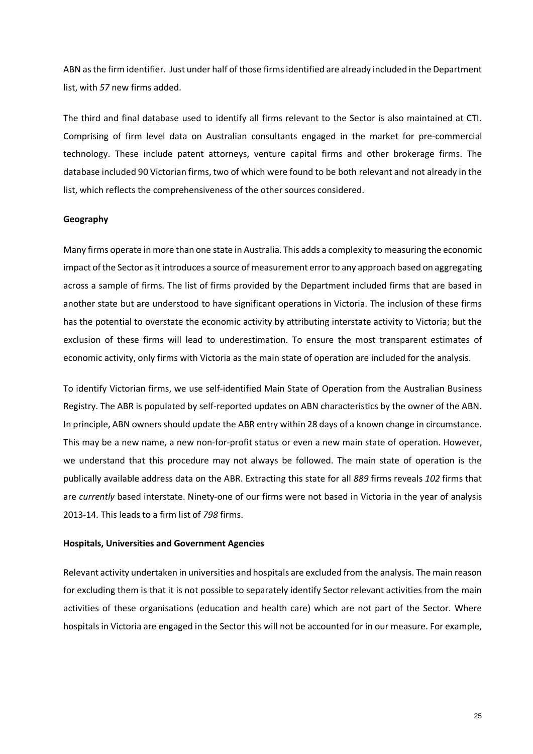ABN as the firm identifier. Just under half of those firms identified are already included in the Department list, with *57* new firms added.

The third and final database used to identify all firms relevant to the Sector is also maintained at CTI. Comprising of firm level data on Australian consultants engaged in the market for pre-commercial technology. These include patent attorneys, venture capital firms and other brokerage firms. The database included 90 Victorian firms, two of which were found to be both relevant and not already in the list, which reflects the comprehensiveness of the other sources considered.

**Geography**

Many firms operate in more than one state in Australia. This adds a complexity to measuring the economic impact of the Sector as it introduces a source of measurement error to any approach based on aggregating across a sample of firms. The list of firms provided by the Department included firms that are based in another state but are understood to have significant operations in Victoria. The inclusion of these firms has the potential to overstate the economic activity by attributing interstate activity to Victoria; but the exclusion of these firms will lead to underestimation. To ensure the most transparent estimates of economic activity, only firms with Victoria as the main state of operation are included for the analysis.

To identify Victorian firms, we use self-identified Main State of Operation from the Australian Business Registry. The ABR is populated by self-reported updates on ABN characteristics by the owner of the ABN. In principle, ABN owners should update the ABR entry within 28 days of a known change in circumstance. This may be a new name, a new non-for-profit status or even a new main state of operation. However, we understand that this procedure may not always be followed. The main state of operation is the publically available address data on the ABR. Extracting this state for all *889* firms reveals *102* firms that are *currently* based interstate. Ninety-one of our firms were not based in Victoria in the year of analysis 2013-14. This leads to a firm list of *798* firms.

**Hospitals, Universities and Government Agencies**

Relevant activity undertaken in universities and hospitals are excluded from the analysis. The main reason for excluding them is that it is not possible to separately identify Sector relevant activities from the main activities of these organisations (education and health care) which are not part of the Sector. Where hospitals in Victoria are engaged in the Sector this will not be accounted for in our measure. For example,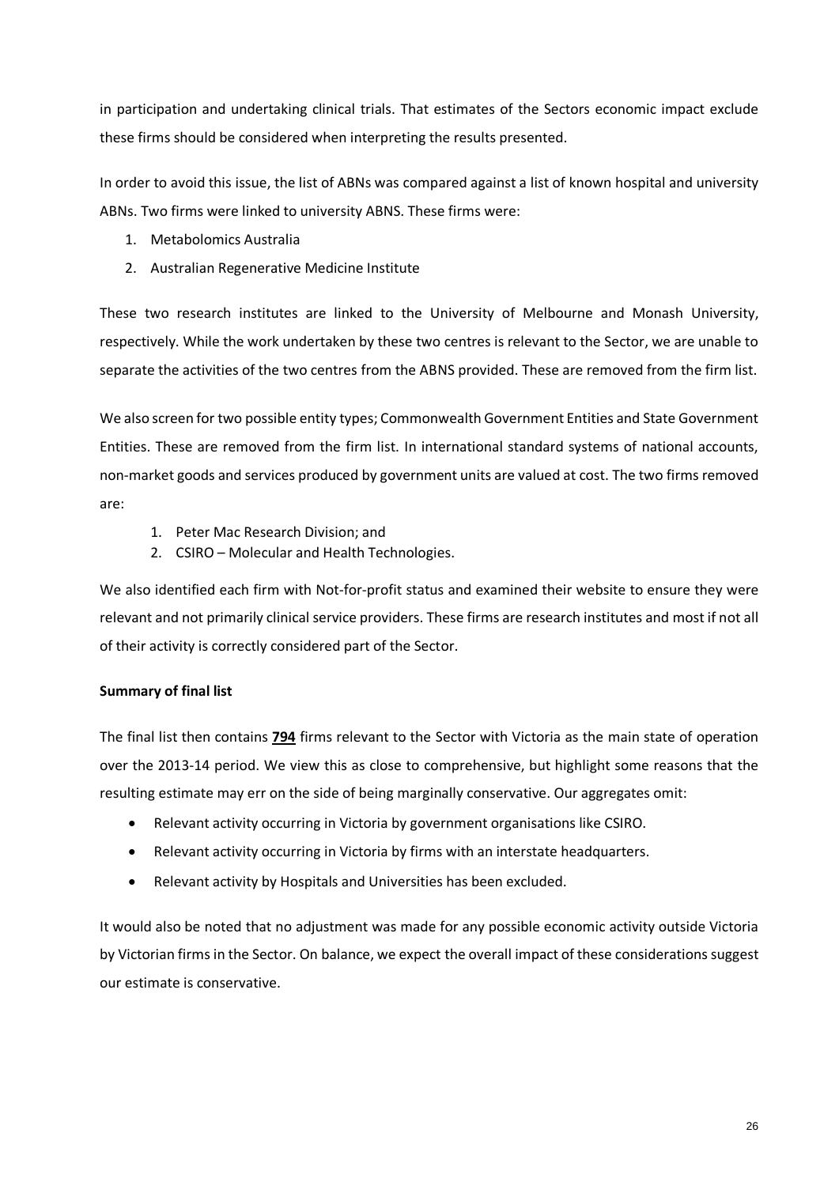in participation and undertaking clinical trials. That estimates of the Sectors economic impact exclude these firms should be considered when interpreting the results presented.

In order to avoid this issue, the list of ABNs was compared against a list of known hospital and university ABNs. Two firms were linked to university ABNS. These firms were:

1. Metabolomics Australia
2. Australian Regenerative Medicine Institute

These two research institutes are linked to the University of Melbourne and Monash University, respectively. While the work undertaken by these two centres is relevant to the Sector, we are unable to separate the activities of the two centres from the ABNS provided. These are removed from the firm list.

We also screen for two possible entity types; Commonwealth Government Entities and State Government Entities. These are removed from the firm list. In international standard systems of national accounts, non-market goods and services produced by government units are valued at cost. The two firms removed are:

1. Peter Mac Research Division; and
2. CSIRO – Molecular and Health Technologies.

We also identified each firm with Not-for-profit status and examined their website to ensure they were relevant and not primarily clinical service providers. These firms are research institutes and most if not all of their activity is correctly considered part of the Sector.

**Summary of final list**

The final list then contains **794** firms relevant to the Sector with Victoria as the main state of operation over the 2013-14 period. We view this as close to comprehensive, but highlight some reasons that the resulting estimate may err on the side of being marginally conservative. Our aggregates omit:

- Relevant activity occurring in Victoria by government organisations like CSIRO.
- Relevant activity occurring in Victoria by firms with an interstate headquarters.
- Relevant activity by Hospitals and Universities has been excluded.

It would also be noted that no adjustment was made for any possible economic activity outside Victoria by Victorian firms in the Sector. On balance, we expect the overall impact of these considerations suggest our estimate is conservative.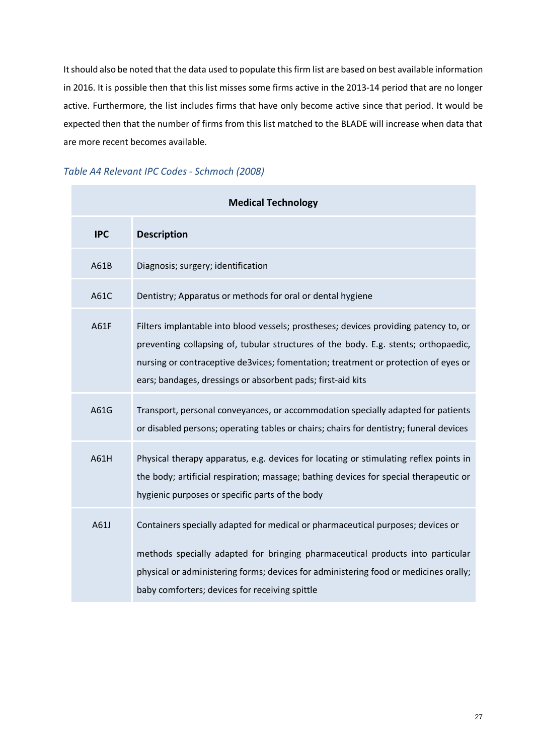It should also be noted that the data used to populate this firm list are based on best available information in 2016. It is possible then that this list misses some firms active in the 2013-14 period that are no longer active. Furthermore, the list includes firms that have only become active since that period. It would be expected then that the number of firms from this list matched to the BLADE will increase when data that are more recent becomes available.

*Table A4 Relevant IPC Codes - Schmoch (2008)*

| **Medical Technology** | |
|---|---|
| **IPC** | **Description** |
| A61B | Diagnosis; surgery; identification |
| A61C | Dentistry; Apparatus or methods for oral or dental hygiene |
| A61F | Filters implantable into blood vessels; prostheses; devices providing patency to, or preventing collapsing of, tubular structures of the body. E.g. stents; orthopaedic, nursing or contraceptive de3vices; fomentation; treatment or protection of eyes or ears; bandages, dressings or absorbent pads; first-aid kits |
| A61G | Transport, personal conveyances, or accommodation specially adapted for patients or disabled persons; operating tables or chairs; chairs for dentistry; funeral devices |
| A61H | Physical therapy apparatus, e.g. devices for locating or stimulating reflex points in the body; artificial respiration; massage; bathing devices for special therapeutic or hygienic purposes or specific parts of the body |
| A61J | Containers specially adapted for medical or pharmaceutical purposes; devices or methods specially adapted for bringing pharmaceutical products into particular physical or administering forms; devices for administering food or medicines orally; baby comforters; devices for receiving spittle |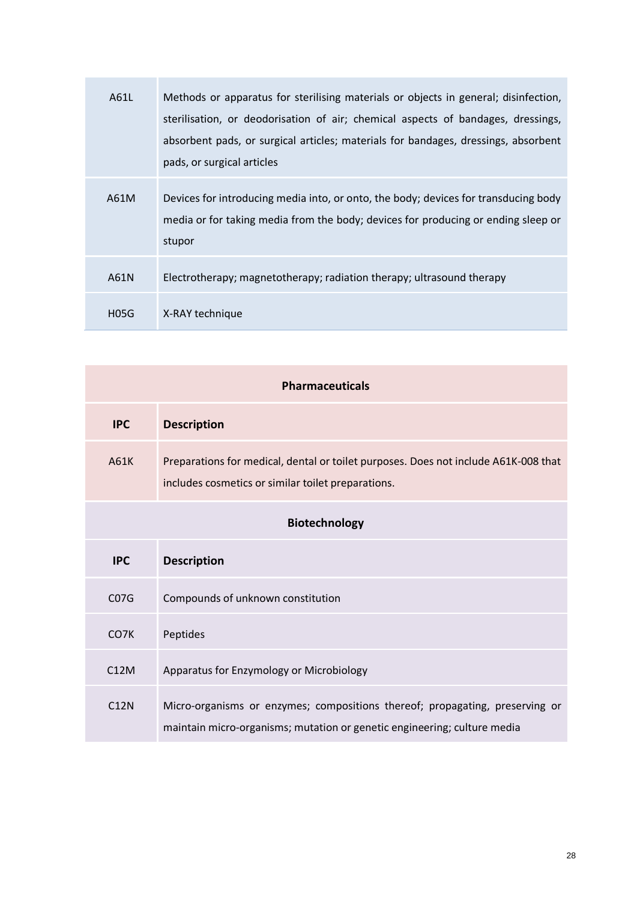| | |
|---|---|
| A61L | Methods or apparatus for sterilising materials or objects in general; disinfection, sterilisation, or deodorisation of air; chemical aspects of bandages, dressings, absorbent pads, or surgical articles; materials for bandages, dressings, absorbent pads, or surgical articles |
| A61M | Devices for introducing media into, or onto, the body; devices for transducing body media or for taking media from the body; devices for producing or ending sleep or stupor |
| A61N | Electrotherapy; magnetotherapy; radiation therapy; ultrasound therapy |
| H05G | X-RAY technique |

| **Pharmaceuticals** | |
|---|---|
| **IPC** | **Description** |
| A61K | Preparations for medical, dental or toilet purposes. Does not include A61K-008 that includes cosmetics or similar toilet preparations. |
| **Biotechnology** | |
| **IPC** | **Description** |
| C07G | Compounds of unknown constitution |
| CO7K | Peptides |
| C12M | Apparatus for Enzymology or Microbiology |
| C12N | Micro-organisms or enzymes; compositions thereof; propagating, preserving or maintain micro-organisms; mutation or genetic engineering; culture media |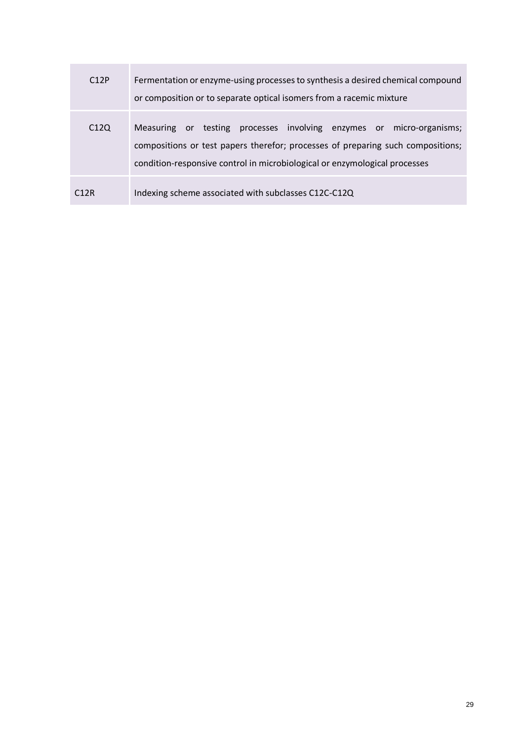| | |
|---|---|
| C12P | Fermentation or enzyme-using processes to synthesis a desired chemical compound or composition or to separate optical isomers from a racemic mixture |
| C12Q | Measuring or testing processes involving enzymes or micro-organisms; compositions or test papers therefor; processes of preparing such compositions; condition-responsive control in microbiological or enzymological processes |
| C12R | Indexing scheme associated with subclasses C12C-C12Q |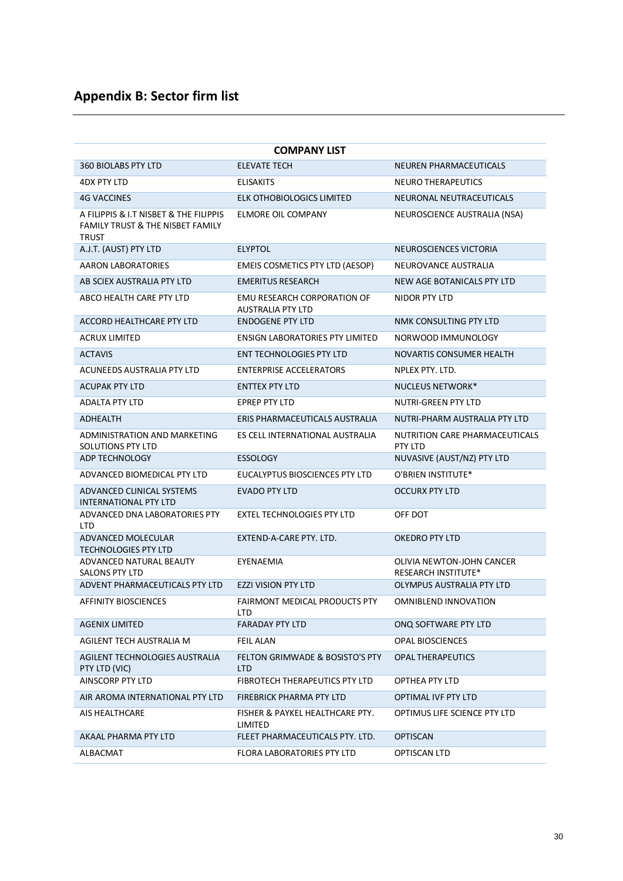## Appendix B: Sector firm list

| COMPANY LIST | | |
|---|---|---|
| 360 BIOLABS PTY LTD | ELEVATE TECH | NEUREN PHARMACEUTICALS |
| 4DX PTY LTD | ELISAKITS | NEURO THERAPEUTICS |
| 4G VACCINES | ELK OTHOBIOLOGICS LIMITED | NEURONAL NEUTRACEUTICALS |
| A FILIPPIS & I.T NISBET & THE FILIPPIS FAMILY TRUST & THE NISBET FAMILY TRUST | ELMORE OIL COMPANY | NEUROSCIENCE AUSTRALIA (NSA) |
| A.J.T. (AUST) PTY LTD | ELYPTOL | NEUROSCIENCES VICTORIA |
| AARON LABORATORIES | EMEIS COSMETICS PTY LTD (AESOP) | NEUROVANCE AUSTRALIA |
| AB SCIEX AUSTRALIA PTY LTD | EMERITUS RESEARCH | NEW AGE BOTANICALS PTY LTD |
| ABCO HEALTH CARE PTY LTD | EMU RESEARCH CORPORATION OF AUSTRALIA PTY LTD | NIDOR PTY LTD |
| ACCORD HEALTHCARE PTY LTD | ENDOGENE PTY LTD | NMK CONSULTING PTY LTD |
| ACRUX LIMITED | ENSIGN LABORATORIES PTY LIMITED | NORWOOD IMMUNOLOGY |
| ACTAVIS | ENT TECHNOLOGIES PTY LTD | NOVARTIS CONSUMER HEALTH |
| ACUNEEDS AUSTRALIA PTY LTD | ENTERPRISE ACCELERATORS | NPLEX PTY. LTD. |
| ACUPAK PTY LTD | ENTTEX PTY LTD | NUCLEUS NETWORK* |
| ADALTA PTY LTD | EPREP PTY LTD | NUTRI-GREEN PTY LTD |
| ADHEALTH | ERIS PHARMACEUTICALS AUSTRALIA | NUTRI-PHARM AUSTRALIA PTY LTD |
| ADMINISTRATION AND MARKETING SOLUTIONS PTY LTD | ES CELL INTERNATIONAL AUSTRALIA | NUTRITION CARE PHARMACEUTICALS PTY LTD |
| ADP TECHNOLOGY | ESSOLOGY | NUVASIVE (AUST/NZ) PTY LTD |
| ADVANCED BIOMEDICAL PTY LTD | EUCALYPTUS BIOSCIENCES PTY LTD | O'BRIEN INSTITUTE* |
| ADVANCED CLINICAL SYSTEMS INTERNATIONAL PTY LTD | EVADO PTY LTD | OCCURX PTY LTD |
| ADVANCED DNA LABORATORIES PTY LTD | EXTEL TECHNOLOGIES PTY LTD | OFF DOT |
| ADVANCED MOLECULAR TECHNOLOGIES PTY LTD | EXTEND-A-CARE PTY. LTD. | OKEDRO PTY LTD |
| ADVANCED NATURAL BEAUTY SALONS PTY LTD | EYENAEMIA | OLIVIA NEWTON-JOHN CANCER RESEARCH INSTITUTE* |
| ADVENT PHARMACEUTICALS PTY LTD | EZZI VISION PTY LTD | OLYMPUS AUSTRALIA PTY LTD |
| AFFINITY BIOSCIENCES | FAIRMONT MEDICAL PRODUCTS PTY LTD | OMNIBLEND INNOVATION |
| AGENIX LIMITED | FARADAY PTY LTD | ONQ SOFTWARE PTY LTD |
| AGILENT TECH AUSTRALIA M | FEIL ALAN | OPAL BIOSCIENCES |
| AGILENT TECHNOLOGIES AUSTRALIA PTY LTD (VIC) | FELTON GRIMWADE & BOSISTO'S PTY LTD | OPAL THERAPEUTICS |
| AINSCORP PTY LTD | FIBROTECH THERAPEUTICS PTY LTD | OPTHEA PTY LTD |
| AIR AROMA INTERNATIONAL PTY LTD | FIREBRICK PHARMA PTY LTD | OPTIMAL IVF PTY LTD |
| AIS HEALTHCARE | FISHER & PAYKEL HEALTHCARE PTY. LIMITED | OPTIMUS LIFE SCIENCE PTY LTD |
| AKAAL PHARMA PTY LTD | FLEET PHARMACEUTICALS PTY. LTD. | OPTISCAN |
| ALBACMAT | FLORA LABORATORIES PTY LTD | OPTISCAN LTD |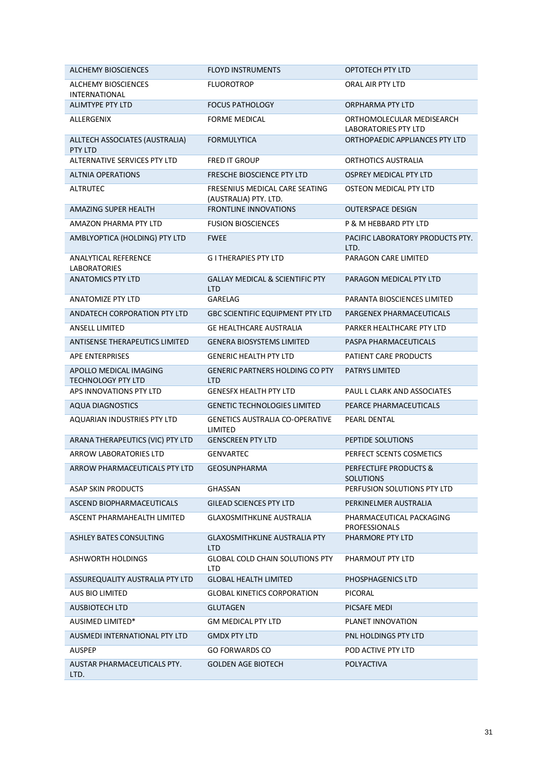| | | |
|---|---|---|
| ALCHEMY BIOSCIENCES | FLOYD INSTRUMENTS | OPTOTECH PTY LTD |
| ALCHEMY BIOSCIENCES INTERNATIONAL | FLUOROTROP | ORAL AIR PTY LTD |
| ALIMTYPE PTY LTD | FOCUS PATHOLOGY | ORPHARMA PTY LTD |
| ALLERGENIX | FORME MEDICAL | ORTHOMOLECULAR MEDISEARCH LABORATORIES PTY LTD |
| ALLTECH ASSOCIATES (AUSTRALIA) PTY LTD | FORMULYTICA | ORTHOPAEDIC APPLIANCES PTY LTD |
| ALTERNATIVE SERVICES PTY LTD | FRED IT GROUP | ORTHOTICS AUSTRALIA |
| ALTNIA OPERATIONS | FRESCHE BIOSCIENCE PTY LTD | OSPREY MEDICAL PTY LTD |
| ALTRUTEC | FRESENIUS MEDICAL CARE SEATING (AUSTRALIA) PTY. LTD. | OSTEON MEDICAL PTY LTD |
| AMAZING SUPER HEALTH | FRONTLINE INNOVATIONS | OUTERSPACE DESIGN |
| AMAZON PHARMA PTY LTD | FUSION BIOSCIENCES | P & M HEBBARD PTY LTD |
| AMBLYOPTICA (HOLDING) PTY LTD | FWEE | PACIFIC LABORATORY PRODUCTS PTY. LTD. |
| ANALYTICAL REFERENCE LABORATORIES | G I THERAPIES PTY LTD | PARAGON CARE LIMITED |
| ANATOMICS PTY LTD | GALLAY MEDICAL & SCIENTIFIC PTY LTD | PARAGON MEDICAL PTY LTD |
| ANATOMIZE PTY LTD | GARELAG | PARANTA BIOSCIENCES LIMITED |
| ANDATECH CORPORATION PTY LTD | GBC SCIENTIFIC EQUIPMENT PTY LTD | PARGENEX PHARMACEUTICALS |
| ANSELL LIMITED | GE HEALTHCARE AUSTRALIA | PARKER HEALTHCARE PTY LTD |
| ANTISENSE THERAPEUTICS LIMITED | GENERA BIOSYSTEMS LIMITED | PASPA PHARMACEUTICALS |
| APE ENTERPRISES | GENERIC HEALTH PTY LTD | PATIENT CARE PRODUCTS |
| APOLLO MEDICAL IMAGING TECHNOLOGY PTY LTD | GENERIC PARTNERS HOLDING CO PTY LTD | PATRYS LIMITED |
| APS INNOVATIONS PTY LTD | GENESFX HEALTH PTY LTD | PAUL L CLARK AND ASSOCIATES |
| AQUA DIAGNOSTICS | GENETIC TECHNOLOGIES LIMITED | PEARCE PHARMACEUTICALS |
| AQUARIAN INDUSTRIES PTY LTD | GENETICS AUSTRALIA CO-OPERATIVE LIMITED | PEARL DENTAL |
| ARANA THERAPEUTICS (VIC) PTY LTD | GENSCREEN PTY LTD | PEPTIDE SOLUTIONS |
| ARROW LABORATORIES LTD | GENVARTEC | PERFECT SCENTS COSMETICS |
| ARROW PHARMACEUTICALS PTY LTD | GEOSUNPHARMA | PERFECTLIFE PRODUCTS & SOLUTIONS |
| ASAP SKIN PRODUCTS | GHASSAN | PERFUSION SOLUTIONS PTY LTD |
| ASCEND BIOPHARMACEUTICALS | GILEAD SCIENCES PTY LTD | PERKINELMER AUSTRALIA |
| ASCENT PHARMAHEALTH LIMITED | GLAXOSMITHKLINE AUSTRALIA | PHARMACEUTICAL PACKAGING PROFESSIONALS |
| ASHLEY BATES CONSULTING | GLAXOSMITHKLINE AUSTRALIA PTY LTD | PHARMORE PTY LTD |
| ASHWORTH HOLDINGS | GLOBAL COLD CHAIN SOLUTIONS PTY LTD | PHARMOUT PTY LTD |
| ASSUREQUALITY AUSTRALIA PTY LTD | GLOBAL HEALTH LIMITED | PHOSPHAGENICS LTD |
| AUS BIO LIMITED | GLOBAL KINETICS CORPORATION | PICORAL |
| AUSBIOTECH LTD | GLUTAGEN | PICSAFE MEDI |
| AUSIMED LIMITED* | GM MEDICAL PTY LTD | PLANET INNOVATION |
| AUSMEDI INTERNATIONAL PTY LTD | GMDX PTY LTD | PNL HOLDINGS PTY LTD |
| AUSPEP | GO FORWARDS CO | POD ACTIVE PTY LTD |
| AUSTAR PHARMACEUTICALS PTY. LTD. | GOLDEN AGE BIOTECH | POLYACTIVA |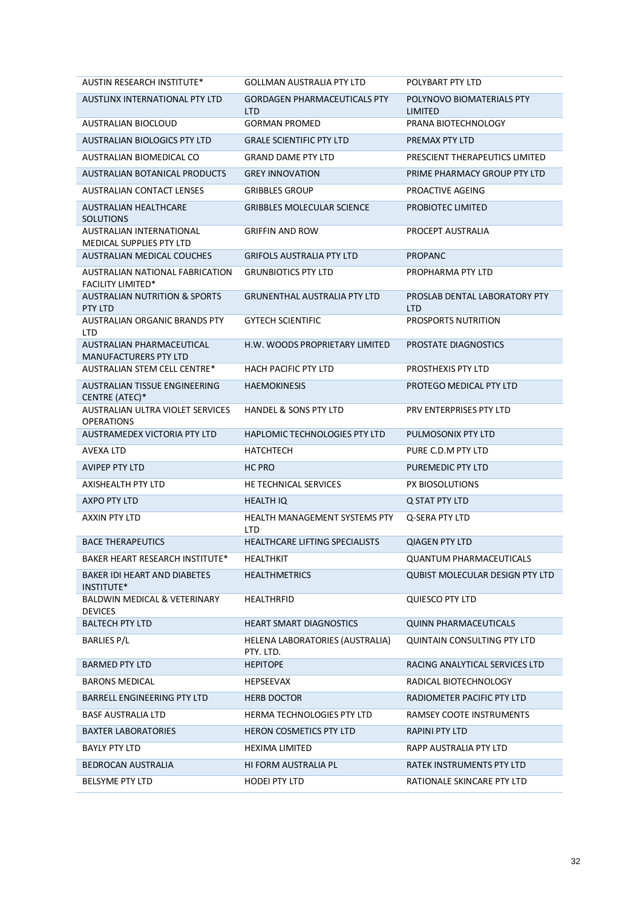| | | |
|---|---|---|
| AUSTIN RESEARCH INSTITUTE* | GOLLMAN AUSTRALIA PTY LTD | POLYBART PTY LTD |
| AUSTLINX INTERNATIONAL PTY LTD | GORDAGEN PHARMACEUTICALS PTY LTD | POLYNOVO BIOMATERIALS PTY LIMITED |
| AUSTRALIAN BIOCLOUD | GORMAN PROMED | PRANA BIOTECHNOLOGY |
| AUSTRALIAN BIOLOGICS PTY LTD | GRALE SCIENTIFIC PTY LTD | PREMAX PTY LTD |
| AUSTRALIAN BIOMEDICAL CO | GRAND DAME PTY LTD | PRESCIENT THERAPEUTICS LIMITED |
| AUSTRALIAN BOTANICAL PRODUCTS | GREY INNOVATION | PRIME PHARMACY GROUP PTY LTD |
| AUSTRALIAN CONTACT LENSES | GRIBBLES GROUP | PROACTIVE AGEING |
| AUSTRALIAN HEALTHCARE SOLUTIONS | GRIBBLES MOLECULAR SCIENCE | PROBIOTEC LIMITED |
| AUSTRALIAN INTERNATIONAL MEDICAL SUPPLIES PTY LTD | GRIFFIN AND ROW | PROCEPT AUSTRALIA |
| AUSTRALIAN MEDICAL COUCHES | GRIFOLS AUSTRALIA PTY LTD | PROPANC |
| AUSTRALIAN NATIONAL FABRICATION FACILITY LIMITED* | GRUNBIOTICS PTY LTD | PROPHARMA PTY LTD |
| AUSTRALIAN NUTRITION & SPORTS PTY LTD | GRUNENTHAL AUSTRALIA PTY LTD | PROSLAB DENTAL LABORATORY PTY LTD |
| AUSTRALIAN ORGANIC BRANDS PTY LTD | GYTECH SCIENTIFIC | PROSPORTS NUTRITION |
| AUSTRALIAN PHARMACEUTICAL MANUFACTURERS PTY LTD | H.W. WOODS PROPRIETARY LIMITED | PROSTATE DIAGNOSTICS |
| AUSTRALIAN STEM CELL CENTRE* | HACH PACIFIC PTY LTD | PROSTHEXIS PTY LTD |
| AUSTRALIAN TISSUE ENGINEERING CENTRE (ATEC)* | HAEMOKINESIS | PROTEGO MEDICAL PTY LTD |
| AUSTRALIAN ULTRA VIOLET SERVICES OPERATIONS | HANDEL & SONS PTY LTD | PRV ENTERPRISES PTY LTD |
| AUSTRAMEDEX VICTORIA PTY LTD | HAPLOMIC TECHNOLOGIES PTY LTD | PULMOSONIX PTY LTD |
| AVEXA LTD | HATCHTECH | PURE C.D.M PTY LTD |
| AVIPEP PTY LTD | HC PRO | PUREMEDIC PTY LTD |
| AXISHEALTH PTY LTD | HE TECHNICAL SERVICES | PX BIOSOLUTIONS |
| AXPO PTY LTD | HEALTH IQ | Q STAT PTY LTD |
| AXXIN PTY LTD | HEALTH MANAGEMENT SYSTEMS PTY LTD | Q-SERA PTY LTD |
| BACE THERAPEUTICS | HEALTHCARE LIFTING SPECIALISTS | QIAGEN PTY LTD |
| BAKER HEART RESEARCH INSTITUTE* | HEALTHKIT | QUANTUM PHARMACEUTICALS |
| BAKER IDI HEART AND DIABETES INSTITUTE* | HEALTHMETRICS | QUBIST MOLECULAR DESIGN PTY LTD |
| BALDWIN MEDICAL & VETERINARY DEVICES | HEALTHRFID | QUIESCO PTY LTD |
| BALTECH PTY LTD | HEART SMART DIAGNOSTICS | QUINN PHARMACEUTICALS |
| BARLIES P/L | HELENA LABORATORIES (AUSTRALIA) PTY. LTD. | QUINTAIN CONSULTING PTY LTD |
| BARMED PTY LTD | HEPITOPE | RACING ANALYTICAL SERVICES LTD |
| BARONS MEDICAL | HEPSEEVAX | RADICAL BIOTECHNOLOGY |
| BARRELL ENGINEERING PTY LTD | HERB DOCTOR | RADIOMETER PACIFIC PTY LTD |
| BASF AUSTRALIA LTD | HERMA TECHNOLOGIES PTY LTD | RAMSEY COOTE INSTRUMENTS |
| BAXTER LABORATORIES | HERON COSMETICS PTY LTD | RAPINI PTY LTD |
| BAYLY PTY LTD | HEXIMA LIMITED | RAPP AUSTRALIA PTY LTD |
| BEDROCAN AUSTRALIA | HI FORM AUSTRALIA PL | RATEK INSTRUMENTS PTY LTD |
| BELSYME PTY LTD | HODEI PTY LTD | RATIONALE SKINCARE PTY LTD |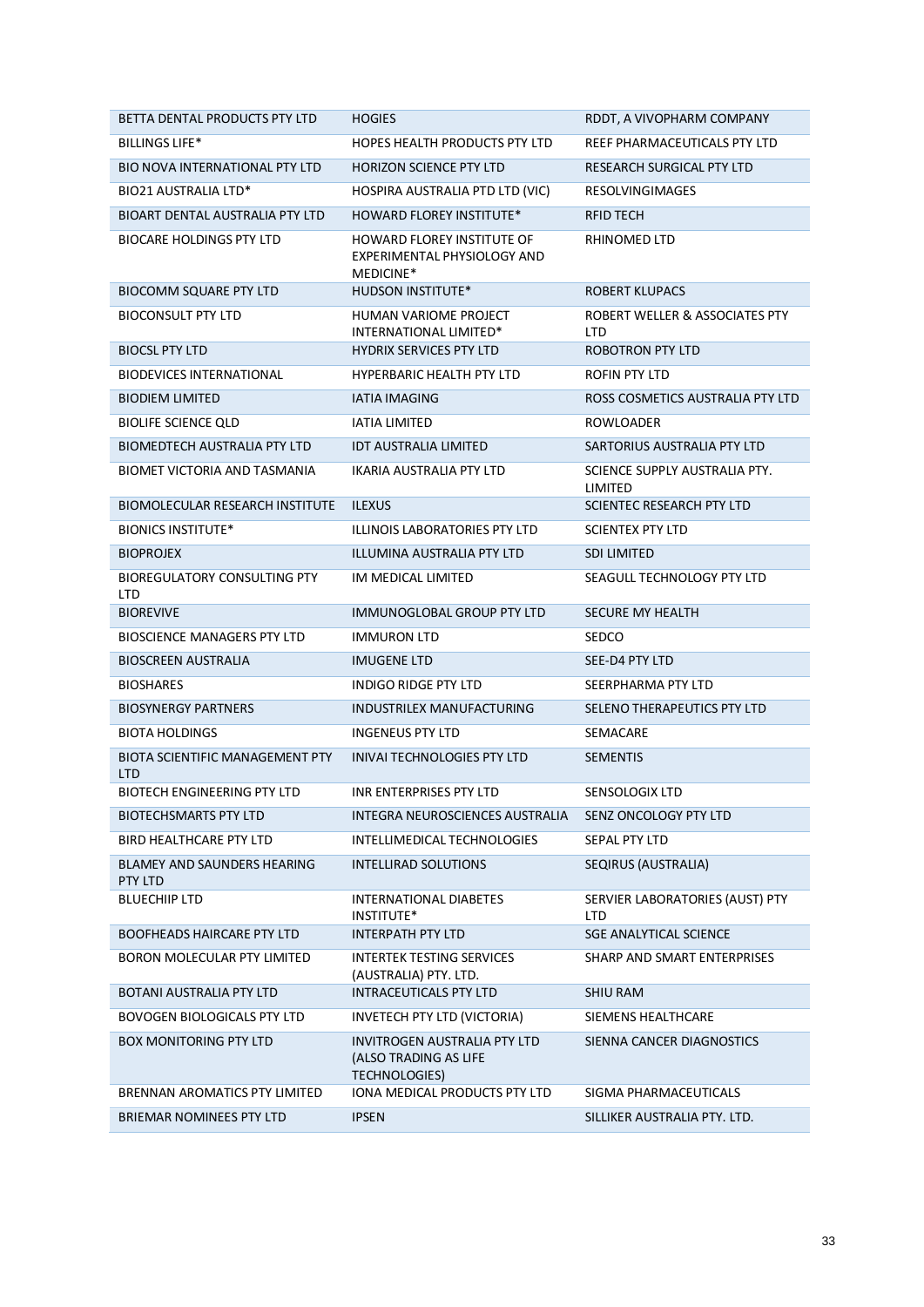| | | |
|---|---|---|
| BETTA DENTAL PRODUCTS PTY LTD | HOGIES | RDDT, A VIVOPHARM COMPANY |
| BILLINGS LIFE* | HOPES HEALTH PRODUCTS PTY LTD | REEF PHARMACEUTICALS PTY LTD |
| BIO NOVA INTERNATIONAL PTY LTD | HORIZON SCIENCE PTY LTD | RESEARCH SURGICAL PTY LTD |
| BIO21 AUSTRALIA LTD* | HOSPIRA AUSTRALIA PTD LTD (VIC) | RESOLVINGIMAGES |
| BIOART DENTAL AUSTRALIA PTY LTD | HOWARD FLOREY INSTITUTE* | RFID TECH |
| BIOCARE HOLDINGS PTY LTD | HOWARD FLOREY INSTITUTE OF EXPERIMENTAL PHYSIOLOGY AND MEDICINE* | RHINOMED LTD |
| BIOCOMM SQUARE PTY LTD | HUDSON INSTITUTE* | ROBERT KLUPACS |
| BIOCONSULT PTY LTD | HUMAN VARIOME PROJECT INTERNATIONAL LIMITED* | ROBERT WELLER & ASSOCIATES PTY LTD |
| BIOCSL PTY LTD | HYDRIX SERVICES PTY LTD | ROBOTRON PTY LTD |
| BIODEVICES INTERNATIONAL | HYPERBARIC HEALTH PTY LTD | ROFIN PTY LTD |
| BIODIEM LIMITED | IATIA IMAGING | ROSS COSMETICS AUSTRALIA PTY LTD |
| BIOLIFE SCIENCE QLD | IATIA LIMITED | ROWLOADER |
| BIOMEDTECH AUSTRALIA PTY LTD | IDT AUSTRALIA LIMITED | SARTORIUS AUSTRALIA PTY LTD |
| BIOMET VICTORIA AND TASMANIA | IKARIA AUSTRALIA PTY LTD | SCIENCE SUPPLY AUSTRALIA PTY. LIMITED |
| BIOMOLECULAR RESEARCH INSTITUTE | ILEXUS | SCIENTEC RESEARCH PTY LTD |
| BIONICS INSTITUTE* | ILLINOIS LABORATORIES PTY LTD | SCIENTEX PTY LTD |
| BIOPROJEX | ILLUMINA AUSTRALIA PTY LTD | SDI LIMITED |
| BIOREGULATORY CONSULTING PTY LTD | IM MEDICAL LIMITED | SEAGULL TECHNOLOGY PTY LTD |
| BIOREVIVE | IMMUNOGLOBAL GROUP PTY LTD | SECURE MY HEALTH |
| BIOSCIENCE MANAGERS PTY LTD | IMMURON LTD | SEDCO |
| BIOSCREEN AUSTRALIA | IMUGENE LTD | SEE-D4 PTY LTD |
| BIOSHARES | INDIGO RIDGE PTY LTD | SEERPHARMA PTY LTD |
| BIOSYNERGY PARTNERS | INDUSTRILEX MANUFACTURING | SELENO THERAPEUTICS PTY LTD |
| BIOTA HOLDINGS | INGENEUS PTY LTD | SEMACARE |
| BIOTA SCIENTIFIC MANAGEMENT PTY LTD | INIVAI TECHNOLOGIES PTY LTD | SEMENTIS |
| BIOTECH ENGINEERING PTY LTD | INR ENTERPRISES PTY LTD | SENSOLOGIX LTD |
| BIOTECHSMARTS PTY LTD | INTEGRA NEUROSCIENCES AUSTRALIA | SENZ ONCOLOGY PTY LTD |
| BIRD HEALTHCARE PTY LTD | INTELLIMEDICAL TECHNOLOGIES | SEPAL PTY LTD |
| BLAMEY AND SAUNDERS HEARING PTY LTD | INTELLIRAD SOLUTIONS | SEQIRUS (AUSTRALIA) |
| BLUECHIIP LTD | INTERNATIONAL DIABETES INSTITUTE* | SERVIER LABORATORIES (AUST) PTY LTD |
| BOOFHEADS HAIRCARE PTY LTD | INTERPATH PTY LTD | SGE ANALYTICAL SCIENCE |
| BORON MOLECULAR PTY LIMITED | INTERTEK TESTING SERVICES (AUSTRALIA) PTY. LTD. | SHARP AND SMART ENTERPRISES |
| BOTANI AUSTRALIA PTY LTD | INTRACEUTICALS PTY LTD | SHIU RAM |
| BOVOGEN BIOLOGICALS PTY LTD | INVETECH PTY LTD (VICTORIA) | SIEMENS HEALTHCARE |
| BOX MONITORING PTY LTD | INVITROGEN AUSTRALIA PTY LTD (ALSO TRADING AS LIFE TECHNOLOGIES) | SIENNA CANCER DIAGNOSTICS |
| BRENNAN AROMATICS PTY LIMITED | IONA MEDICAL PRODUCTS PTY LTD | SIGMA PHARMACEUTICALS |
| BRIEMAR NOMINEES PTY LTD | IPSEN | SILLIKER AUSTRALIA PTY. LTD. |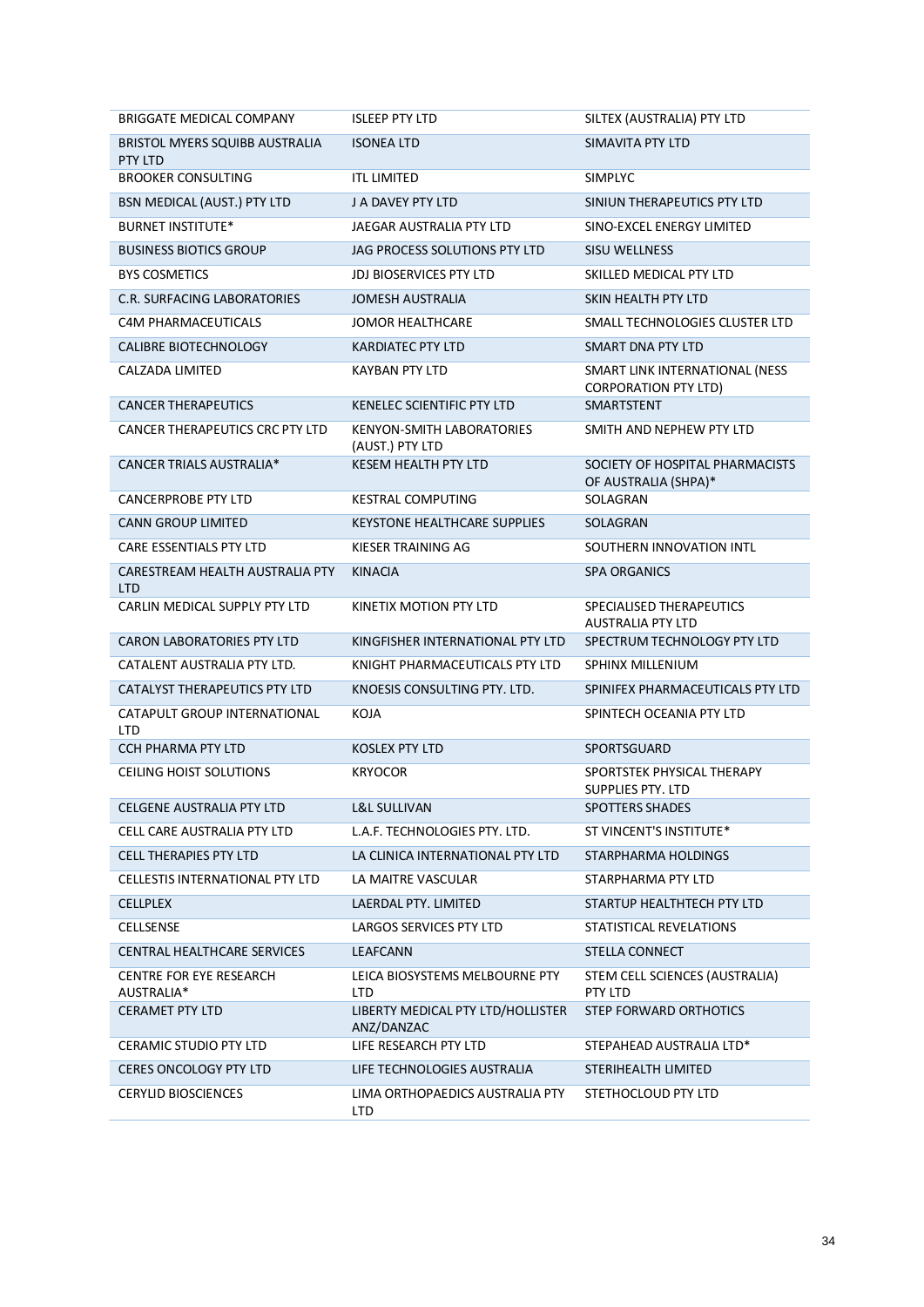| | | |
|---|---|---|
| BRIGGATE MEDICAL COMPANY | ISLEEP PTY LTD | SILTEX (AUSTRALIA) PTY LTD |
| BRISTOL MYERS SQUIBB AUSTRALIA PTY LTD | ISONEA LTD | SIMAVITA PTY LTD |
| BROOKER CONSULTING | ITL LIMITED | SIMPLYC |
| BSN MEDICAL (AUST.) PTY LTD | J A DAVEY PTY LTD | SINIUN THERAPEUTICS PTY LTD |
| BURNET INSTITUTE* | JAEGAR AUSTRALIA PTY LTD | SINO-EXCEL ENERGY LIMITED |
| BUSINESS BIOTICS GROUP | JAG PROCESS SOLUTIONS PTY LTD | SISU WELLNESS |
| BYS COSMETICS | JDJ BIOSERVICES PTY LTD | SKILLED MEDICAL PTY LTD |
| C.R. SURFACING LABORATORIES | JOMESH AUSTRALIA | SKIN HEALTH PTY LTD |
| C4M PHARMACEUTICALS | JOMOR HEALTHCARE | SMALL TECHNOLOGIES CLUSTER LTD |
| CALIBRE BIOTECHNOLOGY | KARDIATEC PTY LTD | SMART DNA PTY LTD |
| CALZADA LIMITED | KAYBAN PTY LTD | SMART LINK INTERNATIONAL (NESS CORPORATION PTY LTD) |
| CANCER THERAPEUTICS | KENELEC SCIENTIFIC PTY LTD | SMARTSTENT |
| CANCER THERAPEUTICS CRC PTY LTD | KENYON-SMITH LABORATORIES (AUST.) PTY LTD | SMITH AND NEPHEW PTY LTD |
| CANCER TRIALS AUSTRALIA* | KESEM HEALTH PTY LTD | SOCIETY OF HOSPITAL PHARMACISTS OF AUSTRALIA (SHPA)* |
| CANCERPROBE PTY LTD | KESTRAL COMPUTING | SOLAGRAN |
| CANN GROUP LIMITED | KEYSTONE HEALTHCARE SUPPLIES | SOLAGRAN |
| CARE ESSENTIALS PTY LTD | KIESER TRAINING AG | SOUTHERN INNOVATION INTL |
| CARESTREAM HEALTH AUSTRALIA PTY LTD | KINACIA | SPA ORGANICS |
| CARLIN MEDICAL SUPPLY PTY LTD | KINETIX MOTION PTY LTD | SPECIALISED THERAPEUTICS AUSTRALIA PTY LTD |
| CARON LABORATORIES PTY LTD | KINGFISHER INTERNATIONAL PTY LTD | SPECTRUM TECHNOLOGY PTY LTD |
| CATALENT AUSTRALIA PTY LTD. | KNIGHT PHARMACEUTICALS PTY LTD | SPHINX MILLENIUM |
| CATALYST THERAPEUTICS PTY LTD | KNOESIS CONSULTING PTY. LTD. | SPINIFEX PHARMACEUTICALS PTY LTD |
| CATAPULT GROUP INTERNATIONAL LTD | KOJA | SPINTECH OCEANIA PTY LTD |
| CCH PHARMA PTY LTD | KOSLEX PTY LTD | SPORTSGUARD |
| CEILING HOIST SOLUTIONS | KRYOCOR | SPORTSTEK PHYSICAL THERAPY SUPPLIES PTY. LTD |
| CELGENE AUSTRALIA PTY LTD | L&L SULLIVAN | SPOTTERS SHADES |
| CELL CARE AUSTRALIA PTY LTD | L.A.F. TECHNOLOGIES PTY. LTD. | ST VINCENT'S INSTITUTE* |
| CELL THERAPIES PTY LTD | LA CLINICA INTERNATIONAL PTY LTD | STARPHARMA HOLDINGS |
| CELLESTIS INTERNATIONAL PTY LTD | LA MAITRE VASCULAR | STARPHARMA PTY LTD |
| CELLPLEX | LAERDAL PTY. LIMITED | STARTUP HEALTHTECH PTY LTD |
| CELLSENSE | LARGOS SERVICES PTY LTD | STATISTICAL REVELATIONS |
| CENTRAL HEALTHCARE SERVICES | LEAFCANN | STELLA CONNECT |
| CENTRE FOR EYE RESEARCH AUSTRALIA* | LEICA BIOSYSTEMS MELBOURNE PTY LTD | STEM CELL SCIENCES (AUSTRALIA) PTY LTD |
| CERAMET PTY LTD | LIBERTY MEDICAL PTY LTD/HOLLISTER ANZ/DANZAC | STEP FORWARD ORTHOTICS |
| CERAMIC STUDIO PTY LTD | LIFE RESEARCH PTY LTD | STEPAHEAD AUSTRALIA LTD* |
| CERES ONCOLOGY PTY LTD | LIFE TECHNOLOGIES AUSTRALIA | STERIHEALTH LIMITED |
| CERYLID BIOSCIENCES | LIMA ORTHOPAEDICS AUSTRALIA PTY LTD | STETHOCLOUD PTY LTD |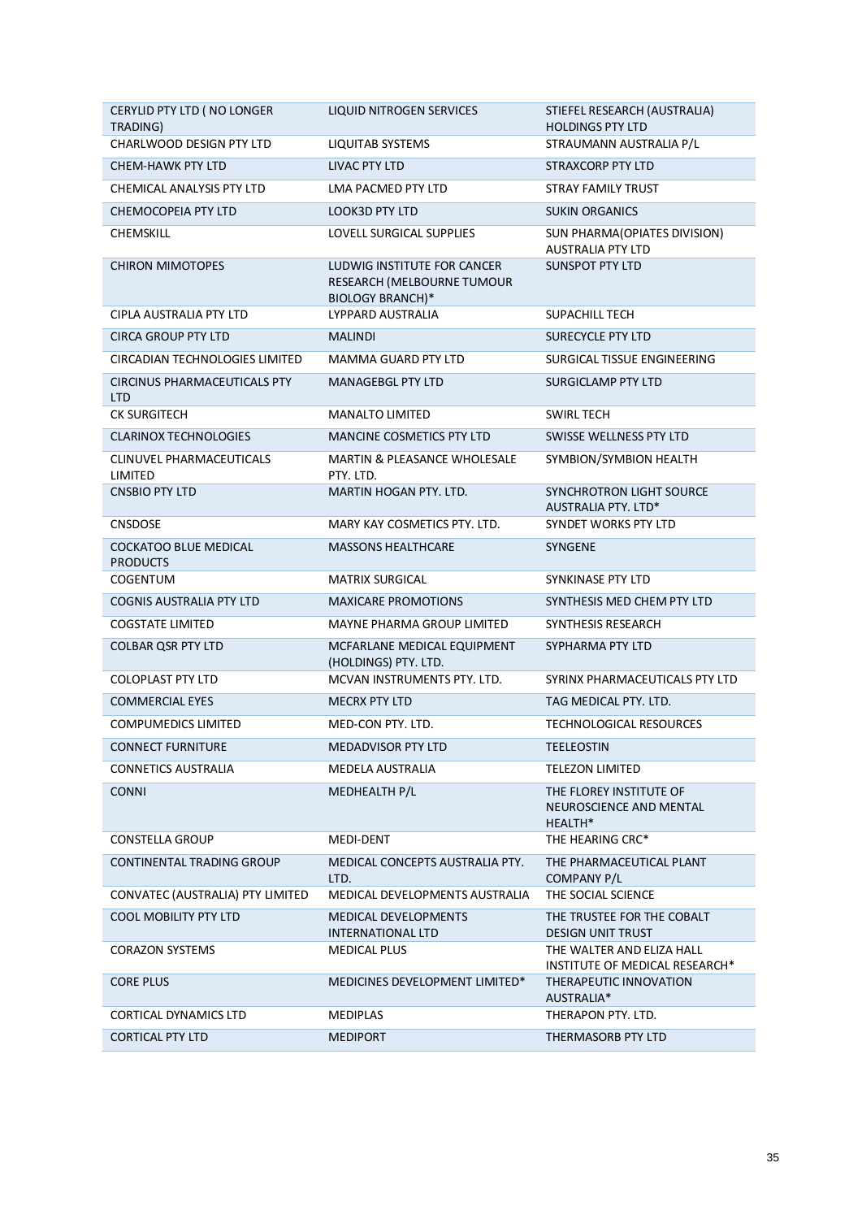| | | |
|---|---|---|
| CERYLID PTY LTD ( NO LONGER TRADING) | LIQUID NITROGEN SERVICES | STIEFEL RESEARCH (AUSTRALIA) HOLDINGS PTY LTD |
| CHARLWOOD DESIGN PTY LTD | LIQUITAB SYSTEMS | STRAUMANN AUSTRALIA P/L |
| CHEM-HAWK PTY LTD | LIVAC PTY LTD | STRAXCORP PTY LTD |
| CHEMICAL ANALYSIS PTY LTD | LMA PACMED PTY LTD | STRAY FAMILY TRUST |
| CHEMOCOPEIA PTY LTD | LOOK3D PTY LTD | SUKIN ORGANICS |
| CHEMSKILL | LOVELL SURGICAL SUPPLIES | SUN PHARMA(OPIATES DIVISION) AUSTRALIA PTY LTD |
| CHIRON MIMOTOPES | LUDWIG INSTITUTE FOR CANCER RESEARCH (MELBOURNE TUMOUR BIOLOGY BRANCH)* | SUNSPOT PTY LTD |
| CIPLA AUSTRALIA PTY LTD | LYPPARD AUSTRALIA | SUPACHILL TECH |
| CIRCA GROUP PTY LTD | MALINDI | SURECYCLE PTY LTD |
| CIRCADIAN TECHNOLOGIES LIMITED | MAMMA GUARD PTY LTD | SURGICAL TISSUE ENGINEERING |
| CIRCINUS PHARMACEUTICALS PTY LTD | MANAGEBGL PTY LTD | SURGICLAMP PTY LTD |
| CK SURGITECH | MANALTO LIMITED | SWIRL TECH |
| CLARINOX TECHNOLOGIES | MANCINE COSMETICS PTY LTD | SWISSE WELLNESS PTY LTD |
| CLINUVEL PHARMACEUTICALS LIMITED | MARTIN & PLEASANCE WHOLESALE PTY. LTD. | SYMBION/SYMBION HEALTH |
| CNSBIO PTY LTD | MARTIN HOGAN PTY. LTD. | SYNCHROTRON LIGHT SOURCE AUSTRALIA PTY. LTD* |
| CNSDOSE | MARY KAY COSMETICS PTY. LTD. | SYNDET WORKS PTY LTD |
| COCKATOO BLUE MEDICAL PRODUCTS | MASSONS HEALTHCARE | SYNGENE |
| COGENTUM | MATRIX SURGICAL | SYNKINASE PTY LTD |
| COGNIS AUSTRALIA PTY LTD | MAXICARE PROMOTIONS | SYNTHESIS MED CHEM PTY LTD |
| COGSTATE LIMITED | MAYNE PHARMA GROUP LIMITED | SYNTHESIS RESEARCH |
| COLBAR QSR PTY LTD | MCFARLANE MEDICAL EQUIPMENT (HOLDINGS) PTY. LTD. | SYPHARMA PTY LTD |
| COLOPLAST PTY LTD | MCVAN INSTRUMENTS PTY. LTD. | SYRINX PHARMACEUTICALS PTY LTD |
| COMMERCIAL EYES | MECRX PTY LTD | TAG MEDICAL PTY. LTD. |
| COMPUMEDICS LIMITED | MED-CON PTY. LTD. | TECHNOLOGICAL RESOURCES |
| CONNECT FURNITURE | MEDADVISOR PTY LTD | TEELEOSTIN |
| CONNETICS AUSTRALIA | MEDELA AUSTRALIA | TELEZON LIMITED |
| CONNI | MEDHEALTH P/L | THE FLOREY INSTITUTE OF NEUROSCIENCE AND MENTAL HEALTH* |
| CONSTELLA GROUP | MEDI-DENT | THE HEARING CRC* |
| CONTINENTAL TRADING GROUP | MEDICAL CONCEPTS AUSTRALIA PTY. LTD. | THE PHARMACEUTICAL PLANT COMPANY P/L |
| CONVATEC (AUSTRALIA) PTY LIMITED | MEDICAL DEVELOPMENTS AUSTRALIA | THE SOCIAL SCIENCE |
| COOL MOBILITY PTY LTD | MEDICAL DEVELOPMENTS INTERNATIONAL LTD | THE TRUSTEE FOR THE COBALT DESIGN UNIT TRUST |
| CORAZON SYSTEMS | MEDICAL PLUS | THE WALTER AND ELIZA HALL INSTITUTE OF MEDICAL RESEARCH* |
| CORE PLUS | MEDICINES DEVELOPMENT LIMITED* | THERAPEUTIC INNOVATION AUSTRALIA* |
| CORTICAL DYNAMICS LTD | MEDIPLAS | THERAPON PTY. LTD. |
| CORTICAL PTY LTD | MEDIPORT | THERMASORB PTY LTD |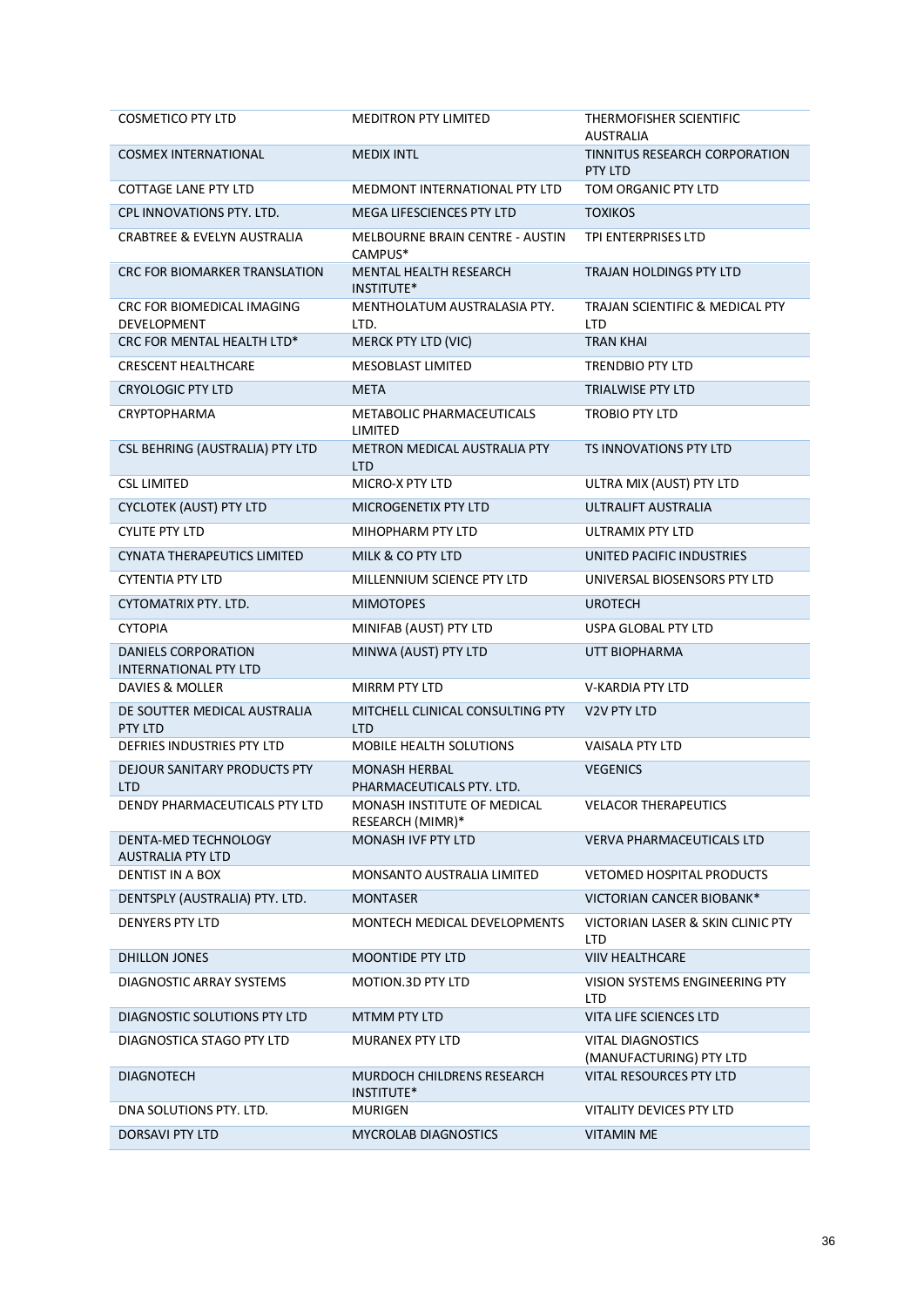| | | |
|---|---|---|
| COSMETICO PTY LTD | MEDITRON PTY LIMITED | THERMOFISHER SCIENTIFIC AUSTRALIA |
| COSMEX INTERNATIONAL | MEDIX INTL | TINNITUS RESEARCH CORPORATION PTY LTD |
| COTTAGE LANE PTY LTD | MEDMONT INTERNATIONAL PTY LTD | TOM ORGANIC PTY LTD |
| CPL INNOVATIONS PTY. LTD. | MEGA LIFESCIENCES PTY LTD | TOXIKOS |
| CRABTREE & EVELYN AUSTRALIA | MELBOURNE BRAIN CENTRE - AUSTIN CAMPUS* | TPI ENTERPRISES LTD |
| CRC FOR BIOMARKER TRANSLATION | MENTAL HEALTH RESEARCH INSTITUTE* | TRAJAN HOLDINGS PTY LTD |
| CRC FOR BIOMEDICAL IMAGING DEVELOPMENT | MENTHOLATUM AUSTRALASIA PTY. LTD. | TRAJAN SCIENTIFIC & MEDICAL PTY LTD |
| CRC FOR MENTAL HEALTH LTD* | MERCK PTY LTD (VIC) | TRAN KHAI |
| CRESCENT HEALTHCARE | MESOBLAST LIMITED | TRENDBIO PTY LTD |
| CRYOLOGIC PTY LTD | META | TRIALWISE PTY LTD |
| CRYPTOPHARMA | METABOLIC PHARMACEUTICALS LIMITED | TROBIO PTY LTD |
| CSL BEHRING (AUSTRALIA) PTY LTD | METRON MEDICAL AUSTRALIA PTY LTD | TS INNOVATIONS PTY LTD |
| CSL LIMITED | MICRO-X PTY LTD | ULTRA MIX (AUST) PTY LTD |
| CYCLOTEK (AUST) PTY LTD | MICROGENETIX PTY LTD | ULTRALIFT AUSTRALIA |
| CYLITE PTY LTD | MIHOPHARM PTY LTD | ULTRAMIX PTY LTD |
| CYNATA THERAPEUTICS LIMITED | MILK & CO PTY LTD | UNITED PACIFIC INDUSTRIES |
| CYTENTIA PTY LTD | MILLENNIUM SCIENCE PTY LTD | UNIVERSAL BIOSENSORS PTY LTD |
| CYTOMATRIX PTY. LTD. | MIMOTOPES | UROTECH |
| CYTOPIA | MINIFAB (AUST) PTY LTD | USPA GLOBAL PTY LTD |
| DANIELS CORPORATION INTERNATIONAL PTY LTD | MINWA (AUST) PTY LTD | UTT BIOPHARMA |
| DAVIES & MOLLER | MIRRM PTY LTD | V-KARDIA PTY LTD |
| DE SOUTTER MEDICAL AUSTRALIA PTY LTD | MITCHELL CLINICAL CONSULTING PTY LTD | V2V PTY LTD |
| DEFRIES INDUSTRIES PTY LTD | MOBILE HEALTH SOLUTIONS | VAISALA PTY LTD |
| DEJOUR SANITARY PRODUCTS PTY LTD | MONASH HERBAL PHARMACEUTICALS PTY. LTD. | VEGENICS |
| DENDY PHARMACEUTICALS PTY LTD | MONASH INSTITUTE OF MEDICAL RESEARCH (MIMR)* | VELACOR THERAPEUTICS |
| DENTA-MED TECHNOLOGY AUSTRALIA PTY LTD | MONASH IVF PTY LTD | VERVA PHARMACEUTICALS LTD |
| DENTIST IN A BOX | MONSANTO AUSTRALIA LIMITED | VETOMED HOSPITAL PRODUCTS |
| DENTSPLY (AUSTRALIA) PTY. LTD. | MONTASER | VICTORIAN CANCER BIOBANK* |
| DENYERS PTY LTD | MONTECH MEDICAL DEVELOPMENTS | VICTORIAN LASER & SKIN CLINIC PTY LTD |
| DHILLON JONES | MOONTIDE PTY LTD | VIIV HEALTHCARE |
| DIAGNOSTIC ARRAY SYSTEMS | MOTION.3D PTY LTD | VISION SYSTEMS ENGINEERING PTY LTD |
| DIAGNOSTIC SOLUTIONS PTY LTD | MTMM PTY LTD | VITA LIFE SCIENCES LTD |
| DIAGNOSTICA STAGO PTY LTD | MURANEX PTY LTD | VITAL DIAGNOSTICS (MANUFACTURING) PTY LTD |
| DIAGNOTECH | MURDOCH CHILDRENS RESEARCH INSTITUTE* | VITAL RESOURCES PTY LTD |
| DNA SOLUTIONS PTY. LTD. | MURIGEN | VITALITY DEVICES PTY LTD |
| DORSAVI PTY LTD | MYCROLAB DIAGNOSTICS | VITAMIN ME |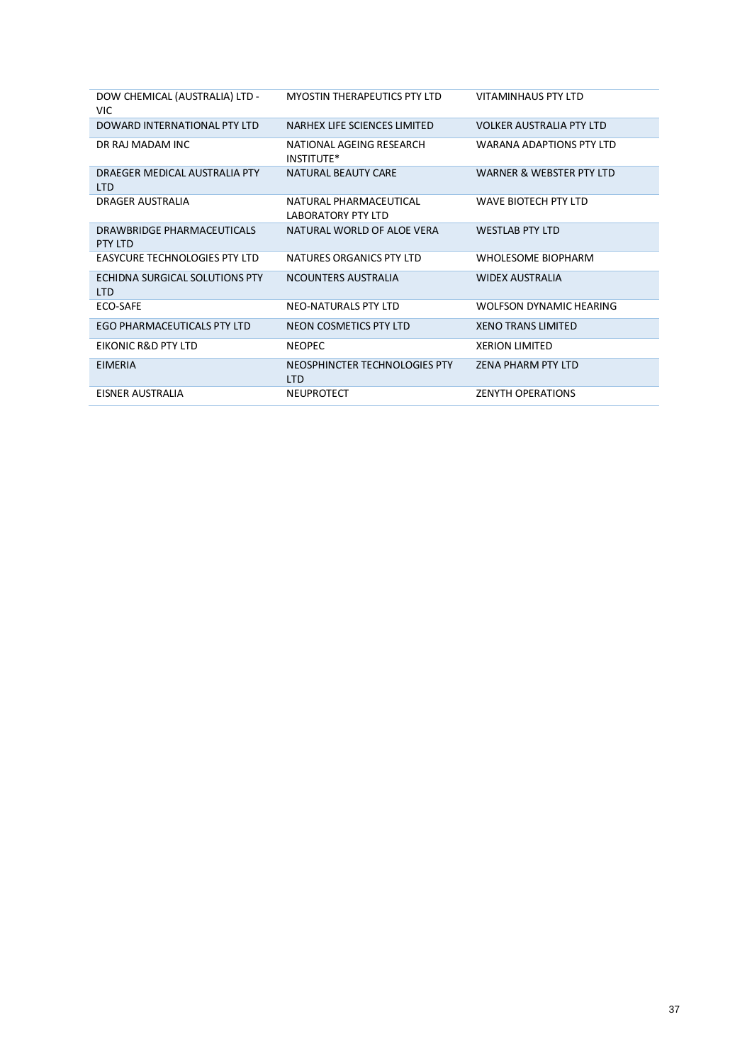| | | |
|---|---|---|
| DOW CHEMICAL (AUSTRALIA) LTD - VIC | MYOSTIN THERAPEUTICS PTY LTD | VITAMINHAUS PTY LTD |
| DOWARD INTERNATIONAL PTY LTD | NARHEX LIFE SCIENCES LIMITED | VOLKER AUSTRALIA PTY LTD |
| DR RAJ MADAM INC | NATIONAL AGEING RESEARCH INSTITUTE* | WARANA ADAPTIONS PTY LTD |
| DRAEGER MEDICAL AUSTRALIA PTY LTD | NATURAL BEAUTY CARE | WARNER & WEBSTER PTY LTD |
| DRAGER AUSTRALIA | NATURAL PHARMACEUTICAL LABORATORY PTY LTD | WAVE BIOTECH PTY LTD |
| DRAWBRIDGE PHARMACEUTICALS PTY LTD | NATURAL WORLD OF ALOE VERA | WESTLAB PTY LTD |
| EASYCURE TECHNOLOGIES PTY LTD | NATURES ORGANICS PTY LTD | WHOLESOME BIOPHARM |
| ECHIDNA SURGICAL SOLUTIONS PTY LTD | NCOUNTERS AUSTRALIA | WIDEX AUSTRALIA |
| ECO-SAFE | NEO-NATURALS PTY LTD | WOLFSON DYNAMIC HEARING |
| EGO PHARMACEUTICALS PTY LTD | NEON COSMETICS PTY LTD | XENO TRANS LIMITED |
| EIKONIC R&D PTY LTD | NEOPEC | XERION LIMITED |
| EIMERIA | NEOSPHINCTER TECHNOLOGIES PTY LTD | ZENA PHARM PTY LTD |
| EISNER AUSTRALIA | NEUPROTECT | ZENYTH OPERATIONS |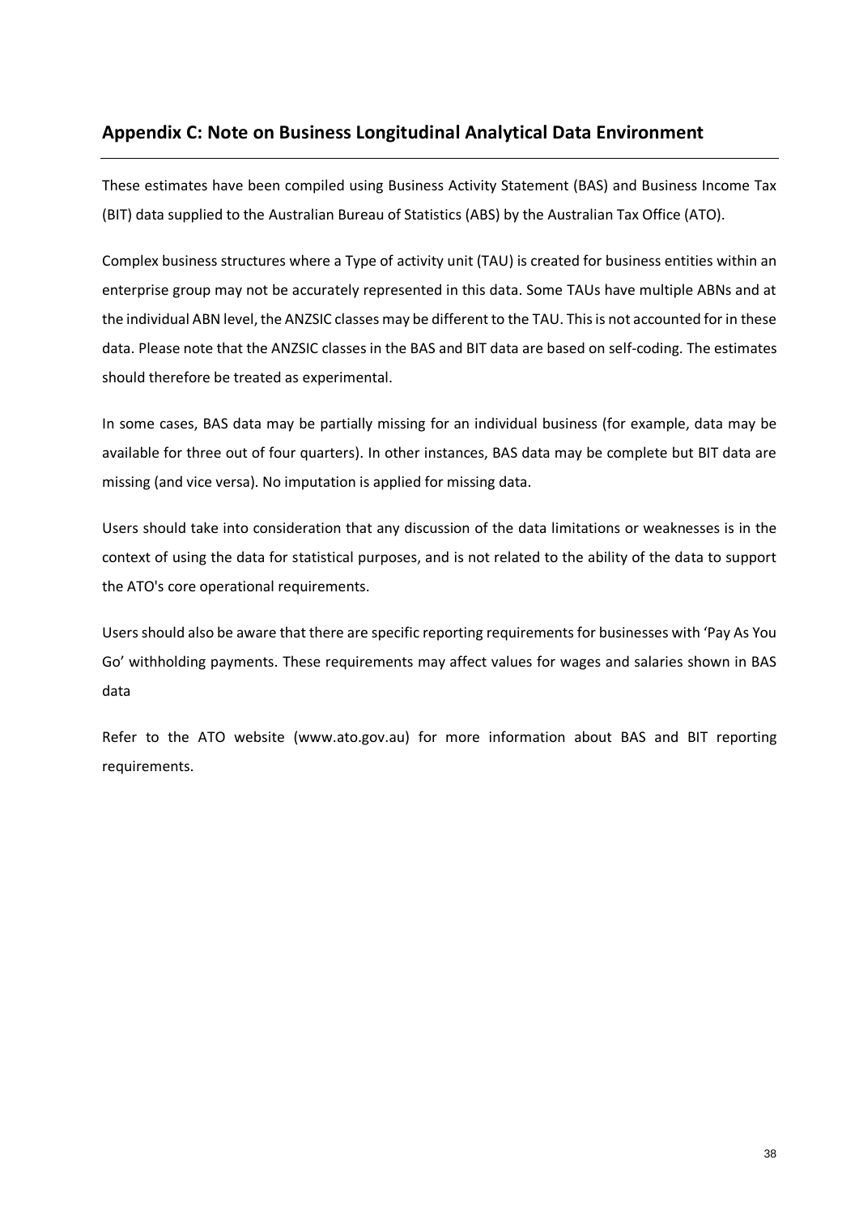## Appendix C: Note on Business Longitudinal Analytical Data Environment

These estimates have been compiled using Business Activity Statement (BAS) and Business Income Tax (BIT) data supplied to the Australian Bureau of Statistics (ABS) by the Australian Tax Office (ATO).

Complex business structures where a Type of activity unit (TAU) is created for business entities within an enterprise group may not be accurately represented in this data. Some TAUs have multiple ABNs and at the individual ABN level, the ANZSIC classes may be different to the TAU. This is not accounted for in these data. Please note that the ANZSIC classes in the BAS and BIT data are based on self-coding. The estimates should therefore be treated as experimental.

In some cases, BAS data may be partially missing for an individual business (for example, data may be available for three out of four quarters). In other instances, BAS data may be complete but BIT data are missing (and vice versa). No imputation is applied for missing data.

Users should take into consideration that any discussion of the data limitations or weaknesses is in the context of using the data for statistical purposes, and is not related to the ability of the data to support the ATO's core operational requirements.

Users should also be aware that there are specific reporting requirements for businesses with 'Pay As You Go' withholding payments. These requirements may affect values for wages and salaries shown in BAS data

Refer to the ATO website (www.ato.gov.au) for more information about BAS and BIT reporting requirements.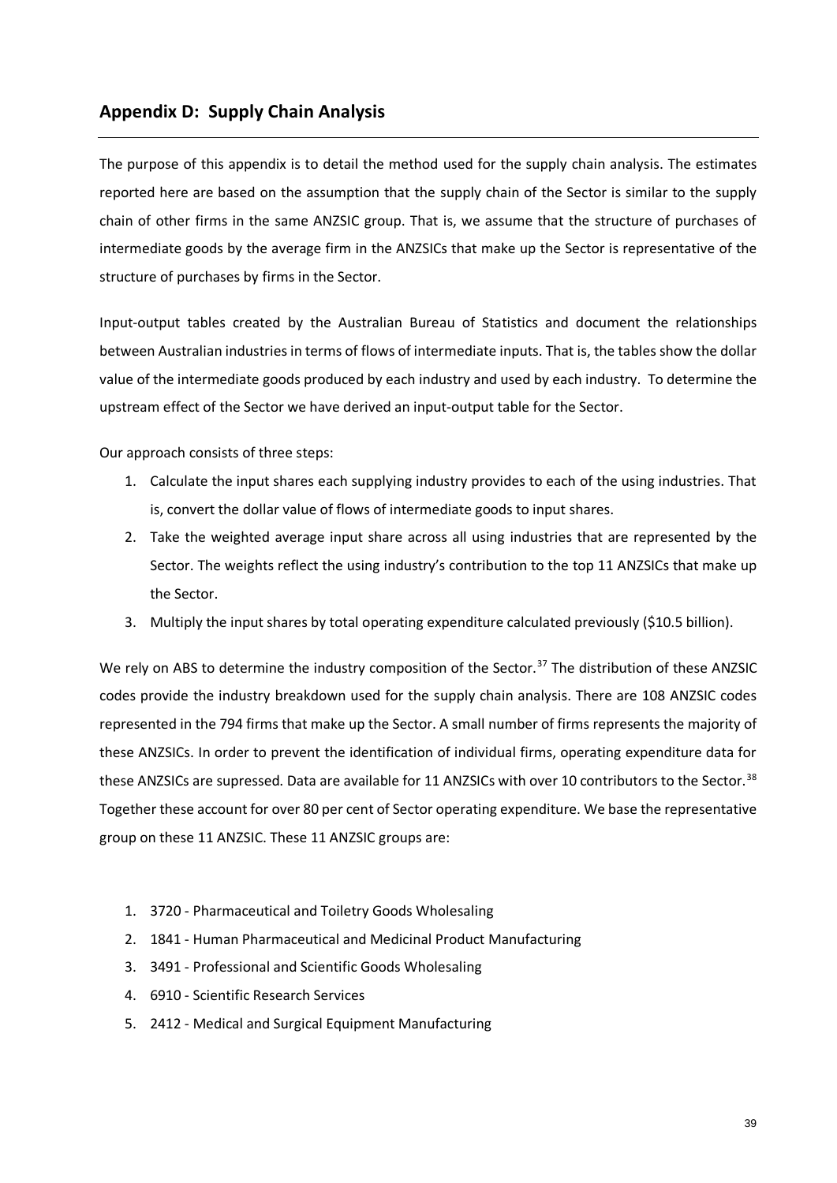## Appendix D: Supply Chain Analysis

The purpose of this appendix is to detail the method used for the supply chain analysis. The estimates reported here are based on the assumption that the supply chain of the Sector is similar to the supply chain of other firms in the same ANZSIC group. That is, we assume that the structure of purchases of intermediate goods by the average firm in the ANZSICs that make up the Sector is representative of the structure of purchases by firms in the Sector.

Input-output tables created by the Australian Bureau of Statistics and document the relationships between Australian industries in terms of flows of intermediate inputs. That is, the tables show the dollar value of the intermediate goods produced by each industry and used by each industry. To determine the upstream effect of the Sector we have derived an input-output table for the Sector.

Our approach consists of three steps:

1. Calculate the input shares each supplying industry provides to each of the using industries. That is, convert the dollar value of flows of intermediate goods to input shares.
2. Take the weighted average input share across all using industries that are represented by the Sector. The weights reflect the using industry's contribution to the top 11 ANZSICs that make up the Sector.
3. Multiply the input shares by total operating expenditure calculated previously ($10.5 billion).

We rely on ABS to determine the industry composition of the Sector.[37] The distribution of these ANZSIC codes provide the industry breakdown used for the supply chain analysis. There are 108 ANZSIC codes represented in the 794 firms that make up the Sector. A small number of firms represents the majority of these ANZSICs. In order to prevent the identification of individual firms, operating expenditure data for these ANZSICs are supressed. Data are available for 11 ANZSICs with over 10 contributors to the Sector.[38] Together these account for over 80 per cent of Sector operating expenditure. We base the representative group on these 11 ANZSIC. These 11 ANZSIC groups are:

1. 3720 - Pharmaceutical and Toiletry Goods Wholesaling
2. 1841 - Human Pharmaceutical and Medicinal Product Manufacturing
3. 3491 - Professional and Scientific Goods Wholesaling
4. 6910 - Scientific Research Services
5. 2412 - Medical and Surgical Equipment Manufacturing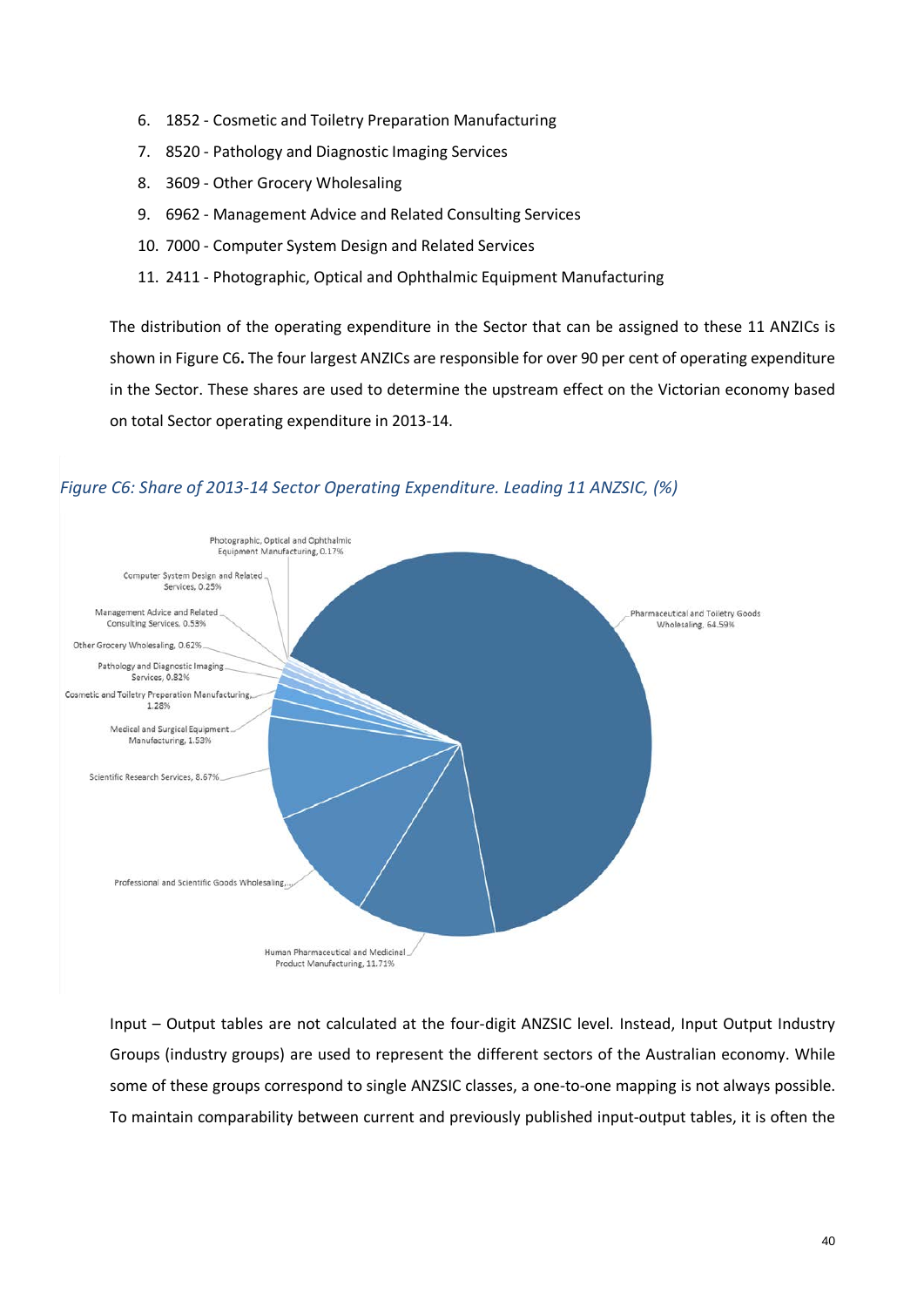6. 1852 - Cosmetic and Toiletry Preparation Manufacturing
7. 8520 - Pathology and Diagnostic Imaging Services
8. 3609 - Other Grocery Wholesaling
9. 6962 - Management Advice and Related Consulting Services
10. 7000 - Computer System Design and Related Services
11. 2411 - Photographic, Optical and Ophthalmic Equipment Manufacturing

The distribution of the operating expenditure in the Sector that can be assigned to these 11 ANZICs is shown in Figure C6**.** The four largest ANZICs are responsible for over 90 per cent of operating expenditure in the Sector. These shares are used to determine the upstream effect on the Victorian economy based on total Sector operating expenditure in 2013-14.

*Figure C6: Share of 2013-14 Sector Operating Expenditure. Leading 11 ANZSIC, (%)*

| ANZSIC | Share (%) |
|---|---|
| Pharmaceutical and Toiletry Goods Wholesaling | 64.59% |
| Human Pharmaceutical and Medicinal Product Manufacturing | 11.71% |
| Professional and Scientific Goods Wholesaling | ... |
| Scientific Research Services | 8.67% |
| Medical and Surgical Equipment Manufacturing | 1.53% |
| Cosmetic and Toiletry Preparation Manufacturing | 1.28% |
| Pathology and Diagnostic Imaging Services | 0.82% |
| Other Grocery Wholesaling | 0.62% |
| Management Advice and Related Consulting Services | 0.53% |
| Computer System Design and Related Services | 0.25% |
| Photographic, Optical and Ophthalmic Equipment Manufacturing | 0.17% |

Input – Output tables are not calculated at the four-digit ANZSIC level. Instead, Input Output Industry Groups (industry groups) are used to represent the different sectors of the Australian economy. While some of these groups correspond to single ANZSIC classes, a one-to-one mapping is not always possible. To maintain comparability between current and previously published input-output tables, it is often the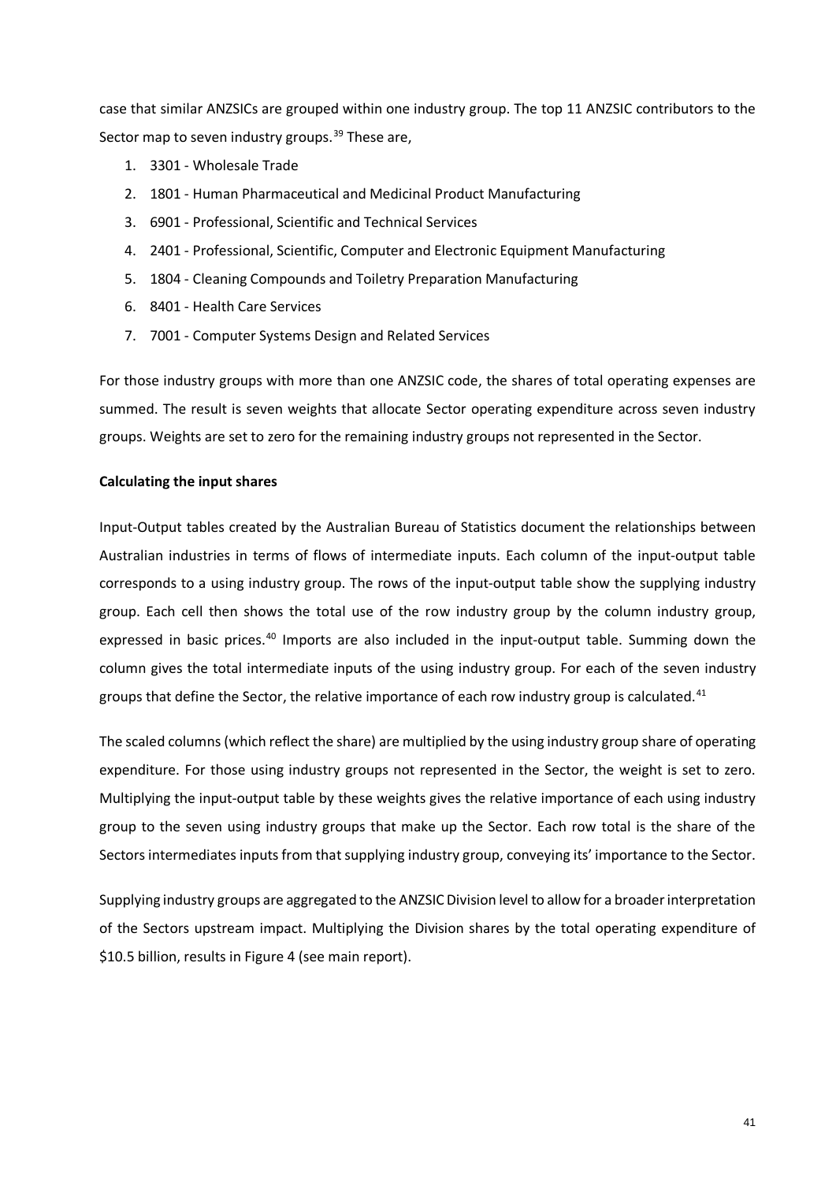case that similar ANZSICs are grouped within one industry group. The top 11 ANZSIC contributors to the Sector map to seven industry groups.[39] These are,

1. 3301 - Wholesale Trade
2. 1801 - Human Pharmaceutical and Medicinal Product Manufacturing
3. 6901 - Professional, Scientific and Technical Services
4. 2401 - Professional, Scientific, Computer and Electronic Equipment Manufacturing
5. 1804 - Cleaning Compounds and Toiletry Preparation Manufacturing
6. 8401 - Health Care Services
7. 7001 - Computer Systems Design and Related Services

For those industry groups with more than one ANZSIC code, the shares of total operating expenses are summed. The result is seven weights that allocate Sector operating expenditure across seven industry groups. Weights are set to zero for the remaining industry groups not represented in the Sector.

**Calculating the input shares**

Input-Output tables created by the Australian Bureau of Statistics document the relationships between Australian industries in terms of flows of intermediate inputs. Each column of the input-output table corresponds to a using industry group. The rows of the input-output table show the supplying industry group. Each cell then shows the total use of the row industry group by the column industry group, expressed in basic prices.[40] Imports are also included in the input-output table. Summing down the column gives the total intermediate inputs of the using industry group. For each of the seven industry groups that define the Sector, the relative importance of each row industry group is calculated.[41]

The scaled columns (which reflect the share) are multiplied by the using industry group share of operating expenditure. For those using industry groups not represented in the Sector, the weight is set to zero. Multiplying the input-output table by these weights gives the relative importance of each using industry group to the seven using industry groups that make up the Sector. Each row total is the share of the Sectors intermediates inputs from that supplying industry group, conveying its' importance to the Sector.

Supplying industry groups are aggregated to the ANZSIC Division level to allow for a broader interpretation of the Sectors upstream impact. Multiplying the Division shares by the total operating expenditure of $10.5 billion, results in Figure 4 (see main report).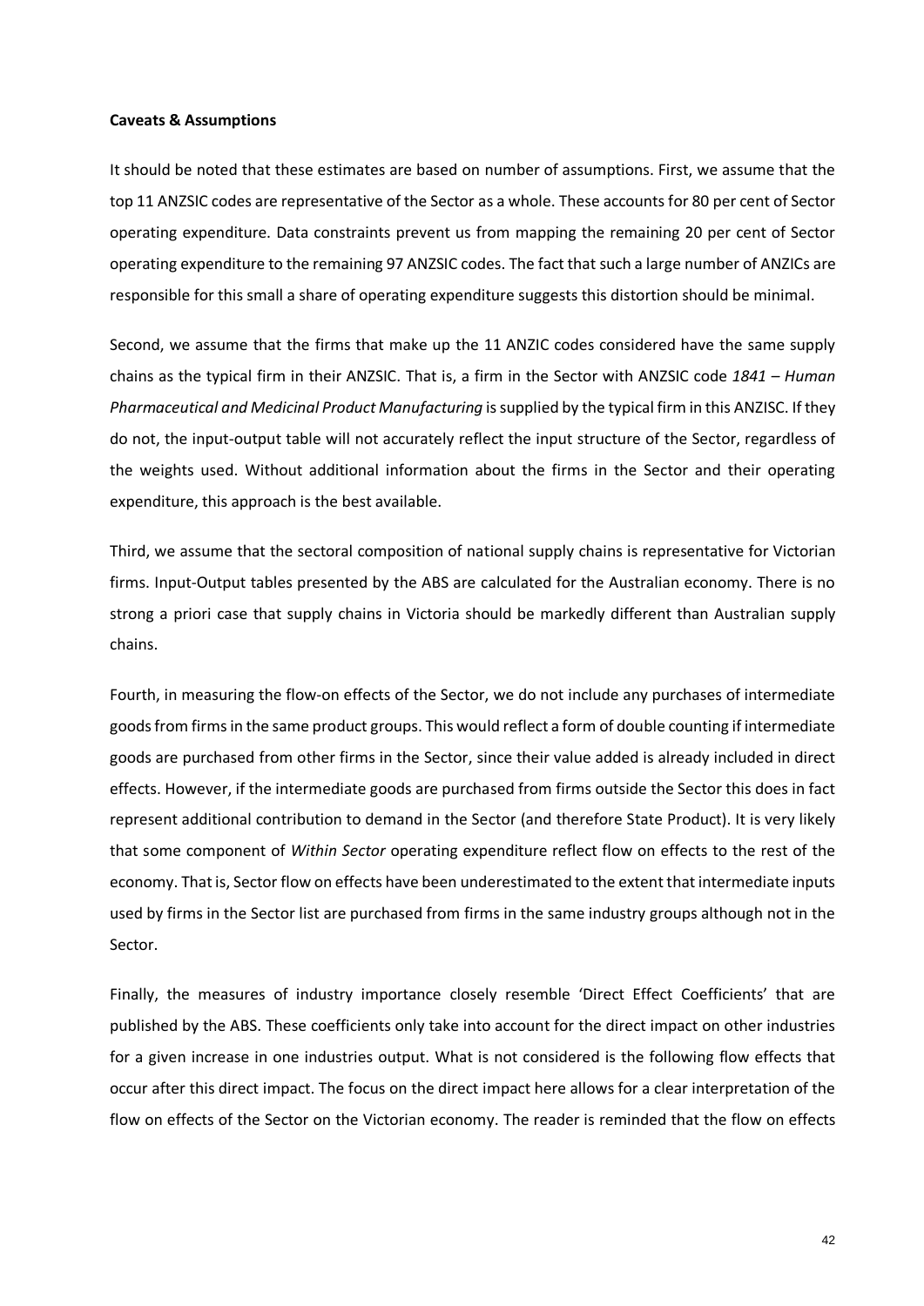**Caveats & Assumptions**

It should be noted that these estimates are based on number of assumptions. First, we assume that the top 11 ANZSIC codes are representative of the Sector as a whole. These accounts for 80 per cent of Sector operating expenditure. Data constraints prevent us from mapping the remaining 20 per cent of Sector operating expenditure to the remaining 97 ANZSIC codes. The fact that such a large number of ANZICs are responsible for this small a share of operating expenditure suggests this distortion should be minimal.

Second, we assume that the firms that make up the 11 ANZIC codes considered have the same supply chains as the typical firm in their ANZSIC. That is, a firm in the Sector with ANZSIC code *1841 – Human Pharmaceutical and Medicinal Product Manufacturing* is supplied by the typical firm in this ANZISC. If they do not, the input-output table will not accurately reflect the input structure of the Sector, regardless of the weights used. Without additional information about the firms in the Sector and their operating expenditure, this approach is the best available.

Third, we assume that the sectoral composition of national supply chains is representative for Victorian firms. Input-Output tables presented by the ABS are calculated for the Australian economy. There is no strong a priori case that supply chains in Victoria should be markedly different than Australian supply chains.

Fourth, in measuring the flow-on effects of the Sector, we do not include any purchases of intermediate goods from firms in the same product groups. This would reflect a form of double counting if intermediate goods are purchased from other firms in the Sector, since their value added is already included in direct effects. However, if the intermediate goods are purchased from firms outside the Sector this does in fact represent additional contribution to demand in the Sector (and therefore State Product). It is very likely that some component of *Within Sector* operating expenditure reflect flow on effects to the rest of the economy. That is, Sector flow on effects have been underestimated to the extent that intermediate inputs used by firms in the Sector list are purchased from firms in the same industry groups although not in the Sector.

Finally, the measures of industry importance closely resemble 'Direct Effect Coefficients' that are published by the ABS. These coefficients only take into account for the direct impact on other industries for a given increase in one industries output. What is not considered is the following flow effects that occur after this direct impact. The focus on the direct impact here allows for a clear interpretation of the flow on effects of the Sector on the Victorian economy. The reader is reminded that the flow on effects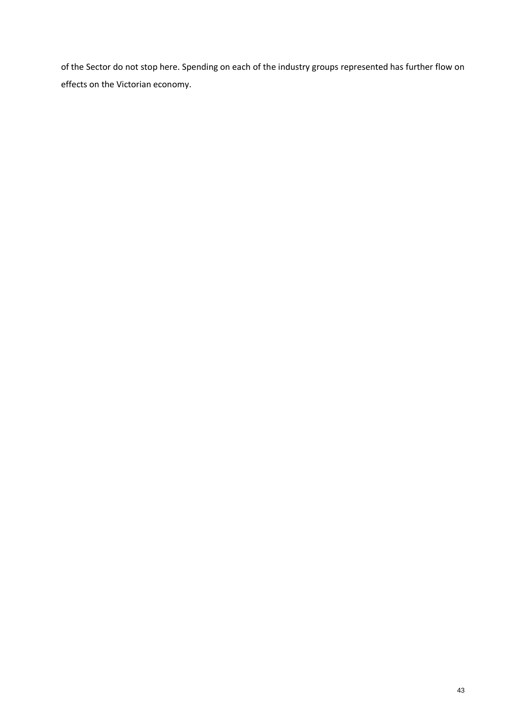of the Sector do not stop here. Spending on each of the industry groups represented has further flow on effects on the Victorian economy.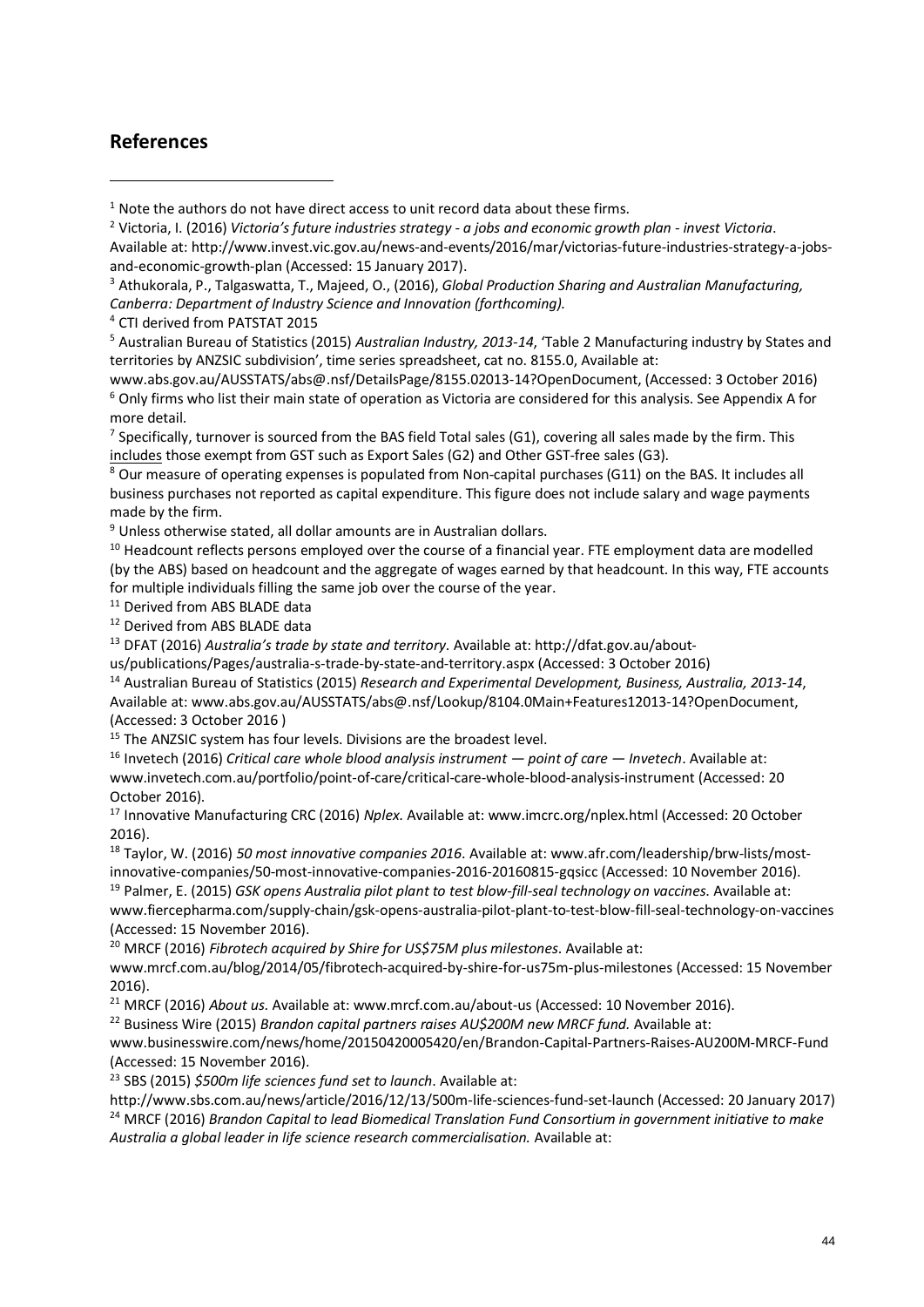## References

[1] Note the authors do not have direct access to unit record data about these firms.

[2] Victoria, I. (2016) *Victoria's future industries strategy - a jobs and economic growth plan - invest Victoria*. Available at: http://www.invest.vic.gov.au/news-and-events/2016/mar/victorias-future-industries-strategy-a-jobs-and-economic-growth-plan (Accessed: 15 January 2017).

[3] Athukorala, P., Talgaswatta, T., Majeed, O., (2016), *Global Production Sharing and Australian Manufacturing, Canberra: Department of Industry Science and Innovation (forthcoming).*

[4] CTI derived from PATSTAT 2015

[5] Australian Bureau of Statistics (2015) *Australian Industry, 2013-14*, 'Table 2 Manufacturing industry by States and territories by ANZSIC subdivision', time series spreadsheet, cat no. 8155.0, Available at: www.abs.gov.au/AUSSTATS/abs@.nsf/DetailsPage/8155.02013-14?OpenDocument, (Accessed: 3 October 2016)

[6] Only firms who list their main state of operation as Victoria are considered for this analysis. See Appendix A for more detail.

[7] Specifically, turnover is sourced from the BAS field Total sales (G1), covering all sales made by the firm. This includes those exempt from GST such as Export Sales (G2) and Other GST-free sales (G3).

[8] Our measure of operating expenses is populated from Non-capital purchases (G11) on the BAS. It includes all business purchases not reported as capital expenditure. This figure does not include salary and wage payments made by the firm.

[9] Unless otherwise stated, all dollar amounts are in Australian dollars.

[10] Headcount reflects persons employed over the course of a financial year. FTE employment data are modelled (by the ABS) based on headcount and the aggregate of wages earned by that headcount. In this way, FTE accounts for multiple individuals filling the same job over the course of the year.

[11] Derived from ABS BLADE data

[12] Derived from ABS BLADE data

[13] DFAT (2016) *Australia's trade by state and territory*. Available at: http://dfat.gov.au/about-us/publications/Pages/australia-s-trade-by-state-and-territory.aspx (Accessed: 3 October 2016)

[14] Australian Bureau of Statistics (2015) *Research and Experimental Development, Business, Australia, 2013-14*, Available at: www.abs.gov.au/AUSSTATS/abs@.nsf/Lookup/8104.0Main+Features12013-14?OpenDocument, (Accessed: 3 October 2016 )

[15] The ANZSIC system has four levels. Divisions are the broadest level.

[16] Invetech (2016) *Critical care whole blood analysis instrument — point of care — Invetech*. Available at: www.invetech.com.au/portfolio/point-of-care/critical-care-whole-blood-analysis-instrument (Accessed: 20 October 2016).

[17] Innovative Manufacturing CRC (2016) *Nplex.* Available at: www.imcrc.org/nplex.html (Accessed: 20 October 2016).

[18] Taylor, W. (2016) *50 most innovative companies 2016.* Available at: www.afr.com/leadership/brw-lists/most-innovative-companies/50-most-innovative-companies-2016-20160815-gqsicc (Accessed: 10 November 2016).

[19] Palmer, E. (2015) *GSK opens Australia pilot plant to test blow-fill-seal technology on vaccines.* Available at: www.fiercepharma.com/supply-chain/gsk-opens-australia-pilot-plant-to-test-blow-fill-seal-technology-on-vaccines (Accessed: 15 November 2016).

[20] MRCF (2016) *Fibrotech acquired by Shire for US$75M plus milestones*. Available at: www.mrcf.com.au/blog/2014/05/fibrotech-acquired-by-shire-for-us75m-plus-milestones (Accessed: 15 November 2016).

[21] MRCF (2016) *About us.* Available at: www.mrcf.com.au/about-us (Accessed: 10 November 2016).

[22] Business Wire (2015) *Brandon capital partners raises AU$200M new MRCF fund.* Available at: www.businesswire.com/news/home/20150420005420/en/Brandon-Capital-Partners-Raises-AU200M-MRCF-Fund (Accessed: 15 November 2016).

[23] SBS (2015) *$500m life sciences fund set to launch*. Available at: http://www.sbs.com.au/news/article/2016/12/13/500m-life-sciences-fund-set-launch (Accessed: 20 January 2017)

[24] MRCF (2016) *Brandon Capital to lead Biomedical Translation Fund Consortium in government initiative to make Australia a global leader in life science research commercialisation.* Available at: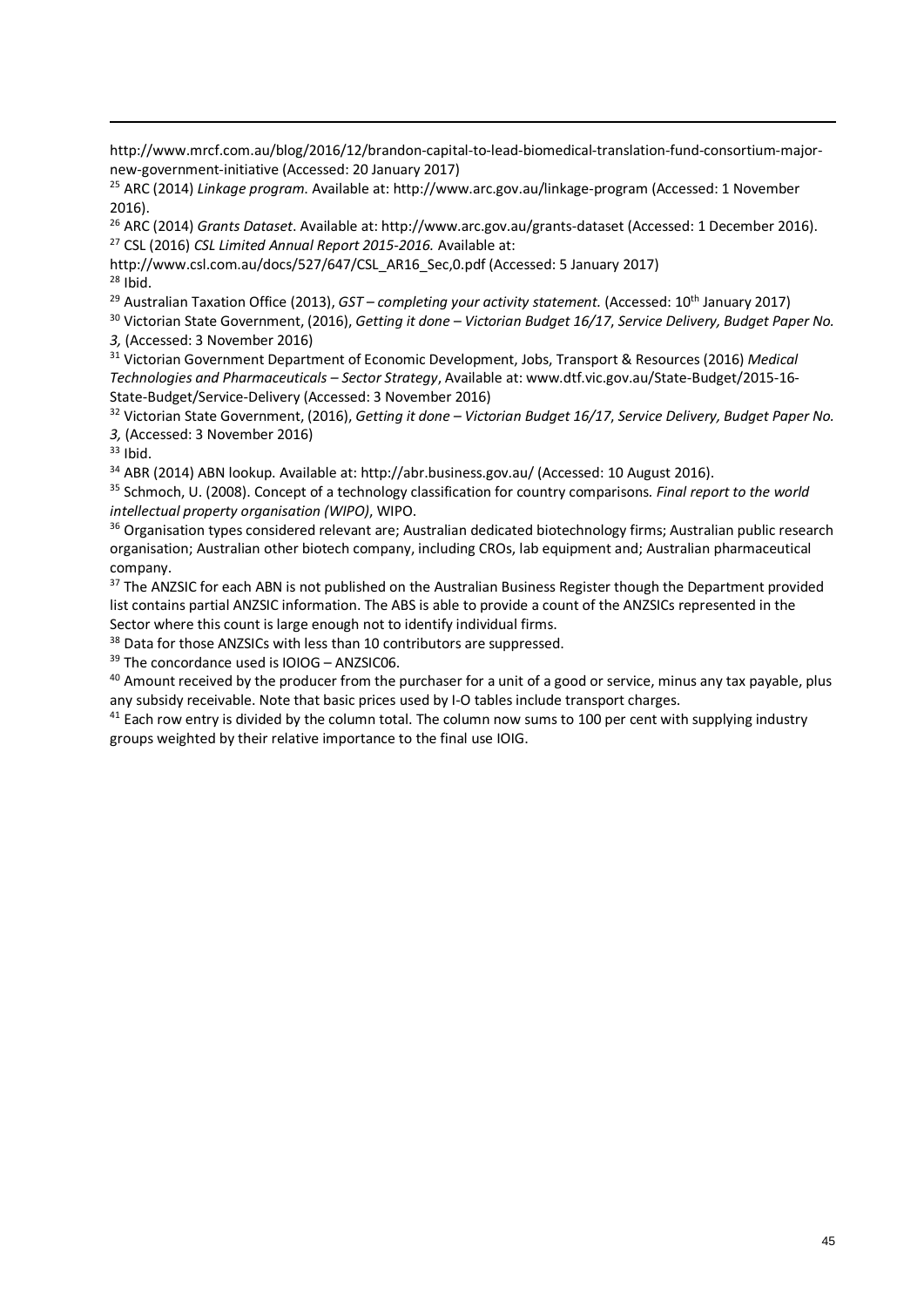http://www.mrcf.com.au/blog/2016/12/brandon-capital-to-lead-biomedical-translation-fund-consortium-major-new-government-initiative (Accessed: 20 January 2017)

[25] ARC (2014) *Linkage program.* Available at: http://www.arc.gov.au/linkage-program (Accessed: 1 November 2016).

[26] ARC (2014) *Grants Dataset*. Available at: http://www.arc.gov.au/grants-dataset (Accessed: 1 December 2016).

[27] CSL (2016) *CSL Limited Annual Report 2015-2016.* Available at: http://www.csl.com.au/docs/527/647/CSL_AR16_Sec,0.pdf (Accessed: 5 January 2017)

[28] Ibid.

[29] Australian Taxation Office (2013), *GST – completing your activity statement.* (Accessed: 10th January 2017)

[30] Victorian State Government, (2016), *Getting it done – Victorian Budget 16/17, Service Delivery, Budget Paper No. 3,* (Accessed: 3 November 2016)

[31] Victorian Government Department of Economic Development, Jobs, Transport & Resources (2016) *Medical Technologies and Pharmaceuticals – Sector Strategy*, Available at: www.dtf.vic.gov.au/State-Budget/2015-16-State-Budget/Service-Delivery (Accessed: 3 November 2016)

[32] Victorian State Government, (2016), *Getting it done – Victorian Budget 16/17, Service Delivery, Budget Paper No. 3,* (Accessed: 3 November 2016)

[33] Ibid.

[34] ABR (2014) ABN lookup. Available at: http://abr.business.gov.au/ (Accessed: 10 August 2016).

[35] Schmoch, U. (2008). Concept of a technology classification for country comparisons. *Final report to the world intellectual property organisation (WIPO)*, WIPO.

[36] Organisation types considered relevant are; Australian dedicated biotechnology firms; Australian public research organisation; Australian other biotech company, including CROs, lab equipment and; Australian pharmaceutical company.

[37] The ANZSIC for each ABN is not published on the Australian Business Register though the Department provided list contains partial ANZSIC information. The ABS is able to provide a count of the ANZSICs represented in the Sector where this count is large enough not to identify individual firms.

[38] Data for those ANZSICs with less than 10 contributors are suppressed.

[39] The concordance used is IOIOG – ANZSIC06.

[40] Amount received by the producer from the purchaser for a unit of a good or service, minus any tax payable, plus any subsidy receivable. Note that basic prices used by I-O tables include transport charges.

[41] Each row entry is divided by the column total. The column now sums to 100 per cent with supplying industry groups weighted by their relative importance to the final use IOIG.